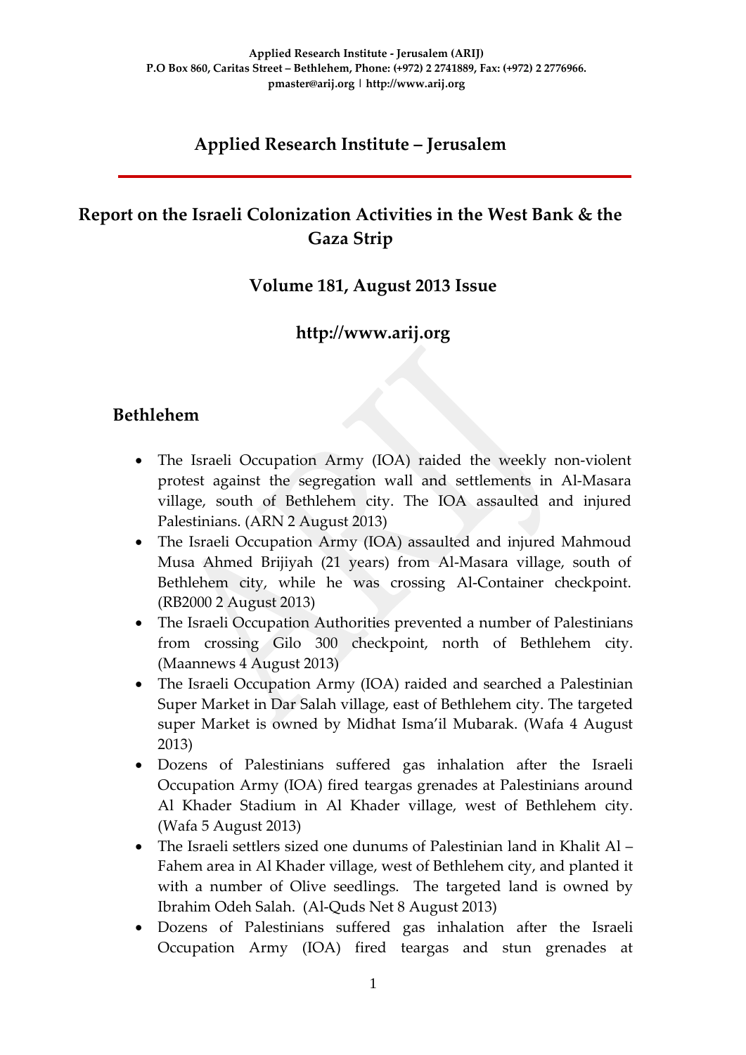Applied Research Institute - Jerusalem (ARIJ)
P.O Box 860, Caritas Street – Bethlehem, Phone: (+972) 2 2741889, Fax: (+972) 2 2776966.
pmaster@arij.org | http://www.arij.org

# Applied Research Institute – Jerusalem

## Report on the Israeli Colonization Activities in the West Bank & the Gaza Strip

### Volume 181, August 2013 Issue

### http://www.arij.org

## Bethlehem

- The Israeli Occupation Army (IOA) raided the weekly non-violent protest against the segregation wall and settlements in Al-Masara village, south of Bethlehem city. The IOA assaulted and injured Palestinians. (ARN 2 August 2013)
- The Israeli Occupation Army (IOA) assaulted and injured Mahmoud Musa Ahmed Brijiyah (21 years) from Al-Masara village, south of Bethlehem city, while he was crossing Al-Container checkpoint. (RB2000 2 August 2013)
- The Israeli Occupation Authorities prevented a number of Palestinians from crossing Gilo 300 checkpoint, north of Bethlehem city. (Maannews 4 August 2013)
- The Israeli Occupation Army (IOA) raided and searched a Palestinian Super Market in Dar Salah village, east of Bethlehem city. The targeted super Market is owned by Midhat Isma'il Mubarak. (Wafa 4 August 2013)
- Dozens of Palestinians suffered gas inhalation after the Israeli Occupation Army (IOA) fired teargas grenades at Palestinians around Al Khader Stadium in Al Khader village, west of Bethlehem city. (Wafa 5 August 2013)
- The Israeli settlers sized one dunums of Palestinian land in Khalit Al – Fahem area in Al Khader village, west of Bethlehem city, and planted it with a number of Olive seedlings. The targeted land is owned by Ibrahim Odeh Salah. (Al-Quds Net 8 August 2013)
- Dozens of Palestinians suffered gas inhalation after the Israeli Occupation Army (IOA) fired teargas and stun grenades at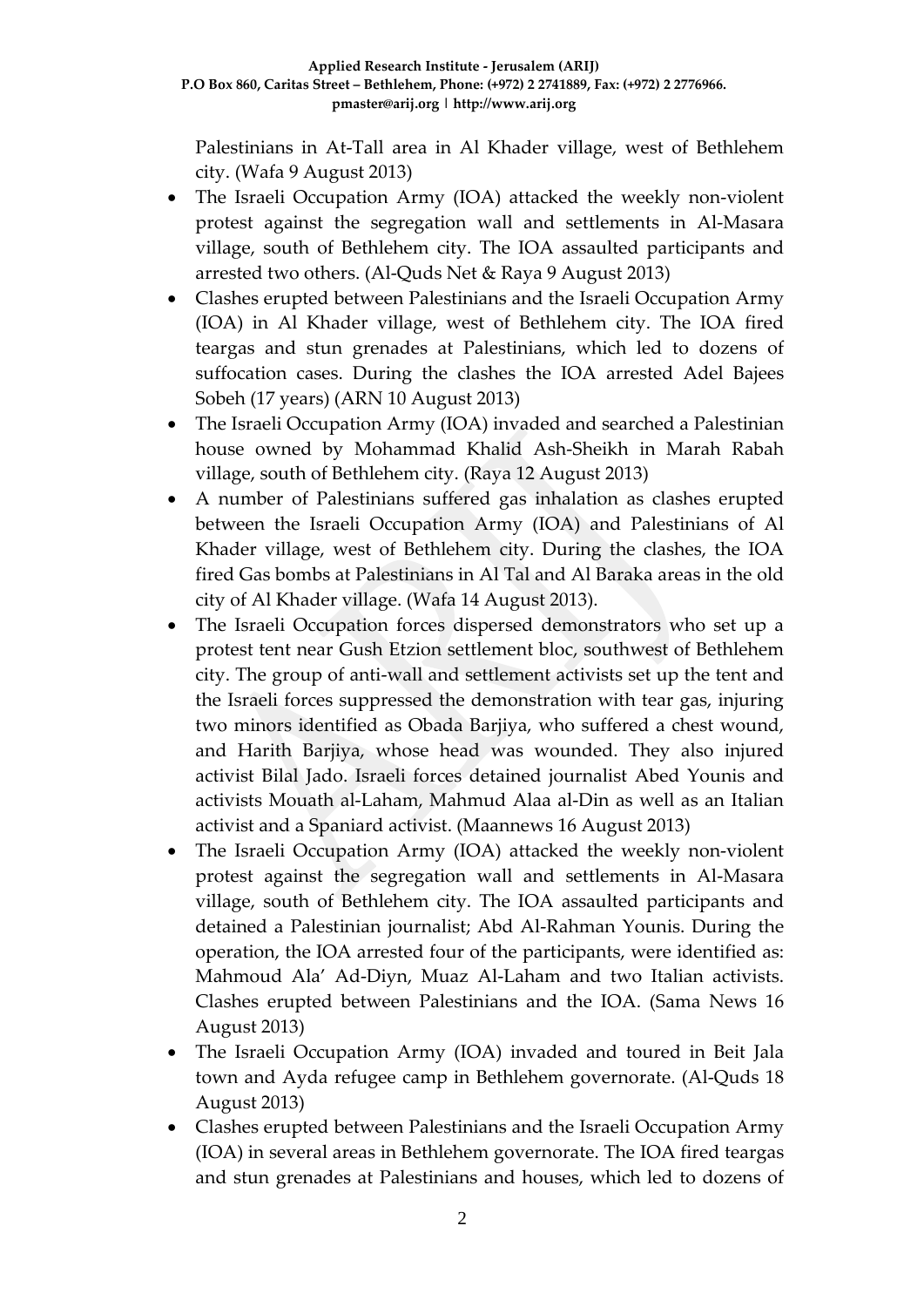Palestinians in At-Tall area in Al Khader village, west of Bethlehem city. (Wafa 9 August 2013)

- The Israeli Occupation Army (IOA) attacked the weekly non-violent protest against the segregation wall and settlements in Al-Masara village, south of Bethlehem city. The IOA assaulted participants and arrested two others. (Al-Quds Net & Raya 9 August 2013)
- Clashes erupted between Palestinians and the Israeli Occupation Army (IOA) in Al Khader village, west of Bethlehem city. The IOA fired teargas and stun grenades at Palestinians, which led to dozens of suffocation cases. During the clashes the IOA arrested Adel Bajees Sobeh (17 years) (ARN 10 August 2013)
- The Israeli Occupation Army (IOA) invaded and searched a Palestinian house owned by Mohammad Khalid Ash-Sheikh in Marah Rabah village, south of Bethlehem city. (Raya 12 August 2013)
- A number of Palestinians suffered gas inhalation as clashes erupted between the Israeli Occupation Army (IOA) and Palestinians of Al Khader village, west of Bethlehem city. During the clashes, the IOA fired Gas bombs at Palestinians in Al Tal and Al Baraka areas in the old city of Al Khader village. (Wafa 14 August 2013).
- The Israeli Occupation forces dispersed demonstrators who set up a protest tent near Gush Etzion settlement bloc, southwest of Bethlehem city. The group of anti-wall and settlement activists set up the tent and the Israeli forces suppressed the demonstration with tear gas, injuring two minors identified as Obada Barjiya, who suffered a chest wound, and Harith Barjiya, whose head was wounded. They also injured activist Bilal Jado. Israeli forces detained journalist Abed Younis and activists Mouath al-Laham, Mahmud Alaa al-Din as well as an Italian activist and a Spaniard activist. (Maannews 16 August 2013)
- The Israeli Occupation Army (IOA) attacked the weekly non-violent protest against the segregation wall and settlements in Al-Masara village, south of Bethlehem city. The IOA assaulted participants and detained a Palestinian journalist; Abd Al-Rahman Younis. During the operation, the IOA arrested four of the participants, were identified as: Mahmoud Ala' Ad-Diyn, Muaz Al-Laham and two Italian activists. Clashes erupted between Palestinians and the IOA. (Sama News 16 August 2013)
- The Israeli Occupation Army (IOA) invaded and toured in Beit Jala town and Ayda refugee camp in Bethlehem governorate. (Al-Quds 18 August 2013)
- Clashes erupted between Palestinians and the Israeli Occupation Army (IOA) in several areas in Bethlehem governorate. The IOA fired teargas and stun grenades at Palestinians and houses, which led to dozens of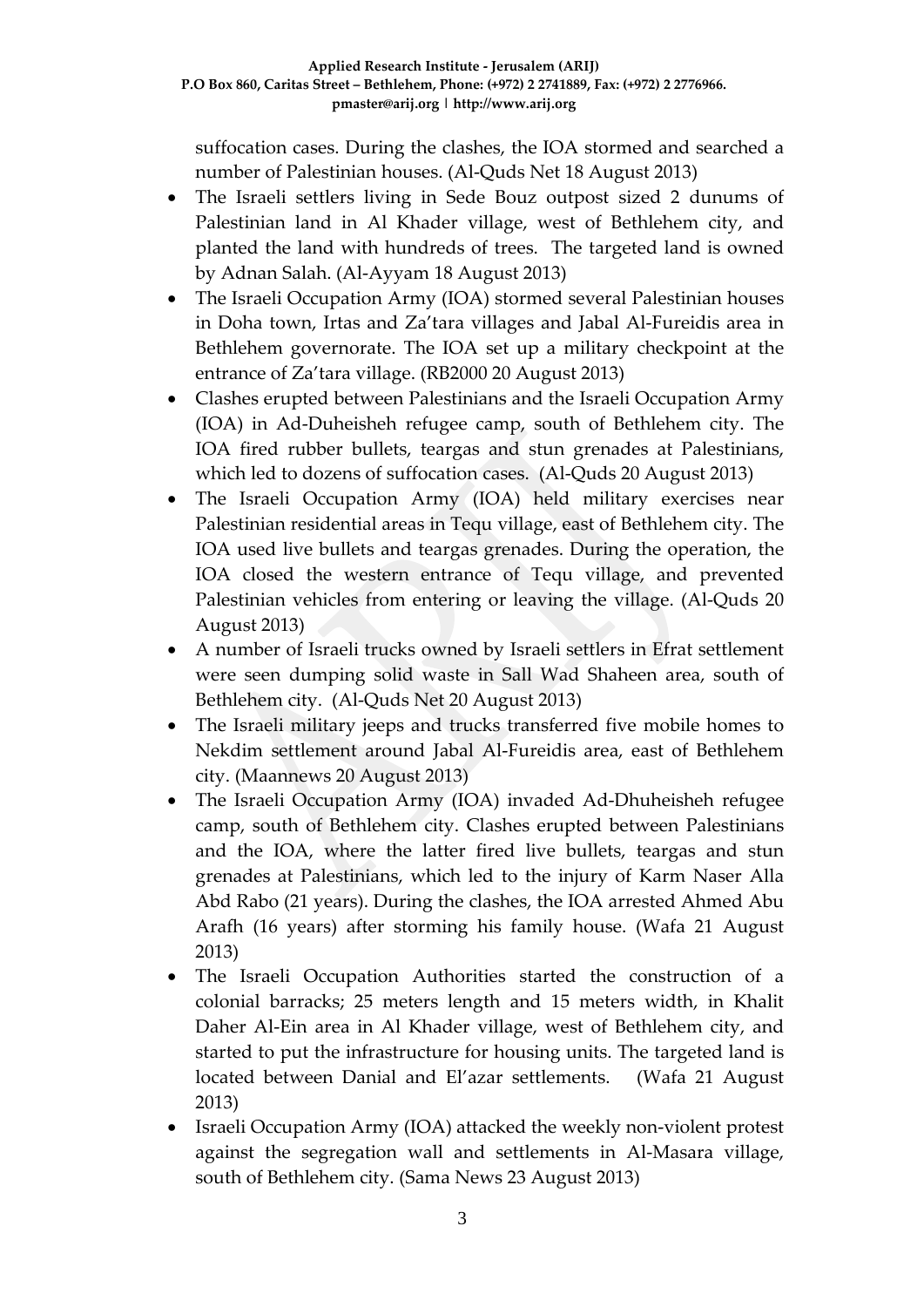suffocation cases. During the clashes, the IOA stormed and searched a number of Palestinian houses. (Al-Quds Net 18 August 2013)

- The Israeli settlers living in Sede Bouz outpost sized 2 dunums of Palestinian land in Al Khader village, west of Bethlehem city, and planted the land with hundreds of trees. The targeted land is owned by Adnan Salah. (Al-Ayyam 18 August 2013)
- The Israeli Occupation Army (IOA) stormed several Palestinian houses in Doha town, Irtas and Za'tara villages and Jabal Al-Fureidis area in Bethlehem governorate. The IOA set up a military checkpoint at the entrance of Za'tara village. (RB2000 20 August 2013)
- Clashes erupted between Palestinians and the Israeli Occupation Army (IOA) in Ad-Duheisheh refugee camp, south of Bethlehem city. The IOA fired rubber bullets, teargas and stun grenades at Palestinians, which led to dozens of suffocation cases. (Al-Quds 20 August 2013)
- The Israeli Occupation Army (IOA) held military exercises near Palestinian residential areas in Tequ village, east of Bethlehem city. The IOA used live bullets and teargas grenades. During the operation, the IOA closed the western entrance of Tequ village, and prevented Palestinian vehicles from entering or leaving the village. (Al-Quds 20 August 2013)
- A number of Israeli trucks owned by Israeli settlers in Efrat settlement were seen dumping solid waste in Sall Wad Shaheen area, south of Bethlehem city. (Al-Quds Net 20 August 2013)
- The Israeli military jeeps and trucks transferred five mobile homes to Nekdim settlement around Jabal Al-Fureidis area, east of Bethlehem city. (Maannews 20 August 2013)
- The Israeli Occupation Army (IOA) invaded Ad-Dhuheisheh refugee camp, south of Bethlehem city. Clashes erupted between Palestinians and the IOA, where the latter fired live bullets, teargas and stun grenades at Palestinians, which led to the injury of Karm Naser Alla Abd Rabo (21 years). During the clashes, the IOA arrested Ahmed Abu Arafh (16 years) after storming his family house. (Wafa 21 August 2013)
- The Israeli Occupation Authorities started the construction of a colonial barracks; 25 meters length and 15 meters width, in Khalit Daher Al-Ein area in Al Khader village, west of Bethlehem city, and started to put the infrastructure for housing units. The targeted land is located between Danial and El'azar settlements. (Wafa 21 August 2013)
- Israeli Occupation Army (IOA) attacked the weekly non-violent protest against the segregation wall and settlements in Al-Masara village, south of Bethlehem city. (Sama News 23 August 2013)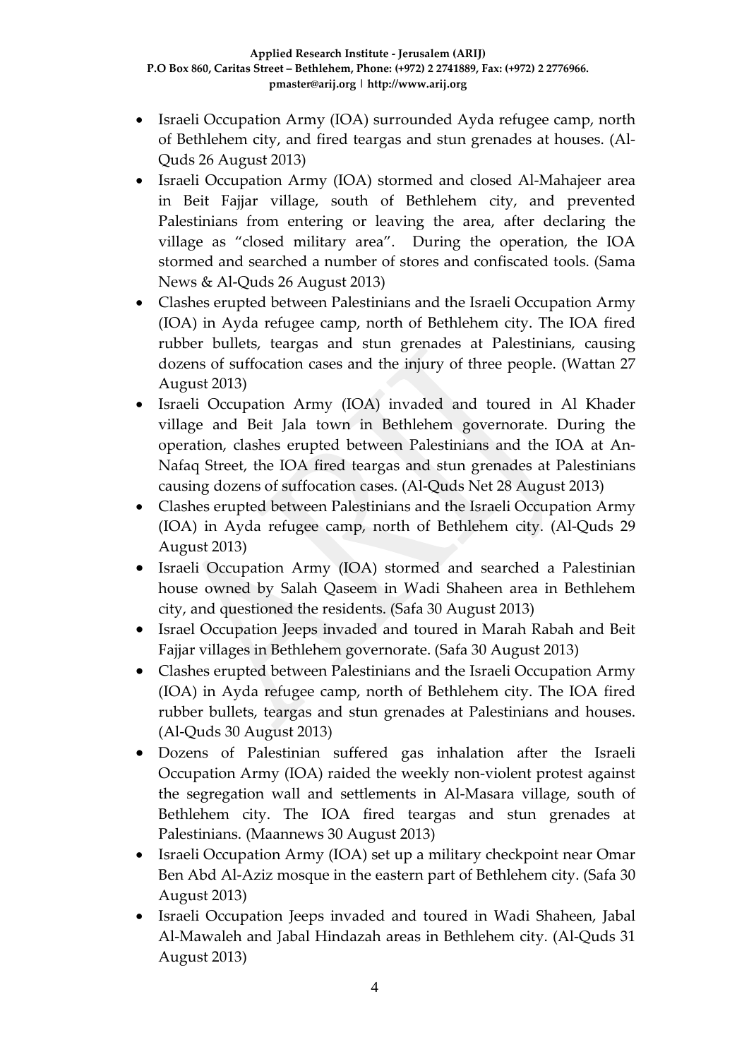- Israeli Occupation Army (IOA) surrounded Ayda refugee camp, north of Bethlehem city, and fired teargas and stun grenades at houses. (Al-Quds 26 August 2013)
- Israeli Occupation Army (IOA) stormed and closed Al-Mahajeer area in Beit Fajjar village, south of Bethlehem city, and prevented Palestinians from entering or leaving the area, after declaring the village as "closed military area". During the operation, the IOA stormed and searched a number of stores and confiscated tools. (Sama News & Al-Quds 26 August 2013)
- Clashes erupted between Palestinians and the Israeli Occupation Army (IOA) in Ayda refugee camp, north of Bethlehem city. The IOA fired rubber bullets, teargas and stun grenades at Palestinians, causing dozens of suffocation cases and the injury of three people. (Wattan 27 August 2013)
- Israeli Occupation Army (IOA) invaded and toured in Al Khader village and Beit Jala town in Bethlehem governorate. During the operation, clashes erupted between Palestinians and the IOA at An-Nafaq Street, the IOA fired teargas and stun grenades at Palestinians causing dozens of suffocation cases. (Al-Quds Net 28 August 2013)
- Clashes erupted between Palestinians and the Israeli Occupation Army (IOA) in Ayda refugee camp, north of Bethlehem city. (Al-Quds 29 August 2013)
- Israeli Occupation Army (IOA) stormed and searched a Palestinian house owned by Salah Qaseem in Wadi Shaheen area in Bethlehem city, and questioned the residents. (Safa 30 August 2013)
- Israel Occupation Jeeps invaded and toured in Marah Rabah and Beit Fajjar villages in Bethlehem governorate. (Safa 30 August 2013)
- Clashes erupted between Palestinians and the Israeli Occupation Army (IOA) in Ayda refugee camp, north of Bethlehem city. The IOA fired rubber bullets, teargas and stun grenades at Palestinians and houses. (Al-Quds 30 August 2013)
- Dozens of Palestinian suffered gas inhalation after the Israeli Occupation Army (IOA) raided the weekly non-violent protest against the segregation wall and settlements in Al-Masara village, south of Bethlehem city. The IOA fired teargas and stun grenades at Palestinians. (Maannews 30 August 2013)
- Israeli Occupation Army (IOA) set up a military checkpoint near Omar Ben Abd Al-Aziz mosque in the eastern part of Bethlehem city. (Safa 30 August 2013)
- Israeli Occupation Jeeps invaded and toured in Wadi Shaheen, Jabal Al-Mawaleh and Jabal Hindazah areas in Bethlehem city. (Al-Quds 31 August 2013)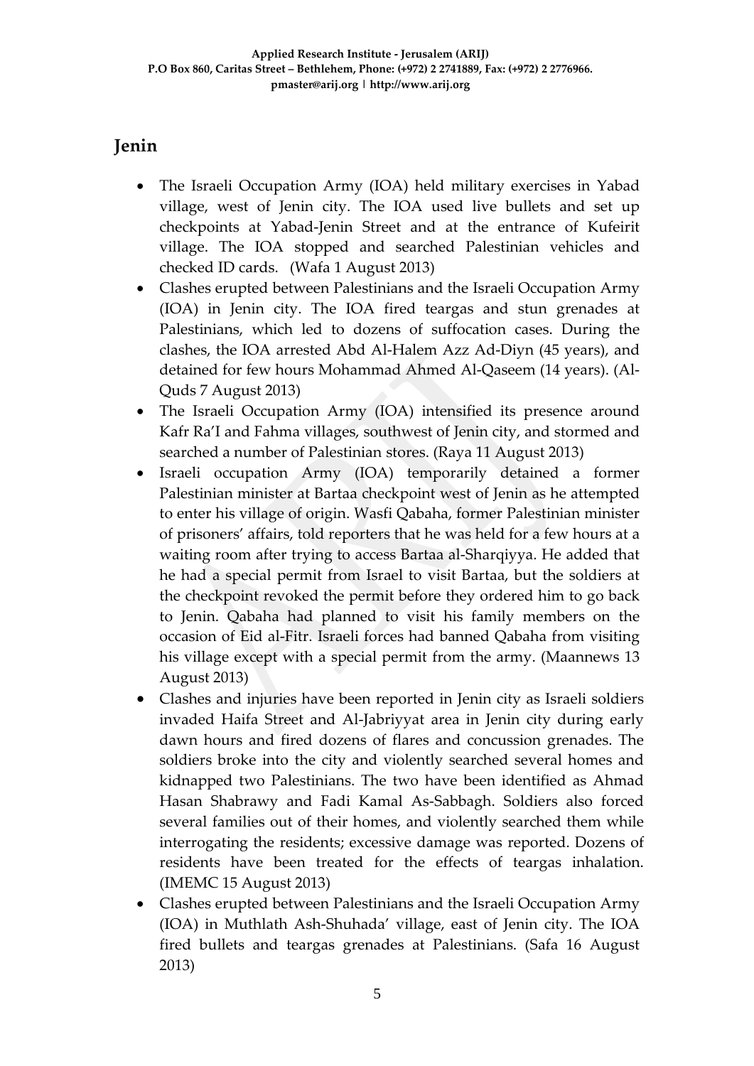## Jenin

- The Israeli Occupation Army (IOA) held military exercises in Yabad village, west of Jenin city. The IOA used live bullets and set up checkpoints at Yabad-Jenin Street and at the entrance of Kufeirit village. The IOA stopped and searched Palestinian vehicles and checked ID cards. (Wafa 1 August 2013)
- Clashes erupted between Palestinians and the Israeli Occupation Army (IOA) in Jenin city. The IOA fired teargas and stun grenades at Palestinians, which led to dozens of suffocation cases. During the clashes, the IOA arrested Abd Al-Halem Azz Ad-Diyn (45 years), and detained for few hours Mohammad Ahmed Al-Qaseem (14 years). (Al-Quds 7 August 2013)
- The Israeli Occupation Army (IOA) intensified its presence around Kafr Ra'I and Fahma villages, southwest of Jenin city, and stormed and searched a number of Palestinian stores. (Raya 11 August 2013)
- Israeli occupation Army (IOA) temporarily detained a former Palestinian minister at Bartaa checkpoint west of Jenin as he attempted to enter his village of origin. Wasfi Qabaha, former Palestinian minister of prisoners' affairs, told reporters that he was held for a few hours at a waiting room after trying to access Bartaa al-Sharqiyya. He added that he had a special permit from Israel to visit Bartaa, but the soldiers at the checkpoint revoked the permit before they ordered him to go back to Jenin. Qabaha had planned to visit his family members on the occasion of Eid al-Fitr. Israeli forces had banned Qabaha from visiting his village except with a special permit from the army. (Maannews 13 August 2013)
- Clashes and injuries have been reported in Jenin city as Israeli soldiers invaded Haifa Street and Al-Jabriyyat area in Jenin city during early dawn hours and fired dozens of flares and concussion grenades. The soldiers broke into the city and violently searched several homes and kidnapped two Palestinians. The two have been identified as Ahmad Hasan Shabrawy and Fadi Kamal As-Sabbagh. Soldiers also forced several families out of their homes, and violently searched them while interrogating the residents; excessive damage was reported. Dozens of residents have been treated for the effects of teargas inhalation. (IMEMC 15 August 2013)
- Clashes erupted between Palestinians and the Israeli Occupation Army (IOA) in Muthlath Ash-Shuhada' village, east of Jenin city. The IOA fired bullets and teargas grenades at Palestinians. (Safa 16 August 2013)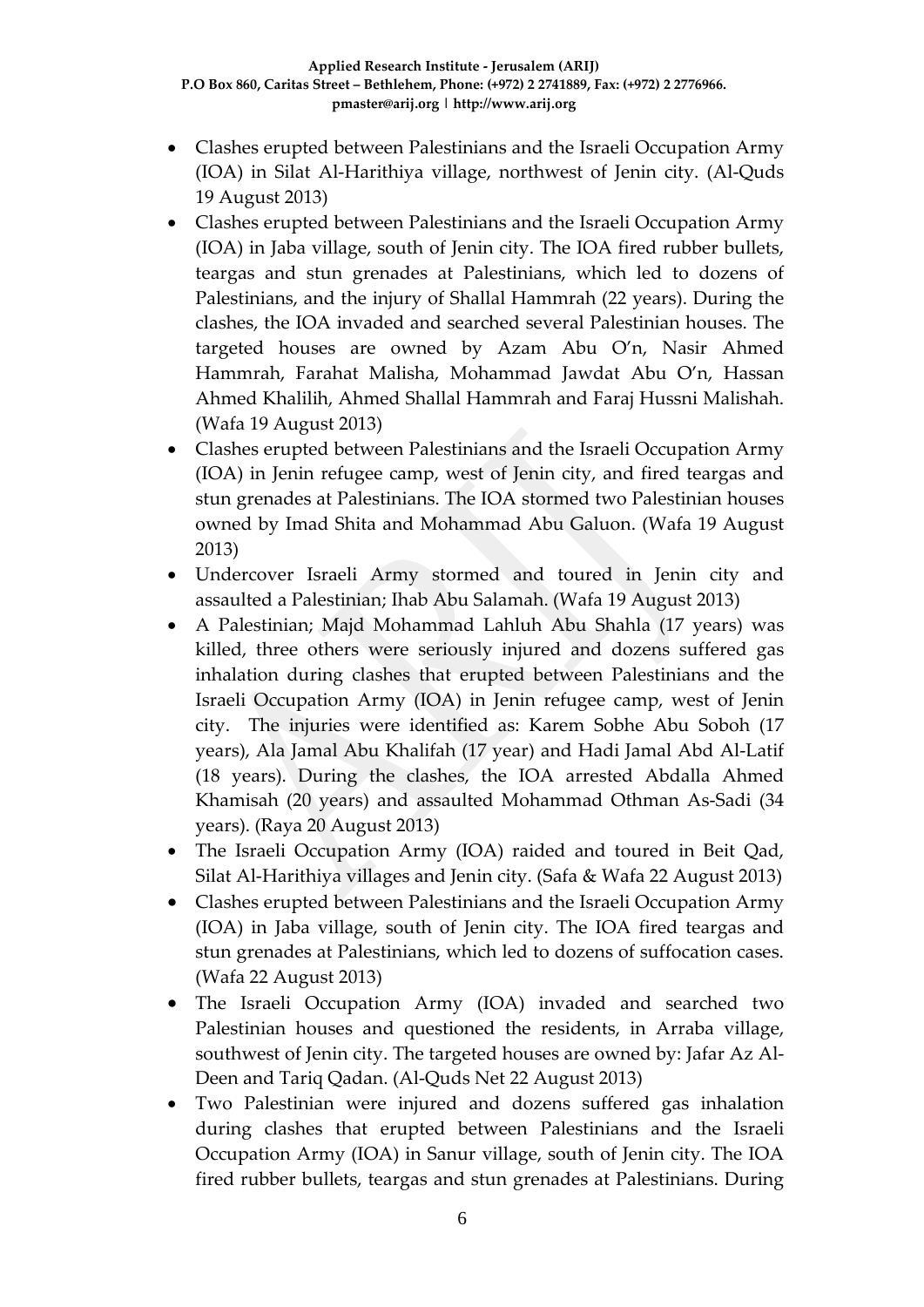- Clashes erupted between Palestinians and the Israeli Occupation Army (IOA) in Silat Al-Harithiya village, northwest of Jenin city. (Al-Quds 19 August 2013)
- Clashes erupted between Palestinians and the Israeli Occupation Army (IOA) in Jaba village, south of Jenin city. The IOA fired rubber bullets, teargas and stun grenades at Palestinians, which led to dozens of Palestinians, and the injury of Shallal Hammrah (22 years). During the clashes, the IOA invaded and searched several Palestinian houses. The targeted houses are owned by Azam Abu O'n, Nasir Ahmed Hammrah, Farahat Malisha, Mohammad Jawdat Abu O'n, Hassan Ahmed Khalilih, Ahmed Shallal Hammrah and Faraj Hussni Malishah. (Wafa 19 August 2013)
- Clashes erupted between Palestinians and the Israeli Occupation Army (IOA) in Jenin refugee camp, west of Jenin city, and fired teargas and stun grenades at Palestinians. The IOA stormed two Palestinian houses owned by Imad Shita and Mohammad Abu Galuon. (Wafa 19 August 2013)
- Undercover Israeli Army stormed and toured in Jenin city and assaulted a Palestinian; Ihab Abu Salamah. (Wafa 19 August 2013)
- A Palestinian; Majd Mohammad Lahluh Abu Shahla (17 years) was killed, three others were seriously injured and dozens suffered gas inhalation during clashes that erupted between Palestinians and the Israeli Occupation Army (IOA) in Jenin refugee camp, west of Jenin city. The injuries were identified as: Karem Sobhe Abu Soboh (17 years), Ala Jamal Abu Khalifah (17 year) and Hadi Jamal Abd Al-Latif (18 years). During the clashes, the IOA arrested Abdalla Ahmed Khamisah (20 years) and assaulted Mohammad Othman As-Sadi (34 years). (Raya 20 August 2013)
- The Israeli Occupation Army (IOA) raided and toured in Beit Qad, Silat Al-Harithiya villages and Jenin city. (Safa & Wafa 22 August 2013)
- Clashes erupted between Palestinians and the Israeli Occupation Army (IOA) in Jaba village, south of Jenin city. The IOA fired teargas and stun grenades at Palestinians, which led to dozens of suffocation cases. (Wafa 22 August 2013)
- The Israeli Occupation Army (IOA) invaded and searched two Palestinian houses and questioned the residents, in Arraba village, southwest of Jenin city. The targeted houses are owned by: Jafar Az Al-Deen and Tariq Qadan. (Al-Quds Net 22 August 2013)
- Two Palestinian were injured and dozens suffered gas inhalation during clashes that erupted between Palestinians and the Israeli Occupation Army (IOA) in Sanur village, south of Jenin city. The IOA fired rubber bullets, teargas and stun grenades at Palestinians. During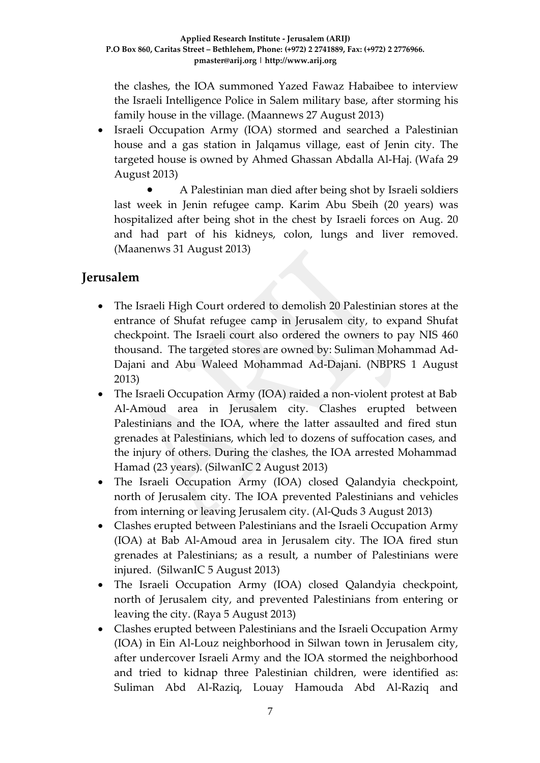the clashes, the IOA summoned Yazed Fawaz Habaibee to interview the Israeli Intelligence Police in Salem military base, after storming his family house in the village. (Maannews 27 August 2013)

- Israeli Occupation Army (IOA) stormed and searched a Palestinian house and a gas station in Jalqamus village, east of Jenin city. The targeted house is owned by Ahmed Ghassan Abdalla Al-Haj. (Wafa 29 August 2013)
- A Palestinian man died after being shot by Israeli soldiers last week in Jenin refugee camp. Karim Abu Sbeih (20 years) was hospitalized after being shot in the chest by Israeli forces on Aug. 20 and had part of his kidneys, colon, lungs and liver removed. (Maanenws 31 August 2013)

## Jerusalem

- The Israeli High Court ordered to demolish 20 Palestinian stores at the entrance of Shufat refugee camp in Jerusalem city, to expand Shufat checkpoint. The Israeli court also ordered the owners to pay NIS 460 thousand. The targeted stores are owned by: Suliman Mohammad Ad-Dajani and Abu Waleed Mohammad Ad-Dajani. (NBPRS 1 August 2013)
- The Israeli Occupation Army (IOA) raided a non-violent protest at Bab Al-Amoud area in Jerusalem city. Clashes erupted between Palestinians and the IOA, where the latter assaulted and fired stun grenades at Palestinians, which led to dozens of suffocation cases, and the injury of others. During the clashes, the IOA arrested Mohammad Hamad (23 years). (SilwanIC 2 August 2013)
- The Israeli Occupation Army (IOA) closed Qalandyia checkpoint, north of Jerusalem city. The IOA prevented Palestinians and vehicles from interning or leaving Jerusalem city. (Al-Quds 3 August 2013)
- Clashes erupted between Palestinians and the Israeli Occupation Army (IOA) at Bab Al-Amoud area in Jerusalem city. The IOA fired stun grenades at Palestinians; as a result, a number of Palestinians were injured. (SilwanIC 5 August 2013)
- The Israeli Occupation Army (IOA) closed Qalandyia checkpoint, north of Jerusalem city, and prevented Palestinians from entering or leaving the city. (Raya 5 August 2013)
- Clashes erupted between Palestinians and the Israeli Occupation Army (IOA) in Ein Al-Louz neighborhood in Silwan town in Jerusalem city, after undercover Israeli Army and the IOA stormed the neighborhood and tried to kidnap three Palestinian children, were identified as: Suliman Abd Al-Raziq, Louay Hamouda Abd Al-Raziq and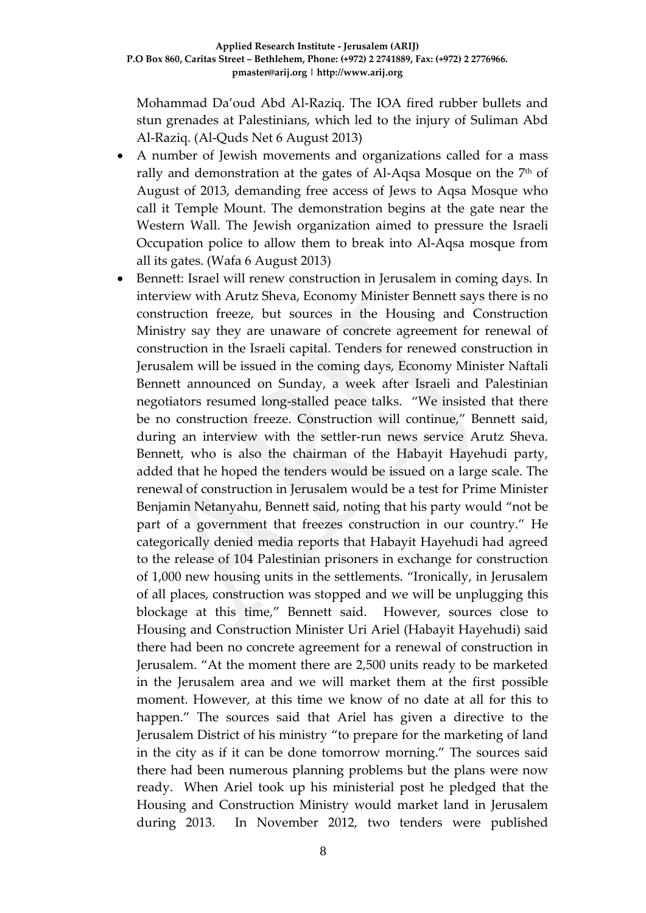Mohammad Da'oud Abd Al-Raziq. The IOA fired rubber bullets and stun grenades at Palestinians, which led to the injury of Suliman Abd Al-Raziq. (Al-Quds Net 6 August 2013)

- A number of Jewish movements and organizations called for a mass rally and demonstration at the gates of Al-Aqsa Mosque on the 7th of August of 2013, demanding free access of Jews to Aqsa Mosque who call it Temple Mount. The demonstration begins at the gate near the Western Wall. The Jewish organization aimed to pressure the Israeli Occupation police to allow them to break into Al-Aqsa mosque from all its gates. (Wafa 6 August 2013)
- Bennett: Israel will renew construction in Jerusalem in coming days. In interview with Arutz Sheva, Economy Minister Bennett says there is no construction freeze, but sources in the Housing and Construction Ministry say they are unaware of concrete agreement for renewal of construction in the Israeli capital. Tenders for renewed construction in Jerusalem will be issued in the coming days, Economy Minister Naftali Bennett announced on Sunday, a week after Israeli and Palestinian negotiators resumed long-stalled peace talks. "We insisted that there be no construction freeze. Construction will continue," Bennett said, during an interview with the settler-run news service Arutz Sheva. Bennett, who is also the chairman of the Habayit Hayehudi party, added that he hoped the tenders would be issued on a large scale. The renewal of construction in Jerusalem would be a test for Prime Minister Benjamin Netanyahu, Bennett said, noting that his party would "not be part of a government that freezes construction in our country." He categorically denied media reports that Habayit Hayehudi had agreed to the release of 104 Palestinian prisoners in exchange for construction of 1,000 new housing units in the settlements. "Ironically, in Jerusalem of all places, construction was stopped and we will be unplugging this blockage at this time," Bennett said. However, sources close to Housing and Construction Minister Uri Ariel (Habayit Hayehudi) said there had been no concrete agreement for a renewal of construction in Jerusalem. "At the moment there are 2,500 units ready to be marketed in the Jerusalem area and we will market them at the first possible moment. However, at this time we know of no date at all for this to happen." The sources said that Ariel has given a directive to the Jerusalem District of his ministry "to prepare for the marketing of land in the city as if it can be done tomorrow morning." The sources said there had been numerous planning problems but the plans were now ready. When Ariel took up his ministerial post he pledged that the Housing and Construction Ministry would market land in Jerusalem during 2013. In November 2012, two tenders were published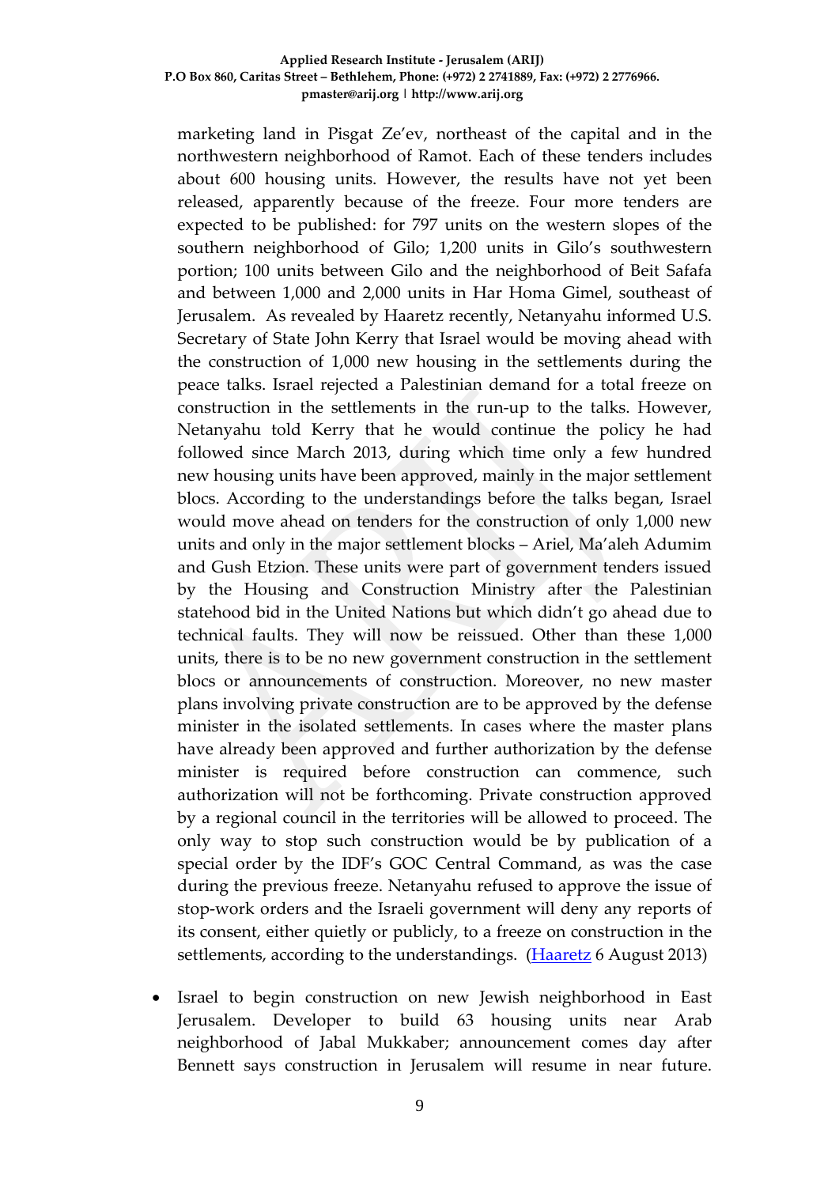marketing land in Pisgat Ze'ev, northeast of the capital and in the northwestern neighborhood of Ramot. Each of these tenders includes about 600 housing units. However, the results have not yet been released, apparently because of the freeze. Four more tenders are expected to be published: for 797 units on the western slopes of the southern neighborhood of Gilo; 1,200 units in Gilo's southwestern portion; 100 units between Gilo and the neighborhood of Beit Safafa and between 1,000 and 2,000 units in Har Homa Gimel, southeast of Jerusalem. As revealed by Haaretz recently, Netanyahu informed U.S. Secretary of State John Kerry that Israel would be moving ahead with the construction of 1,000 new housing in the settlements during the peace talks. Israel rejected a Palestinian demand for a total freeze on construction in the settlements in the run-up to the talks. However, Netanyahu told Kerry that he would continue the policy he had followed since March 2013, during which time only a few hundred new housing units have been approved, mainly in the major settlement blocs. According to the understandings before the talks began, Israel would move ahead on tenders for the construction of only 1,000 new units and only in the major settlement blocks – Ariel, Ma'aleh Adumim and Gush Etzion. These units were part of government tenders issued by the Housing and Construction Ministry after the Palestinian statehood bid in the United Nations but which didn't go ahead due to technical faults. They will now be reissued. Other than these 1,000 units, there is to be no new government construction in the settlement blocs or announcements of construction. Moreover, no new master plans involving private construction are to be approved by the defense minister in the isolated settlements. In cases where the master plans have already been approved and further authorization by the defense minister is required before construction can commence, such authorization will not be forthcoming. Private construction approved by a regional council in the territories will be allowed to proceed. The only way to stop such construction would be by publication of a special order by the IDF's GOC Central Command, as was the case during the previous freeze. Netanyahu refused to approve the issue of stop-work orders and the Israeli government will deny any reports of its consent, either quietly or publicly, to a freeze on construction in the settlements, according to the understandings. (Haaretz 6 August 2013)

- Israel to begin construction on new Jewish neighborhood in East Jerusalem. Developer to build 63 housing units near Arab neighborhood of Jabal Mukkaber; announcement comes day after Bennett says construction in Jerusalem will resume in near future.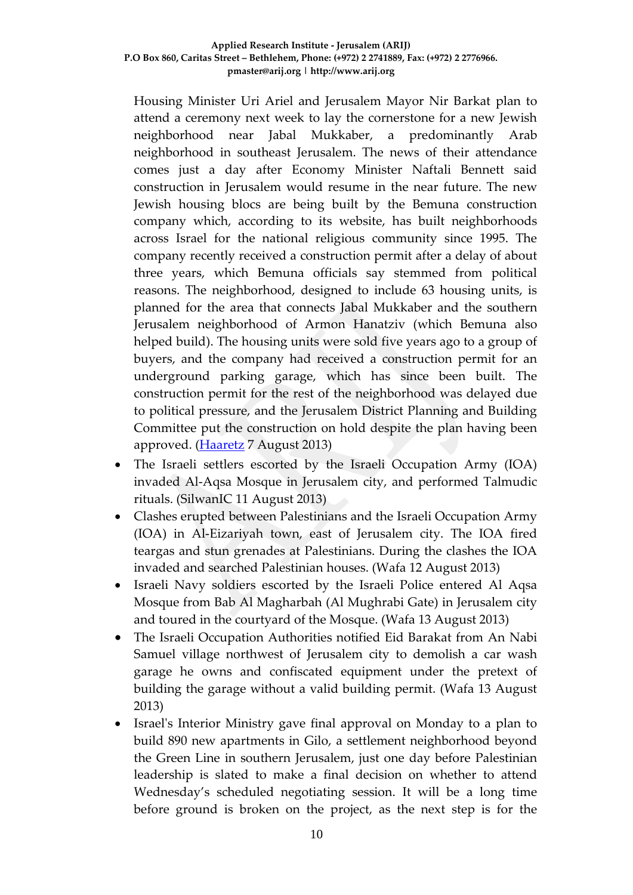Housing Minister Uri Ariel and Jerusalem Mayor Nir Barkat plan to attend a ceremony next week to lay the cornerstone for a new Jewish neighborhood near Jabal Mukkaber, a predominantly Arab neighborhood in southeast Jerusalem. The news of their attendance comes just a day after Economy Minister Naftali Bennett said construction in Jerusalem would resume in the near future. The new Jewish housing blocs are being built by the Bemuna construction company which, according to its website, has built neighborhoods across Israel for the national religious community since 1995. The company recently received a construction permit after a delay of about three years, which Bemuna officials say stemmed from political reasons. The neighborhood, designed to include 63 housing units, is planned for the area that connects Jabal Mukkaber and the southern Jerusalem neighborhood of Armon Hanatziv (which Bemuna also helped build). The housing units were sold five years ago to a group of buyers, and the company had received a construction permit for an underground parking garage, which has since been built. The construction permit for the rest of the neighborhood was delayed due to political pressure, and the Jerusalem District Planning and Building Committee put the construction on hold despite the plan having been approved. (Haaretz 7 August 2013)

- The Israeli settlers escorted by the Israeli Occupation Army (IOA) invaded Al-Aqsa Mosque in Jerusalem city, and performed Talmudic rituals. (SilwanIC 11 August 2013)
- Clashes erupted between Palestinians and the Israeli Occupation Army (IOA) in Al-Eizariyah town, east of Jerusalem city. The IOA fired teargas and stun grenades at Palestinians. During the clashes the IOA invaded and searched Palestinian houses. (Wafa 12 August 2013)
- Israeli Navy soldiers escorted by the Israeli Police entered Al Aqsa Mosque from Bab Al Magharbah (Al Mughrabi Gate) in Jerusalem city and toured in the courtyard of the Mosque. (Wafa 13 August 2013)
- The Israeli Occupation Authorities notified Eid Barakat from An Nabi Samuel village northwest of Jerusalem city to demolish a car wash garage he owns and confiscated equipment under the pretext of building the garage without a valid building permit. (Wafa 13 August 2013)
- Israel's Interior Ministry gave final approval on Monday to a plan to build 890 new apartments in Gilo, a settlement neighborhood beyond the Green Line in southern Jerusalem, just one day before Palestinian leadership is slated to make a final decision on whether to attend Wednesday's scheduled negotiating session. It will be a long time before ground is broken on the project, as the next step is for the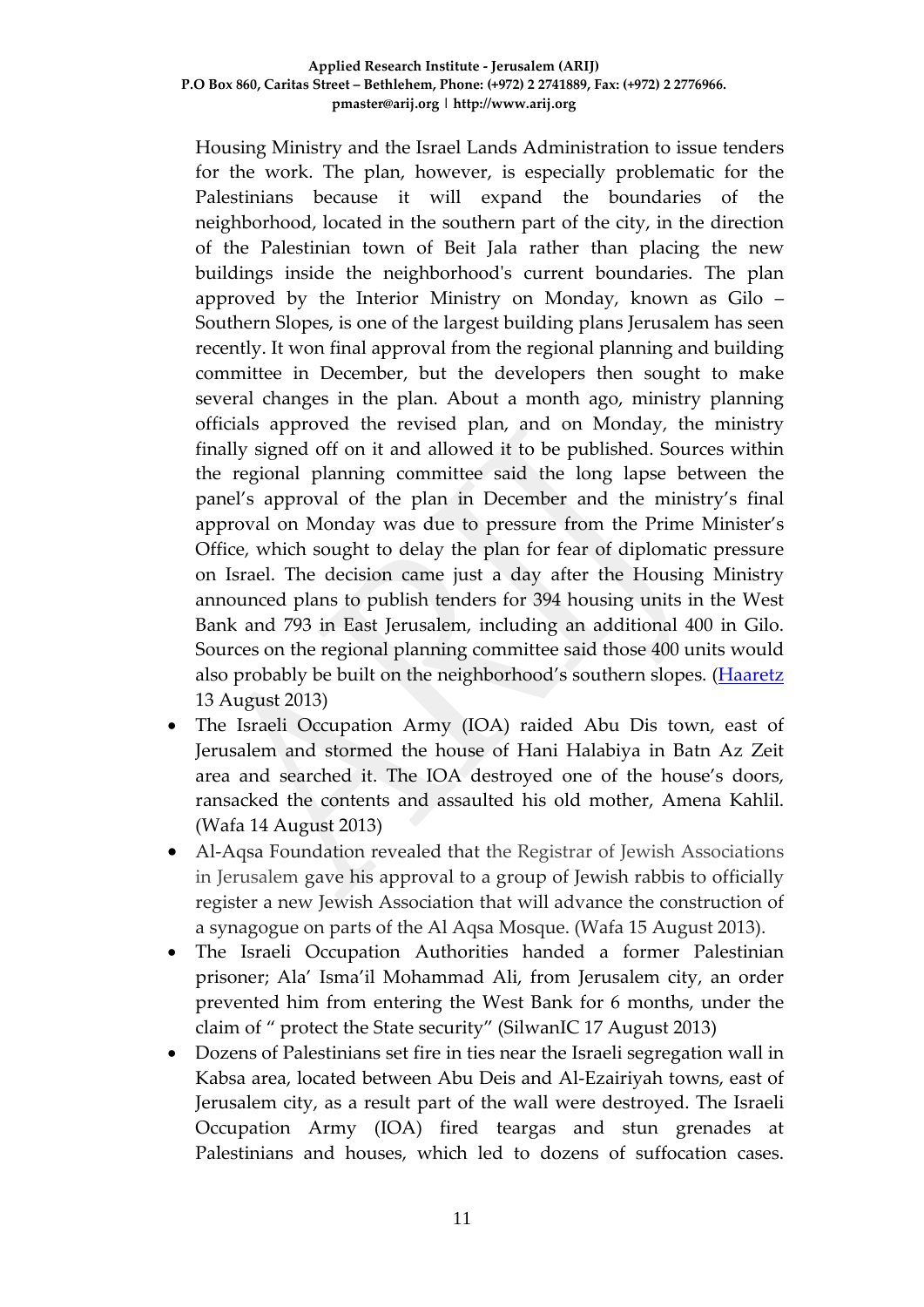Housing Ministry and the Israel Lands Administration to issue tenders for the work. The plan, however, is especially problematic for the Palestinians because it will expand the boundaries of the neighborhood, located in the southern part of the city, in the direction of the Palestinian town of Beit Jala rather than placing the new buildings inside the neighborhood's current boundaries. The plan approved by the Interior Ministry on Monday, known as Gilo – Southern Slopes, is one of the largest building plans Jerusalem has seen recently. It won final approval from the regional planning and building committee in December, but the developers then sought to make several changes in the plan. About a month ago, ministry planning officials approved the revised plan, and on Monday, the ministry finally signed off on it and allowed it to be published. Sources within the regional planning committee said the long lapse between the panel's approval of the plan in December and the ministry's final approval on Monday was due to pressure from the Prime Minister's Office, which sought to delay the plan for fear of diplomatic pressure on Israel. The decision came just a day after the Housing Ministry announced plans to publish tenders for 394 housing units in the West Bank and 793 in East Jerusalem, including an additional 400 in Gilo. Sources on the regional planning committee said those 400 units would also probably be built on the neighborhood's southern slopes. (Haaretz 13 August 2013)

- The Israeli Occupation Army (IOA) raided Abu Dis town, east of Jerusalem and stormed the house of Hani Halabiya in Batn Az Zeit area and searched it. The IOA destroyed one of the house's doors, ransacked the contents and assaulted his old mother, Amena Kahlil. (Wafa 14 August 2013)
- Al-Aqsa Foundation revealed that the Registrar of Jewish Associations in Jerusalem gave his approval to a group of Jewish rabbis to officially register a new Jewish Association that will advance the construction of a synagogue on parts of the Al Aqsa Mosque. (Wafa 15 August 2013).
- The Israeli Occupation Authorities handed a former Palestinian prisoner; Ala' Isma'il Mohammad Ali, from Jerusalem city, an order prevented him from entering the West Bank for 6 months, under the claim of " protect the State security" (SilwanIC 17 August 2013)
- Dozens of Palestinians set fire in ties near the Israeli segregation wall in Kabsa area, located between Abu Deis and Al-Ezairiyah towns, east of Jerusalem city, as a result part of the wall were destroyed. The Israeli Occupation Army (IOA) fired teargas and stun grenades at Palestinians and houses, which led to dozens of suffocation cases.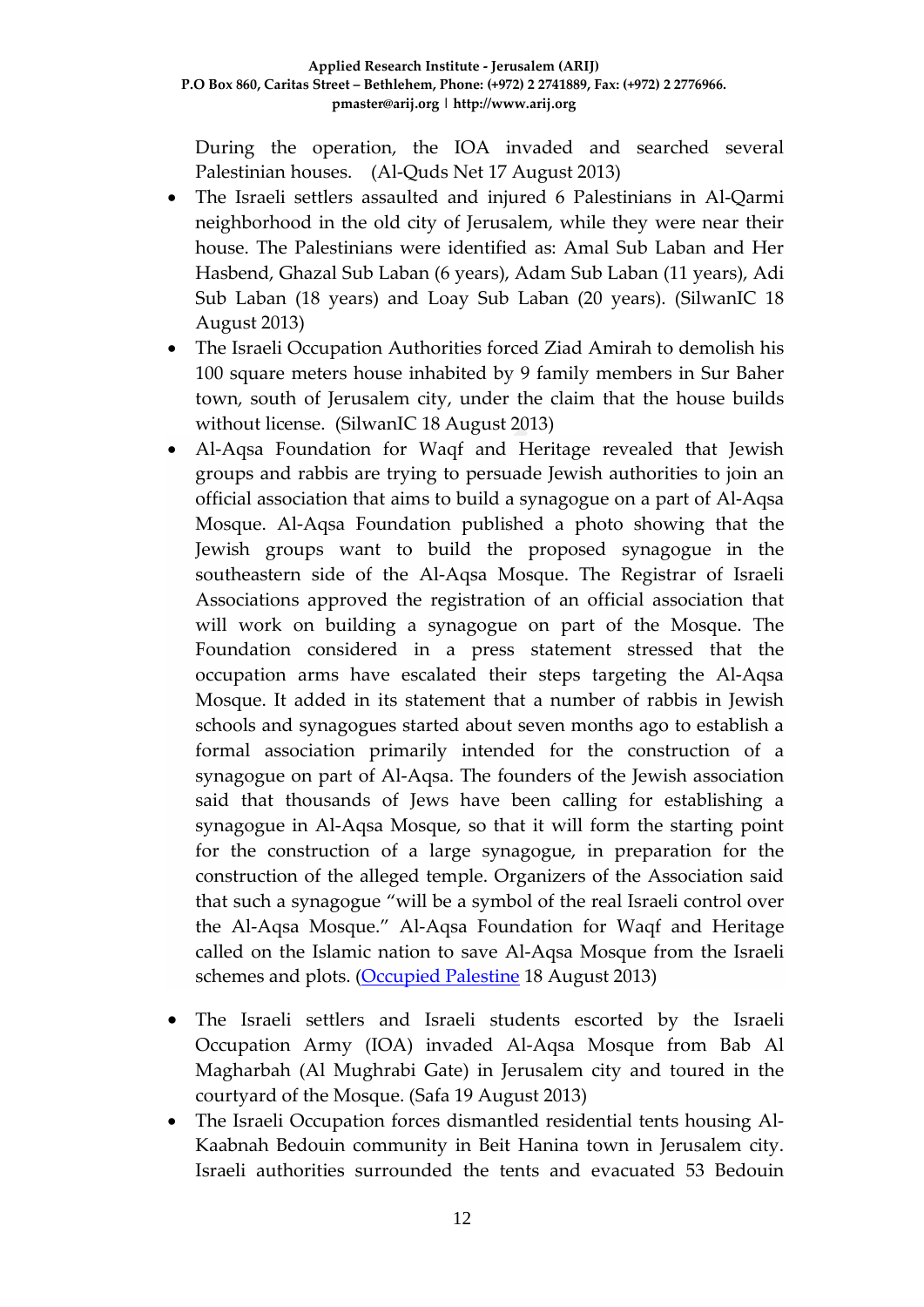During the operation, the IOA invaded and searched several Palestinian houses. (Al-Quds Net 17 August 2013)

- The Israeli settlers assaulted and injured 6 Palestinians in Al-Qarmi neighborhood in the old city of Jerusalem, while they were near their house. The Palestinians were identified as: Amal Sub Laban and Her Hasbend, Ghazal Sub Laban (6 years), Adam Sub Laban (11 years), Adi Sub Laban (18 years) and Loay Sub Laban (20 years). (SilwanIC 18 August 2013)
- The Israeli Occupation Authorities forced Ziad Amirah to demolish his 100 square meters house inhabited by 9 family members in Sur Baher town, south of Jerusalem city, under the claim that the house builds without license. (SilwanIC 18 August 2013)
- Al-Aqsa Foundation for Waqf and Heritage revealed that Jewish groups and rabbis are trying to persuade Jewish authorities to join an official association that aims to build a synagogue on a part of Al-Aqsa Mosque. Al-Aqsa Foundation published a photo showing that the Jewish groups want to build the proposed synagogue in the southeastern side of the Al-Aqsa Mosque. The Registrar of Israeli Associations approved the registration of an official association that will work on building a synagogue on part of the Mosque. The Foundation considered in a press statement stressed that the occupation arms have escalated their steps targeting the Al-Aqsa Mosque. It added in its statement that a number of rabbis in Jewish schools and synagogues started about seven months ago to establish a formal association primarily intended for the construction of a synagogue on part of Al-Aqsa. The founders of the Jewish association said that thousands of Jews have been calling for establishing a synagogue in Al-Aqsa Mosque, so that it will form the starting point for the construction of a large synagogue, in preparation for the construction of the alleged temple. Organizers of the Association said that such a synagogue "will be a symbol of the real Israeli control over the Al-Aqsa Mosque." Al-Aqsa Foundation for Waqf and Heritage called on the Islamic nation to save Al-Aqsa Mosque from the Israeli schemes and plots. (Occupied Palestine 18 August 2013)
- The Israeli settlers and Israeli students escorted by the Israeli Occupation Army (IOA) invaded Al-Aqsa Mosque from Bab Al Magharbah (Al Mughrabi Gate) in Jerusalem city and toured in the courtyard of the Mosque. (Safa 19 August 2013)
- The Israeli Occupation forces dismantled residential tents housing Al-Kaabnah Bedouin community in Beit Hanina town in Jerusalem city. Israeli authorities surrounded the tents and evacuated 53 Bedouin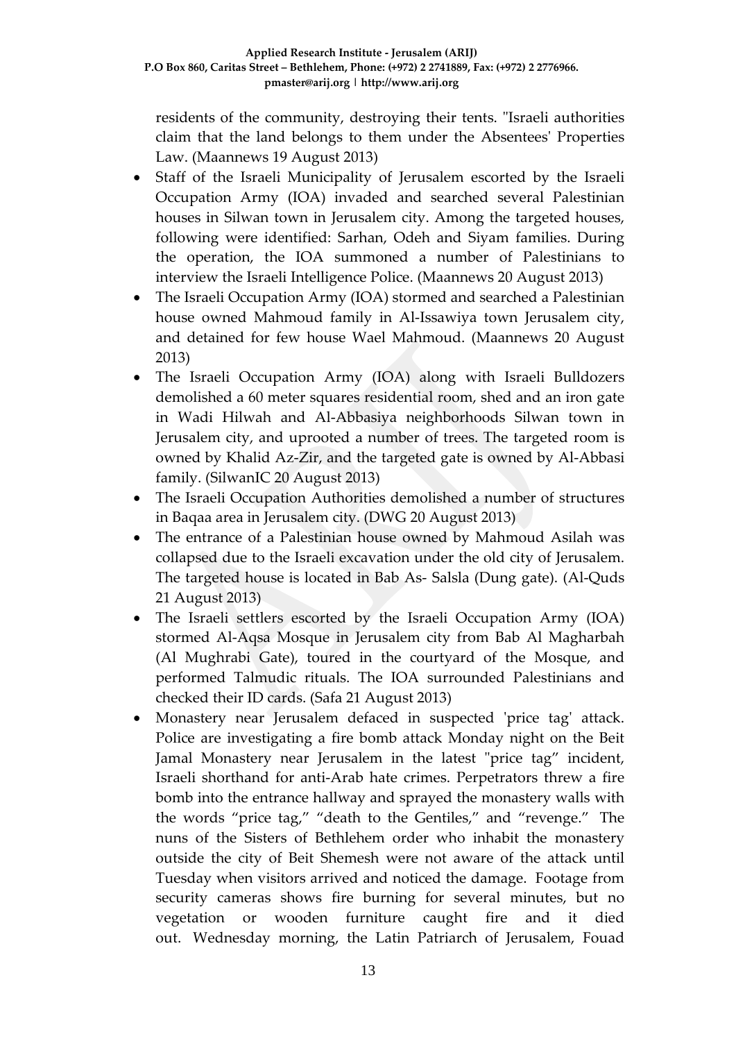residents of the community, destroying their tents. "Israeli authorities claim that the land belongs to them under the Absentees' Properties Law. (Maannews 19 August 2013)

- Staff of the Israeli Municipality of Jerusalem escorted by the Israeli Occupation Army (IOA) invaded and searched several Palestinian houses in Silwan town in Jerusalem city. Among the targeted houses, following were identified: Sarhan, Odeh and Siyam families. During the operation, the IOA summoned a number of Palestinians to interview the Israeli Intelligence Police. (Maannews 20 August 2013)
- The Israeli Occupation Army (IOA) stormed and searched a Palestinian house owned Mahmoud family in Al-Issawiya town Jerusalem city, and detained for few house Wael Mahmoud. (Maannews 20 August 2013)
- The Israeli Occupation Army (IOA) along with Israeli Bulldozers demolished a 60 meter squares residential room, shed and an iron gate in Wadi Hilwah and Al-Abbasiya neighborhoods Silwan town in Jerusalem city, and uprooted a number of trees. The targeted room is owned by Khalid Az-Zir, and the targeted gate is owned by Al-Abbasi family. (SilwanIC 20 August 2013)
- The Israeli Occupation Authorities demolished a number of structures in Baqaa area in Jerusalem city. (DWG 20 August 2013)
- The entrance of a Palestinian house owned by Mahmoud Asilah was collapsed due to the Israeli excavation under the old city of Jerusalem. The targeted house is located in Bab As- Salsla (Dung gate). (Al-Quds 21 August 2013)
- The Israeli settlers escorted by the Israeli Occupation Army (IOA) stormed Al-Aqsa Mosque in Jerusalem city from Bab Al Magharbah (Al Mughrabi Gate), toured in the courtyard of the Mosque, and performed Talmudic rituals. The IOA surrounded Palestinians and checked their ID cards. (Safa 21 August 2013)
- Monastery near Jerusalem defaced in suspected 'price tag' attack. Police are investigating a fire bomb attack Monday night on the Beit Jamal Monastery near Jerusalem in the latest "price tag" incident, Israeli shorthand for anti-Arab hate crimes. Perpetrators threw a fire bomb into the entrance hallway and sprayed the monastery walls with the words "price tag," "death to the Gentiles," and "revenge." The nuns of the Sisters of Bethlehem order who inhabit the monastery outside the city of Beit Shemesh were not aware of the attack until Tuesday when visitors arrived and noticed the damage. Footage from security cameras shows fire burning for several minutes, but no vegetation or wooden furniture caught fire and it died out. Wednesday morning, the Latin Patriarch of Jerusalem, Fouad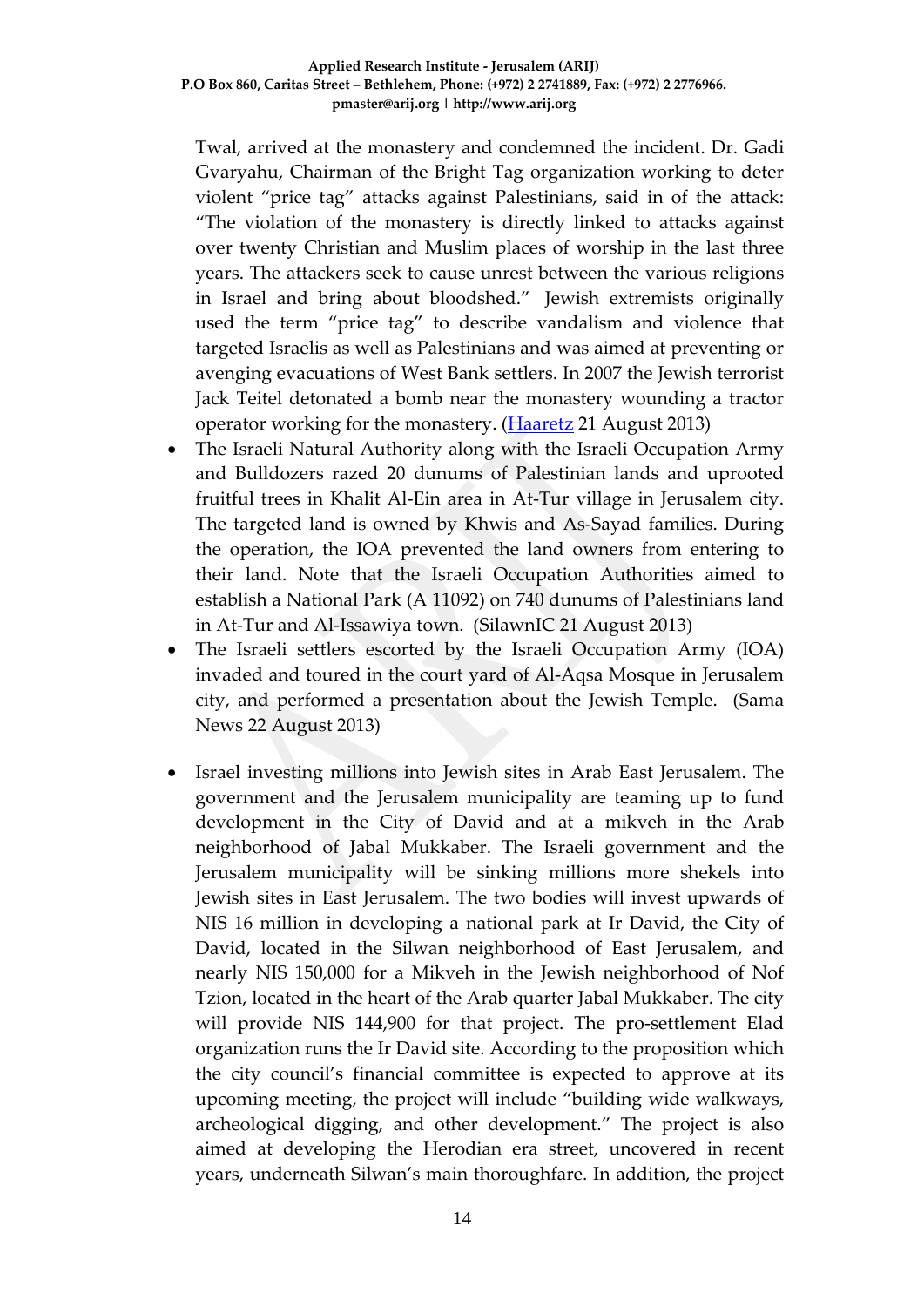Twal, arrived at the monastery and condemned the incident. Dr. Gadi Gvaryahu, Chairman of the Bright Tag organization working to deter violent "price tag" attacks against Palestinians, said in of the attack: "The violation of the monastery is directly linked to attacks against over twenty Christian and Muslim places of worship in the last three years. The attackers seek to cause unrest between the various religions in Israel and bring about bloodshed." Jewish extremists originally used the term "price tag" to describe vandalism and violence that targeted Israelis as well as Palestinians and was aimed at preventing or avenging evacuations of West Bank settlers. In 2007 the Jewish terrorist Jack Teitel detonated a bomb near the monastery wounding a tractor operator working for the monastery. (Haaretz 21 August 2013)

- The Israeli Natural Authority along with the Israeli Occupation Army and Bulldozers razed 20 dunums of Palestinian lands and uprooted fruitful trees in Khalit Al-Ein area in At-Tur village in Jerusalem city. The targeted land is owned by Khwis and As-Sayad families. During the operation, the IOA prevented the land owners from entering to their land. Note that the Israeli Occupation Authorities aimed to establish a National Park (A 11092) on 740 dunums of Palestinians land in At-Tur and Al-Issawiya town. (SilawnIC 21 August 2013)
- The Israeli settlers escorted by the Israeli Occupation Army (IOA) invaded and toured in the court yard of Al-Aqsa Mosque in Jerusalem city, and performed a presentation about the Jewish Temple. (Sama News 22 August 2013)
- Israel investing millions into Jewish sites in Arab East Jerusalem. The government and the Jerusalem municipality are teaming up to fund development in the City of David and at a mikveh in the Arab neighborhood of Jabal Mukkaber. The Israeli government and the Jerusalem municipality will be sinking millions more shekels into Jewish sites in East Jerusalem. The two bodies will invest upwards of NIS 16 million in developing a national park at Ir David, the City of David, located in the Silwan neighborhood of East Jerusalem, and nearly NIS 150,000 for a Mikveh in the Jewish neighborhood of Nof Tzion, located in the heart of the Arab quarter Jabal Mukkaber. The city will provide NIS 144,900 for that project. The pro-settlement Elad organization runs the Ir David site. According to the proposition which the city council's financial committee is expected to approve at its upcoming meeting, the project will include "building wide walkways, archeological digging, and other development." The project is also aimed at developing the Herodian era street, uncovered in recent years, underneath Silwan's main thoroughfare. In addition, the project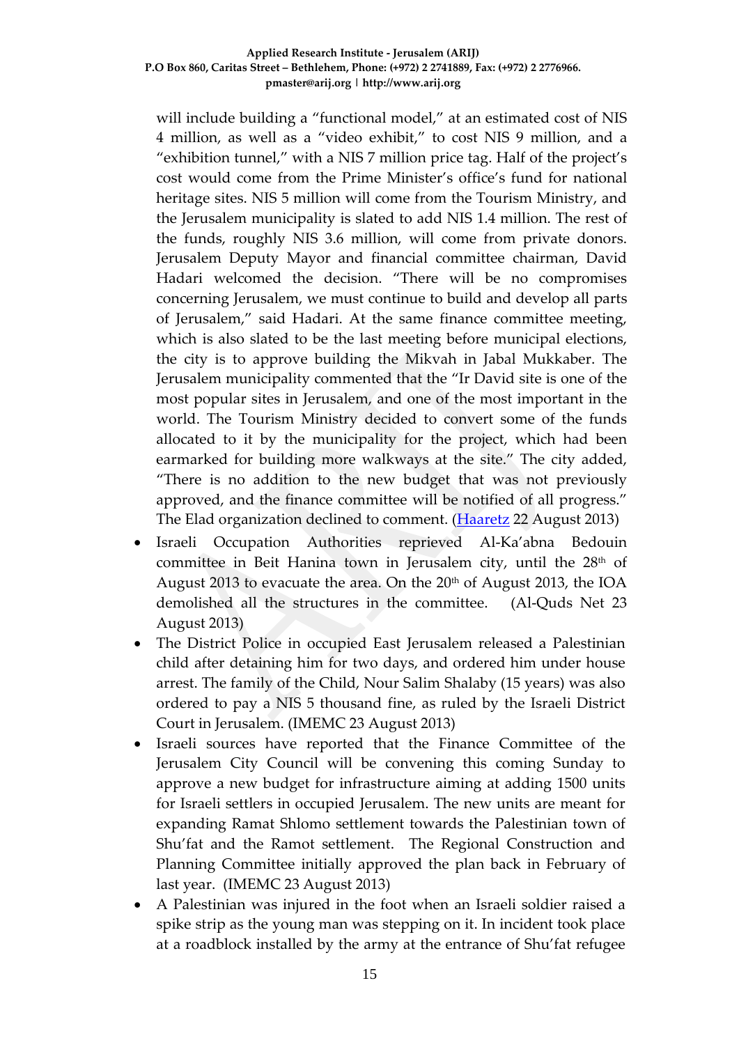will include building a "functional model," at an estimated cost of NIS 4 million, as well as a "video exhibit," to cost NIS 9 million, and a "exhibition tunnel," with a NIS 7 million price tag. Half of the project's cost would come from the Prime Minister's office's fund for national heritage sites. NIS 5 million will come from the Tourism Ministry, and the Jerusalem municipality is slated to add NIS 1.4 million. The rest of the funds, roughly NIS 3.6 million, will come from private donors. Jerusalem Deputy Mayor and financial committee chairman, David Hadari welcomed the decision. "There will be no compromises concerning Jerusalem, we must continue to build and develop all parts of Jerusalem," said Hadari. At the same finance committee meeting, which is also slated to be the last meeting before municipal elections, the city is to approve building the Mikvah in Jabal Mukkaber. The Jerusalem municipality commented that the "Ir David site is one of the most popular sites in Jerusalem, and one of the most important in the world. The Tourism Ministry decided to convert some of the funds allocated to it by the municipality for the project, which had been earmarked for building more walkways at the site." The city added, "There is no addition to the new budget that was not previously approved, and the finance committee will be notified of all progress." The Elad organization declined to comment. (Haaretz 22 August 2013)

- Israeli Occupation Authorities reprieved Al-Ka'abna Bedouin committee in Beit Hanina town in Jerusalem city, until the 28th of August 2013 to evacuate the area. On the 20th of August 2013, the IOA demolished all the structures in the committee. (Al-Quds Net 23 August 2013)
- The District Police in occupied East Jerusalem released a Palestinian child after detaining him for two days, and ordered him under house arrest. The family of the Child, Nour Salim Shalaby (15 years) was also ordered to pay a NIS 5 thousand fine, as ruled by the Israeli District Court in Jerusalem. (IMEMC 23 August 2013)
- Israeli sources have reported that the Finance Committee of the Jerusalem City Council will be convening this coming Sunday to approve a new budget for infrastructure aiming at adding 1500 units for Israeli settlers in occupied Jerusalem. The new units are meant for expanding Ramat Shlomo settlement towards the Palestinian town of Shu'fat and the Ramot settlement. The Regional Construction and Planning Committee initially approved the plan back in February of last year. (IMEMC 23 August 2013)
- A Palestinian was injured in the foot when an Israeli soldier raised a spike strip as the young man was stepping on it. In incident took place at a roadblock installed by the army at the entrance of Shu'fat refugee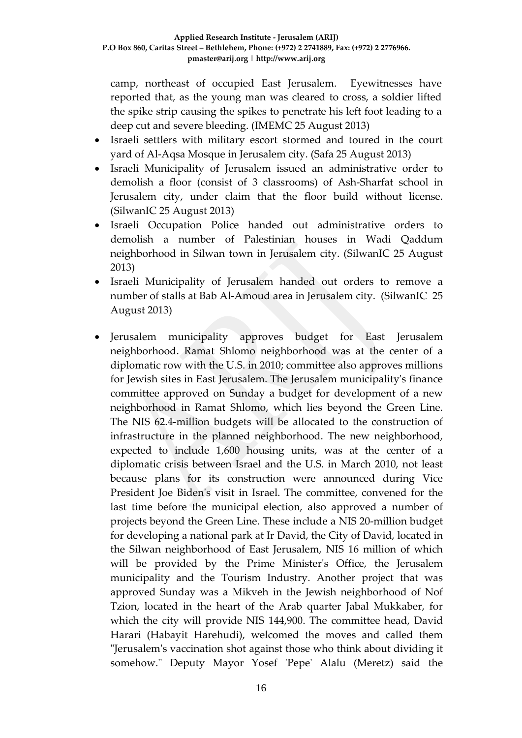camp, northeast of occupied East Jerusalem. Eyewitnesses have reported that, as the young man was cleared to cross, a soldier lifted the spike strip causing the spikes to penetrate his left foot leading to a deep cut and severe bleeding. (IMEMC 25 August 2013)

- Israeli settlers with military escort stormed and toured in the court yard of Al-Aqsa Mosque in Jerusalem city. (Safa 25 August 2013)
- Israeli Municipality of Jerusalem issued an administrative order to demolish a floor (consist of 3 classrooms) of Ash-Sharfat school in Jerusalem city, under claim that the floor build without license. (SilwanIC 25 August 2013)
- Israeli Occupation Police handed out administrative orders to demolish a number of Palestinian houses in Wadi Qaddum neighborhood in Silwan town in Jerusalem city. (SilwanIC 25 August 2013)
- Israeli Municipality of Jerusalem handed out orders to remove a number of stalls at Bab Al-Amoud area in Jerusalem city. (SilwanIC 25 August 2013)
- Jerusalem municipality approves budget for East Jerusalem neighborhood. Ramat Shlomo neighborhood was at the center of a diplomatic row with the U.S. in 2010; committee also approves millions for Jewish sites in East Jerusalem. The Jerusalem municipality's finance committee approved on Sunday a budget for development of a new neighborhood in Ramat Shlomo, which lies beyond the Green Line. The NIS 62.4-million budgets will be allocated to the construction of infrastructure in the planned neighborhood. The new neighborhood, expected to include 1,600 housing units, was at the center of a diplomatic crisis between Israel and the U.S. in March 2010, not least because plans for its construction were announced during Vice President Joe Biden's visit in Israel. The committee, convened for the last time before the municipal election, also approved a number of projects beyond the Green Line. These include a NIS 20-million budget for developing a national park at Ir David, the City of David, located in the Silwan neighborhood of East Jerusalem, NIS 16 million of which will be provided by the Prime Minister's Office, the Jerusalem municipality and the Tourism Industry. Another project that was approved Sunday was a Mikveh in the Jewish neighborhood of Nof Tzion, located in the heart of the Arab quarter Jabal Mukkaber, for which the city will provide NIS 144,900. The committee head, David Harari (Habayit Harehudi), welcomed the moves and called them "Jerusalem's vaccination shot against those who think about dividing it somehow." Deputy Mayor Yosef 'Pepe' Alalu (Meretz) said the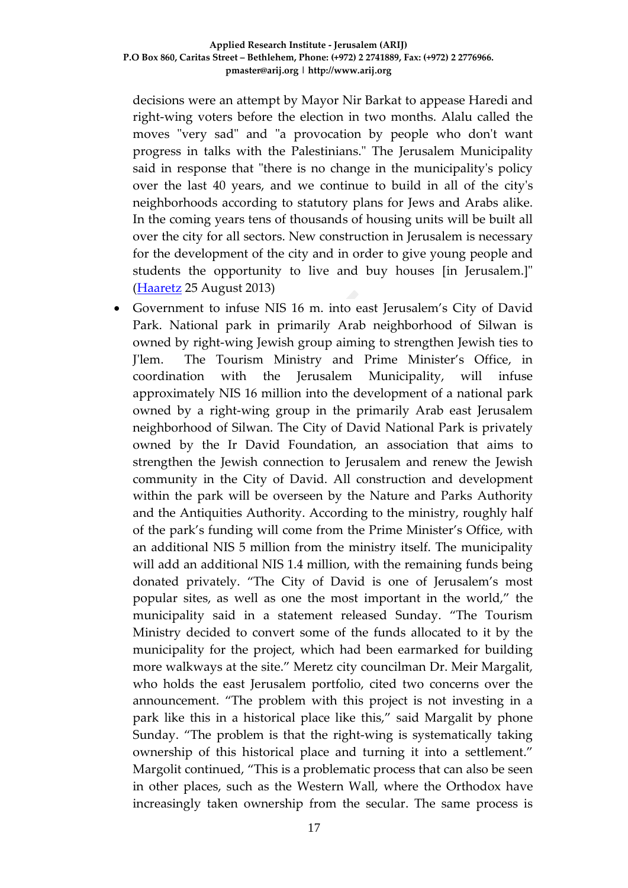decisions were an attempt by Mayor Nir Barkat to appease Haredi and right-wing voters before the election in two months. Alalu called the moves "very sad" and "a provocation by people who don't want progress in talks with the Palestinians." The Jerusalem Municipality said in response that "there is no change in the municipality's policy over the last 40 years, and we continue to build in all of the city's neighborhoods according to statutory plans for Jews and Arabs alike. In the coming years tens of thousands of housing units will be built all over the city for all sectors. New construction in Jerusalem is necessary for the development of the city and in order to give young people and students the opportunity to live and buy houses [in Jerusalem.]" (Haaretz 25 August 2013)

- Government to infuse NIS 16 m. into east Jerusalem's City of David Park. National park in primarily Arab neighborhood of Silwan is owned by right-wing Jewish group aiming to strengthen Jewish ties to J'lem. The Tourism Ministry and Prime Minister's Office, in coordination with the Jerusalem Municipality, will infuse approximately NIS 16 million into the development of a national park owned by a right-wing group in the primarily Arab east Jerusalem neighborhood of Silwan. The City of David National Park is privately owned by the Ir David Foundation, an association that aims to strengthen the Jewish connection to Jerusalem and renew the Jewish community in the City of David. All construction and development within the park will be overseen by the Nature and Parks Authority and the Antiquities Authority. According to the ministry, roughly half of the park's funding will come from the Prime Minister's Office, with an additional NIS 5 million from the ministry itself. The municipality will add an additional NIS 1.4 million, with the remaining funds being donated privately. "The City of David is one of Jerusalem's most popular sites, as well as one the most important in the world," the municipality said in a statement released Sunday. "The Tourism Ministry decided to convert some of the funds allocated to it by the municipality for the project, which had been earmarked for building more walkways at the site." Meretz city councilman Dr. Meir Margalit, who holds the east Jerusalem portfolio, cited two concerns over the announcement. "The problem with this project is not investing in a park like this in a historical place like this," said Margalit by phone Sunday. "The problem is that the right-wing is systematically taking ownership of this historical place and turning it into a settlement." Margolit continued, "This is a problematic process that can also be seen in other places, such as the Western Wall, where the Orthodox have increasingly taken ownership from the secular. The same process is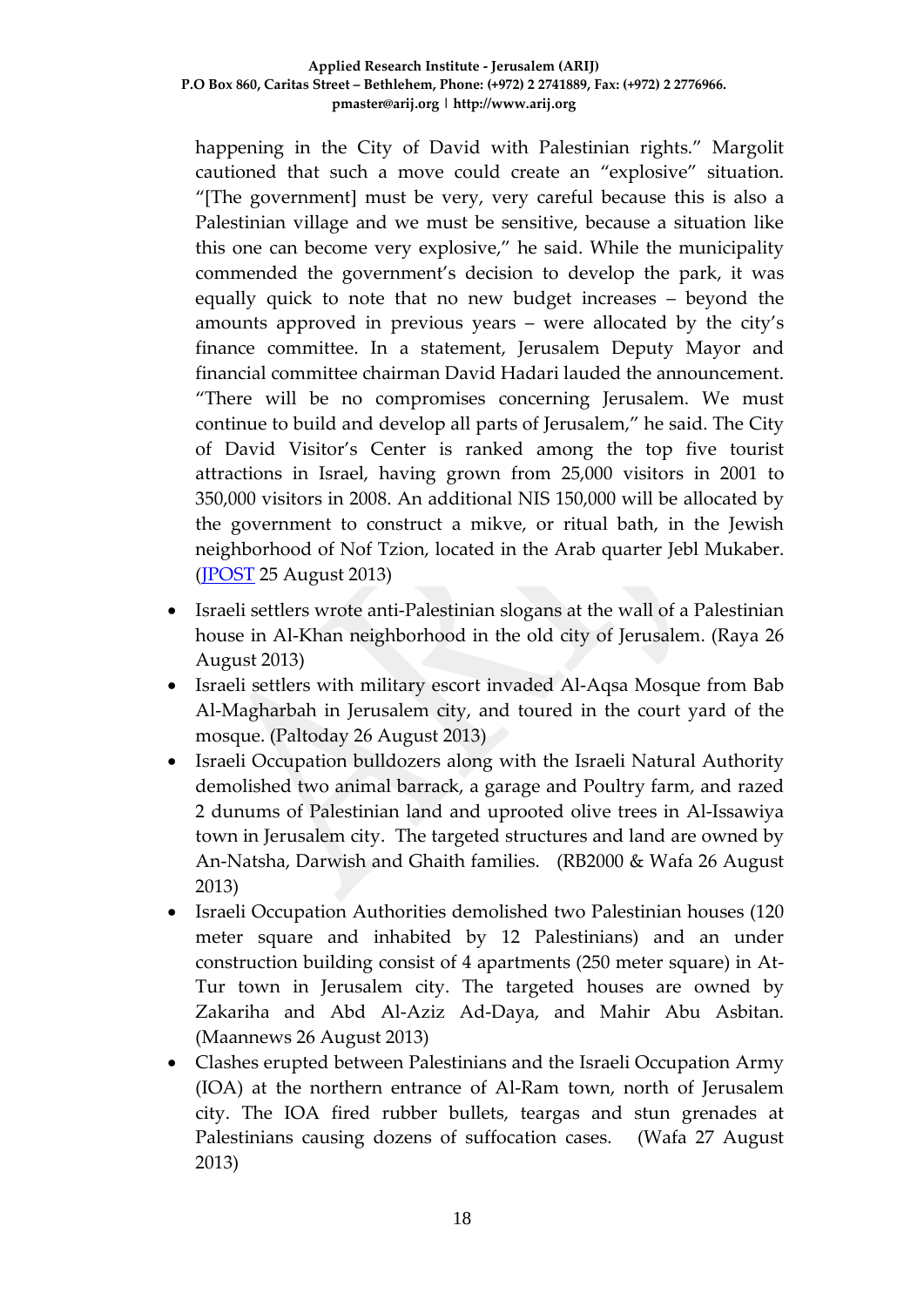happening in the City of David with Palestinian rights." Margolit cautioned that such a move could create an "explosive" situation. "[The government] must be very, very careful because this is also a Palestinian village and we must be sensitive, because a situation like this one can become very explosive," he said. While the municipality commended the government's decision to develop the park, it was equally quick to note that no new budget increases – beyond the amounts approved in previous years – were allocated by the city's finance committee. In a statement, Jerusalem Deputy Mayor and financial committee chairman David Hadari lauded the announcement. "There will be no compromises concerning Jerusalem. We must continue to build and develop all parts of Jerusalem," he said. The City of David Visitor's Center is ranked among the top five tourist attractions in Israel, having grown from 25,000 visitors in 2001 to 350,000 visitors in 2008. An additional NIS 150,000 will be allocated by the government to construct a mikve, or ritual bath, in the Jewish neighborhood of Nof Tzion, located in the Arab quarter Jebl Mukaber. (JPOST 25 August 2013)

- Israeli settlers wrote anti-Palestinian slogans at the wall of a Palestinian house in Al-Khan neighborhood in the old city of Jerusalem. (Raya 26 August 2013)
- Israeli settlers with military escort invaded Al-Aqsa Mosque from Bab Al-Magharbah in Jerusalem city, and toured in the court yard of the mosque. (Paltoday 26 August 2013)
- Israeli Occupation bulldozers along with the Israeli Natural Authority demolished two animal barrack, a garage and Poultry farm, and razed 2 dunums of Palestinian land and uprooted olive trees in Al-Issawiya town in Jerusalem city. The targeted structures and land are owned by An-Natsha, Darwish and Ghaith families. (RB2000 & Wafa 26 August 2013)
- Israeli Occupation Authorities demolished two Palestinian houses (120 meter square and inhabited by 12 Palestinians) and an under construction building consist of 4 apartments (250 meter square) in At-Tur town in Jerusalem city. The targeted houses are owned by Zakariha and Abd Al-Aziz Ad-Daya, and Mahir Abu Asbitan. (Maannews 26 August 2013)
- Clashes erupted between Palestinians and the Israeli Occupation Army (IOA) at the northern entrance of Al-Ram town, north of Jerusalem city. The IOA fired rubber bullets, teargas and stun grenades at Palestinians causing dozens of suffocation cases. (Wafa 27 August 2013)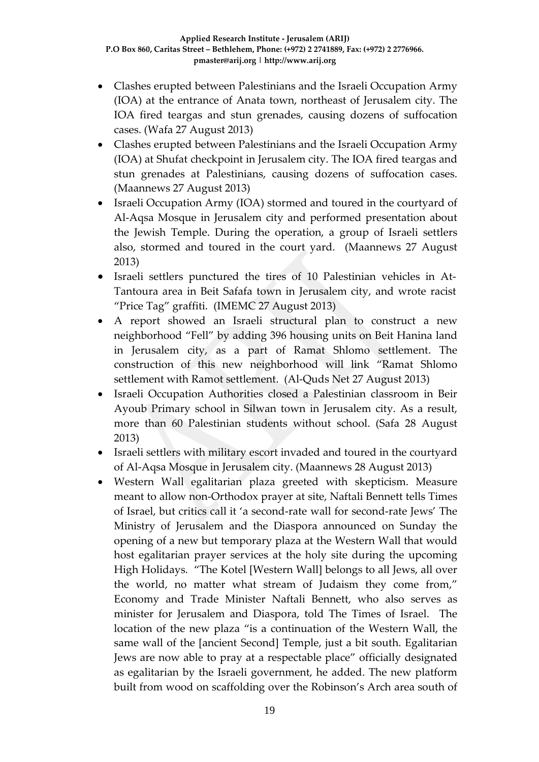- Clashes erupted between Palestinians and the Israeli Occupation Army (IOA) at the entrance of Anata town, northeast of Jerusalem city. The IOA fired teargas and stun grenades, causing dozens of suffocation cases. (Wafa 27 August 2013)
- Clashes erupted between Palestinians and the Israeli Occupation Army (IOA) at Shufat checkpoint in Jerusalem city. The IOA fired teargas and stun grenades at Palestinians, causing dozens of suffocation cases. (Maannews 27 August 2013)
- Israeli Occupation Army (IOA) stormed and toured in the courtyard of Al-Aqsa Mosque in Jerusalem city and performed presentation about the Jewish Temple. During the operation, a group of Israeli settlers also, stormed and toured in the court yard. (Maannews 27 August 2013)
- Israeli settlers punctured the tires of 10 Palestinian vehicles in At-Tantoura area in Beit Safafa town in Jerusalem city, and wrote racist "Price Tag" graffiti. (IMEMC 27 August 2013)
- A report showed an Israeli structural plan to construct a new neighborhood "Fell" by adding 396 housing units on Beit Hanina land in Jerusalem city, as a part of Ramat Shlomo settlement. The construction of this new neighborhood will link "Ramat Shlomo settlement with Ramot settlement. (Al-Quds Net 27 August 2013)
- Israeli Occupation Authorities closed a Palestinian classroom in Beir Ayoub Primary school in Silwan town in Jerusalem city. As a result, more than 60 Palestinian students without school. (Safa 28 August 2013)
- Israeli settlers with military escort invaded and toured in the courtyard of Al-Aqsa Mosque in Jerusalem city. (Maannews 28 August 2013)
- Western Wall egalitarian plaza greeted with skepticism. Measure meant to allow non-Orthodox prayer at site, Naftali Bennett tells Times of Israel, but critics call it 'a second-rate wall for second-rate Jews' The Ministry of Jerusalem and the Diaspora announced on Sunday the opening of a new but temporary plaza at the Western Wall that would host egalitarian prayer services at the holy site during the upcoming High Holidays. "The Kotel [Western Wall] belongs to all Jews, all over the world, no matter what stream of Judaism they come from," Economy and Trade Minister Naftali Bennett, who also serves as minister for Jerusalem and Diaspora, told The Times of Israel. The location of the new plaza "is a continuation of the Western Wall, the same wall of the [ancient Second] Temple, just a bit south. Egalitarian Jews are now able to pray at a respectable place" officially designated as egalitarian by the Israeli government, he added. The new platform built from wood on scaffolding over the Robinson's Arch area south of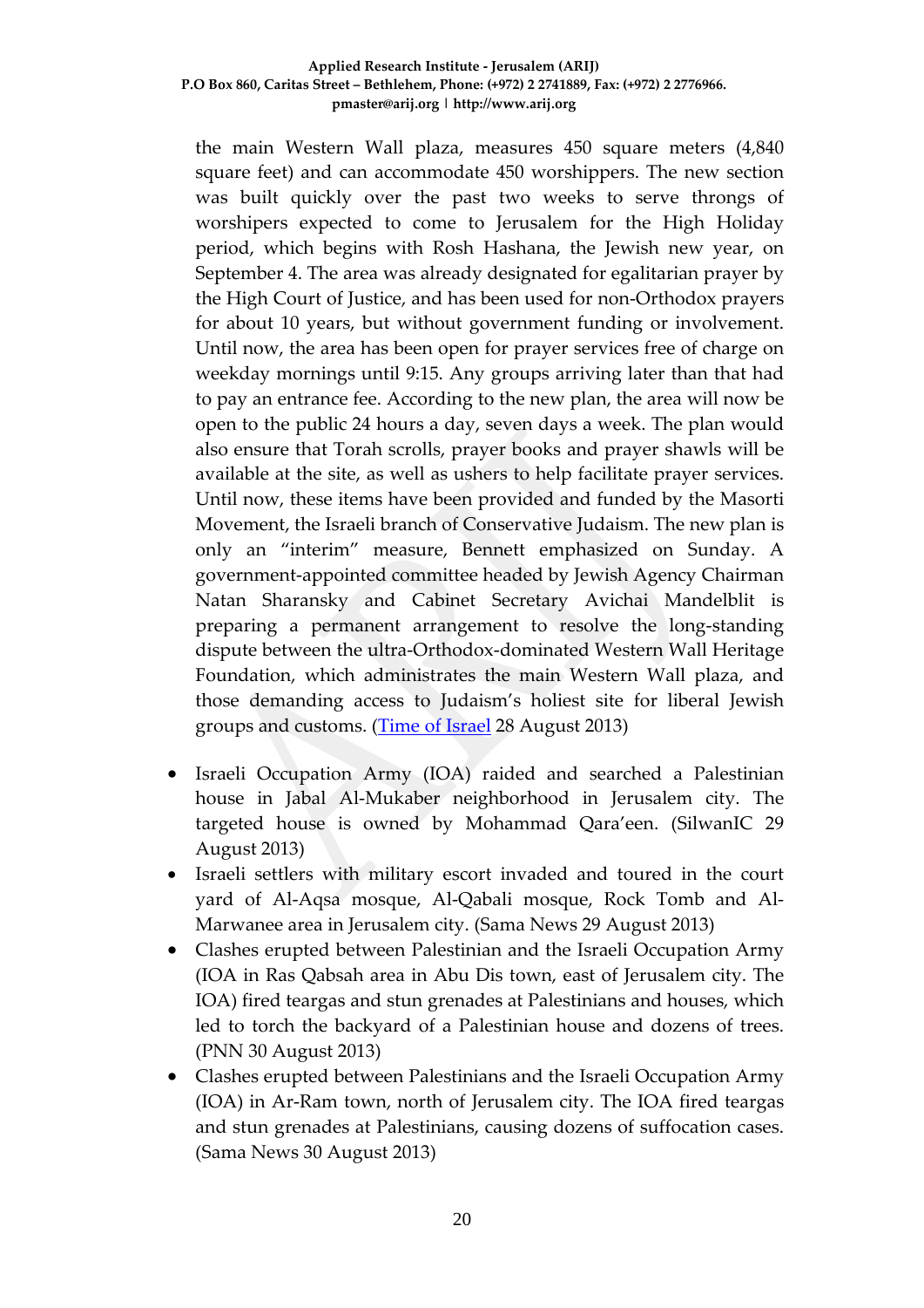the main Western Wall plaza, measures 450 square meters (4,840 square feet) and can accommodate 450 worshippers. The new section was built quickly over the past two weeks to serve throngs of worshipers expected to come to Jerusalem for the High Holiday period, which begins with Rosh Hashana, the Jewish new year, on September 4. The area was already designated for egalitarian prayer by the High Court of Justice, and has been used for non-Orthodox prayers for about 10 years, but without government funding or involvement. Until now, the area has been open for prayer services free of charge on weekday mornings until 9:15. Any groups arriving later than that had to pay an entrance fee. According to the new plan, the area will now be open to the public 24 hours a day, seven days a week. The plan would also ensure that Torah scrolls, prayer books and prayer shawls will be available at the site, as well as ushers to help facilitate prayer services. Until now, these items have been provided and funded by the Masorti Movement, the Israeli branch of Conservative Judaism. The new plan is only an "interim" measure, Bennett emphasized on Sunday. A government-appointed committee headed by Jewish Agency Chairman Natan Sharansky and Cabinet Secretary Avichai Mandelblit is preparing a permanent arrangement to resolve the long-standing dispute between the ultra-Orthodox-dominated Western Wall Heritage Foundation, which administrates the main Western Wall plaza, and those demanding access to Judaism's holiest site for liberal Jewish groups and customs. (Time of Israel 28 August 2013)

- Israeli Occupation Army (IOA) raided and searched a Palestinian house in Jabal Al-Mukaber neighborhood in Jerusalem city. The targeted house is owned by Mohammad Qara'een. (SilwanIC 29 August 2013)
- Israeli settlers with military escort invaded and toured in the court yard of Al-Aqsa mosque, Al-Qabali mosque, Rock Tomb and Al-Marwanee area in Jerusalem city. (Sama News 29 August 2013)
- Clashes erupted between Palestinian and the Israeli Occupation Army (IOA in Ras Qabsah area in Abu Dis town, east of Jerusalem city. The IOA) fired teargas and stun grenades at Palestinians and houses, which led to torch the backyard of a Palestinian house and dozens of trees. (PNN 30 August 2013)
- Clashes erupted between Palestinians and the Israeli Occupation Army (IOA) in Ar-Ram town, north of Jerusalem city. The IOA fired teargas and stun grenades at Palestinians, causing dozens of suffocation cases. (Sama News 30 August 2013)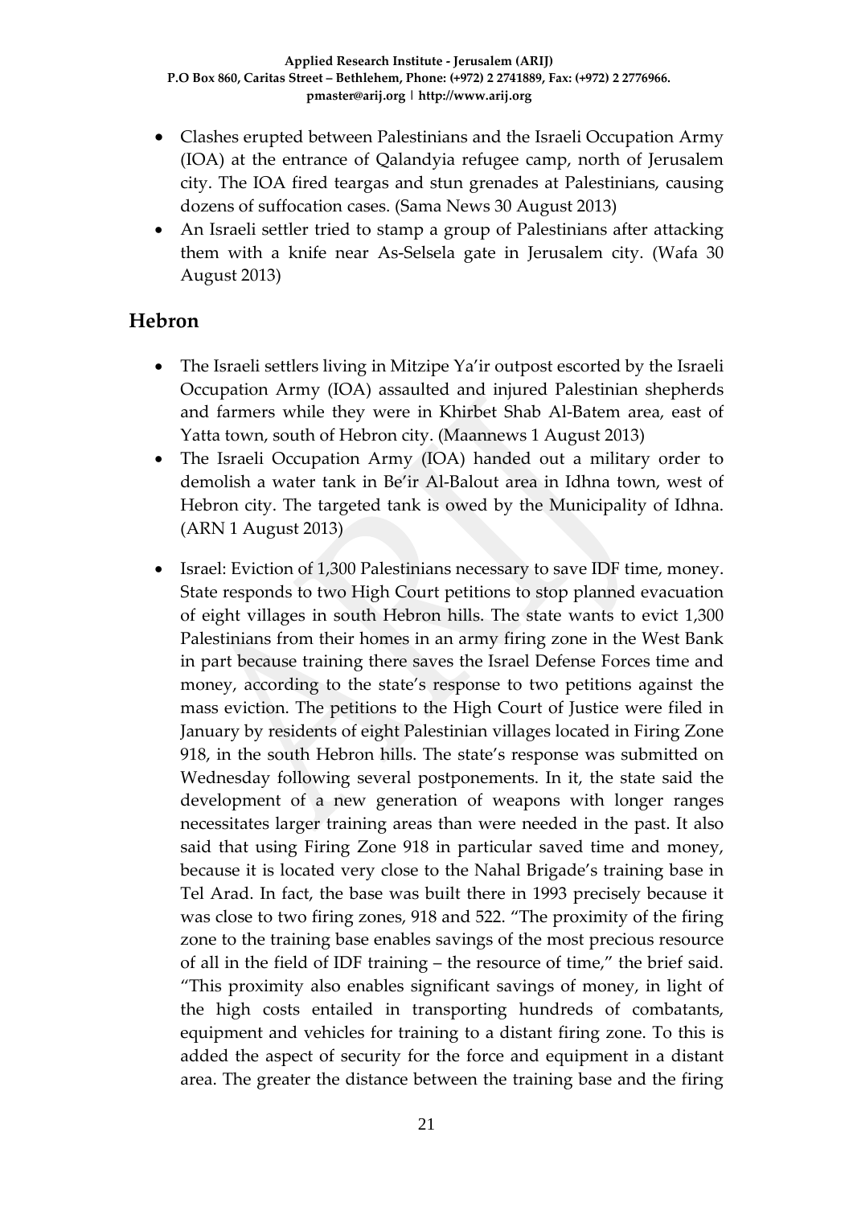- Clashes erupted between Palestinians and the Israeli Occupation Army (IOA) at the entrance of Qalandyia refugee camp, north of Jerusalem city. The IOA fired teargas and stun grenades at Palestinians, causing dozens of suffocation cases. (Sama News 30 August 2013)
- An Israeli settler tried to stamp a group of Palestinians after attacking them with a knife near As-Selsela gate in Jerusalem city. (Wafa 30 August 2013)

## Hebron

- The Israeli settlers living in Mitzipe Ya'ir outpost escorted by the Israeli Occupation Army (IOA) assaulted and injured Palestinian shepherds and farmers while they were in Khirbet Shab Al-Batem area, east of Yatta town, south of Hebron city. (Maannews 1 August 2013)
- The Israeli Occupation Army (IOA) handed out a military order to demolish a water tank in Be'ir Al-Balout area in Idhna town, west of Hebron city. The targeted tank is owed by the Municipality of Idhna. (ARN 1 August 2013)
- Israel: Eviction of 1,300 Palestinians necessary to save IDF time, money. State responds to two High Court petitions to stop planned evacuation of eight villages in south Hebron hills. The state wants to evict 1,300 Palestinians from their homes in an army firing zone in the West Bank in part because training there saves the Israel Defense Forces time and money, according to the state's response to two petitions against the mass eviction. The petitions to the High Court of Justice were filed in January by residents of eight Palestinian villages located in Firing Zone 918, in the south Hebron hills. The state's response was submitted on Wednesday following several postponements. In it, the state said the development of a new generation of weapons with longer ranges necessitates larger training areas than were needed in the past. It also said that using Firing Zone 918 in particular saved time and money, because it is located very close to the Nahal Brigade's training base in Tel Arad. In fact, the base was built there in 1993 precisely because it was close to two firing zones, 918 and 522. "The proximity of the firing zone to the training base enables savings of the most precious resource of all in the field of IDF training – the resource of time," the brief said. "This proximity also enables significant savings of money, in light of the high costs entailed in transporting hundreds of combatants, equipment and vehicles for training to a distant firing zone. To this is added the aspect of security for the force and equipment in a distant area. The greater the distance between the training base and the firing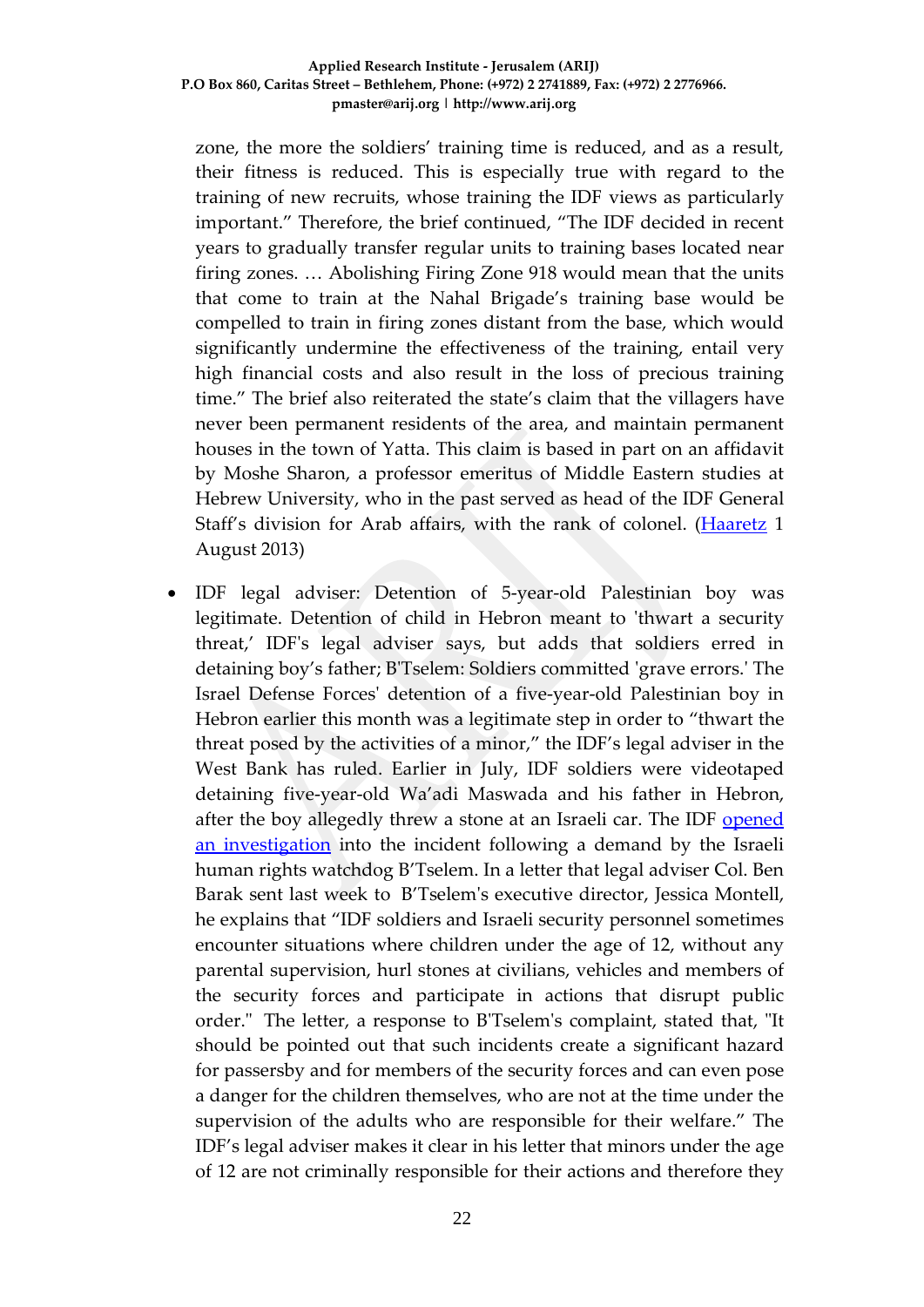zone, the more the soldiers' training time is reduced, and as a result, their fitness is reduced. This is especially true with regard to the training of new recruits, whose training the IDF views as particularly important." Therefore, the brief continued, "The IDF decided in recent years to gradually transfer regular units to training bases located near firing zones. … Abolishing Firing Zone 918 would mean that the units that come to train at the Nahal Brigade's training base would be compelled to train in firing zones distant from the base, which would significantly undermine the effectiveness of the training, entail very high financial costs and also result in the loss of precious training time." The brief also reiterated the state's claim that the villagers have never been permanent residents of the area, and maintain permanent houses in the town of Yatta. This claim is based in part on an affidavit by Moshe Sharon, a professor emeritus of Middle Eastern studies at Hebrew University, who in the past served as head of the IDF General Staff's division for Arab affairs, with the rank of colonel. (Haaretz 1 August 2013)

- IDF legal adviser: Detention of 5-year-old Palestinian boy was legitimate. Detention of child in Hebron meant to 'thwart a security threat,' IDF's legal adviser says, but adds that soldiers erred in detaining boy's father; B'Tselem: Soldiers committed 'grave errors.' The Israel Defense Forces' detention of a five-year-old Palestinian boy in Hebron earlier this month was a legitimate step in order to "thwart the threat posed by the activities of a minor," the IDF's legal adviser in the West Bank has ruled. Earlier in July, IDF soldiers were videotaped detaining five-year-old Wa'adi Maswada and his father in Hebron, after the boy allegedly threw a stone at an Israeli car. The IDF opened an investigation into the incident following a demand by the Israeli human rights watchdog B'Tselem. In a letter that legal adviser Col. Ben Barak sent last week to B'Tselem's executive director, Jessica Montell, he explains that "IDF soldiers and Israeli security personnel sometimes encounter situations where children under the age of 12, without any parental supervision, hurl stones at civilians, vehicles and members of the security forces and participate in actions that disrupt public order." The letter, a response to B'Tselem's complaint, stated that, "It should be pointed out that such incidents create a significant hazard for passersby and for members of the security forces and can even pose a danger for the children themselves, who are not at the time under the supervision of the adults who are responsible for their welfare." The IDF's legal adviser makes it clear in his letter that minors under the age of 12 are not criminally responsible for their actions and therefore they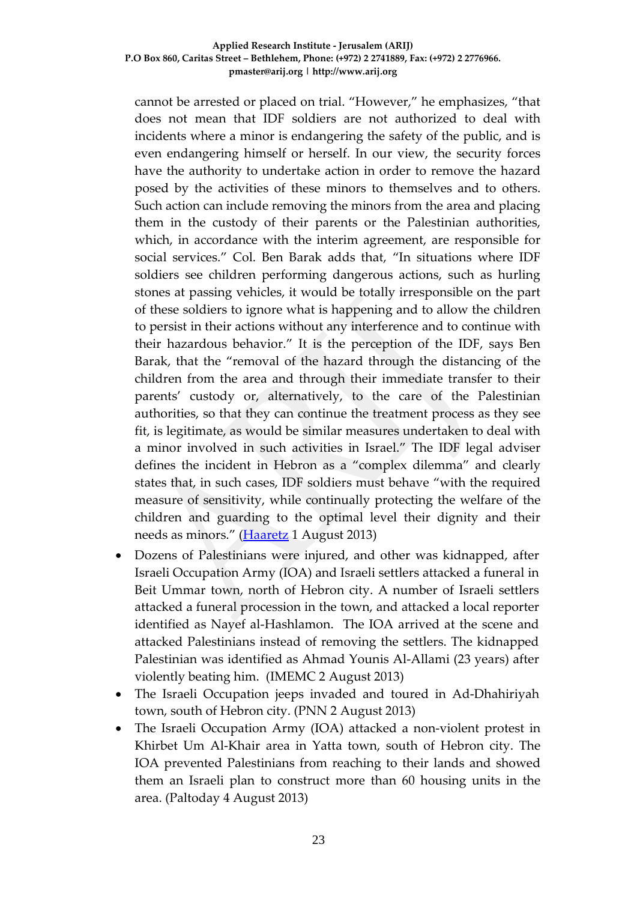cannot be arrested or placed on trial. "However," he emphasizes, "that does not mean that IDF soldiers are not authorized to deal with incidents where a minor is endangering the safety of the public, and is even endangering himself or herself. In our view, the security forces have the authority to undertake action in order to remove the hazard posed by the activities of these minors to themselves and to others. Such action can include removing the minors from the area and placing them in the custody of their parents or the Palestinian authorities, which, in accordance with the interim agreement, are responsible for social services." Col. Ben Barak adds that, "In situations where IDF soldiers see children performing dangerous actions, such as hurling stones at passing vehicles, it would be totally irresponsible on the part of these soldiers to ignore what is happening and to allow the children to persist in their actions without any interference and to continue with their hazardous behavior." It is the perception of the IDF, says Ben Barak, that the "removal of the hazard through the distancing of the children from the area and through their immediate transfer to their parents' custody or, alternatively, to the care of the Palestinian authorities, so that they can continue the treatment process as they see fit, is legitimate, as would be similar measures undertaken to deal with a minor involved in such activities in Israel." The IDF legal adviser defines the incident in Hebron as a "complex dilemma" and clearly states that, in such cases, IDF soldiers must behave "with the required measure of sensitivity, while continually protecting the welfare of the children and guarding to the optimal level their dignity and their needs as minors." (Haaretz 1 August 2013)

- Dozens of Palestinians were injured, and other was kidnapped, after Israeli Occupation Army (IOA) and Israeli settlers attacked a funeral in Beit Ummar town, north of Hebron city. A number of Israeli settlers attacked a funeral procession in the town, and attacked a local reporter identified as Nayef al-Hashlamon. The IOA arrived at the scene and attacked Palestinians instead of removing the settlers. The kidnapped Palestinian was identified as Ahmad Younis Al-Allami (23 years) after violently beating him. (IMEMC 2 August 2013)
- The Israeli Occupation jeeps invaded and toured in Ad-Dhahiriyah town, south of Hebron city. (PNN 2 August 2013)
- The Israeli Occupation Army (IOA) attacked a non-violent protest in Khirbet Um Al-Khair area in Yatta town, south of Hebron city. The IOA prevented Palestinians from reaching to their lands and showed them an Israeli plan to construct more than 60 housing units in the area. (Paltoday 4 August 2013)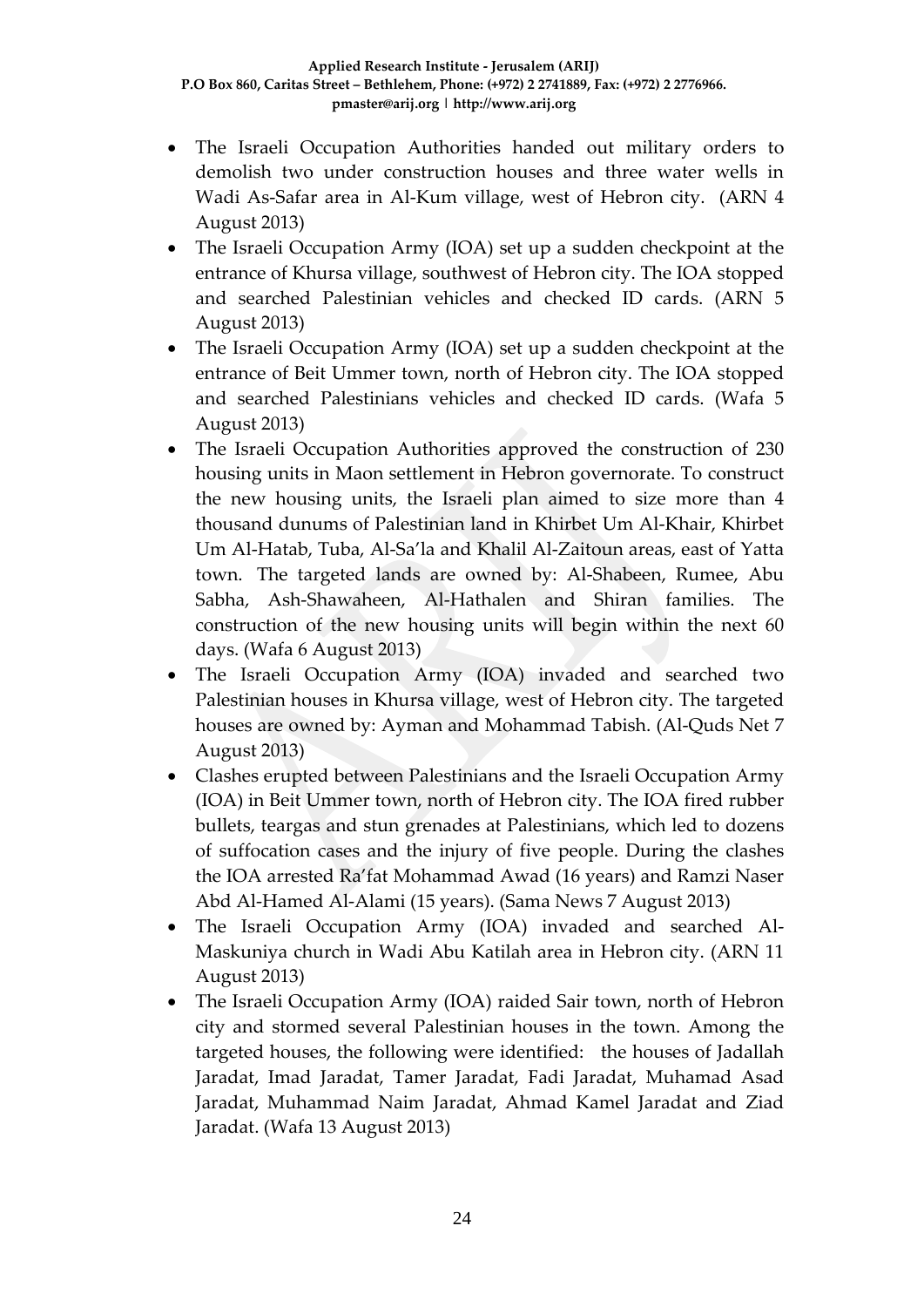- The Israeli Occupation Authorities handed out military orders to demolish two under construction houses and three water wells in Wadi As-Safar area in Al-Kum village, west of Hebron city. (ARN 4 August 2013)
- The Israeli Occupation Army (IOA) set up a sudden checkpoint at the entrance of Khursa village, southwest of Hebron city. The IOA stopped and searched Palestinian vehicles and checked ID cards. (ARN 5 August 2013)
- The Israeli Occupation Army (IOA) set up a sudden checkpoint at the entrance of Beit Ummer town, north of Hebron city. The IOA stopped and searched Palestinians vehicles and checked ID cards. (Wafa 5 August 2013)
- The Israeli Occupation Authorities approved the construction of 230 housing units in Maon settlement in Hebron governorate. To construct the new housing units, the Israeli plan aimed to size more than 4 thousand dunums of Palestinian land in Khirbet Um Al-Khair, Khirbet Um Al-Hatab, Tuba, Al-Sa'la and Khalil Al-Zaitoun areas, east of Yatta town. The targeted lands are owned by: Al-Shabeen, Rumee, Abu Sabha, Ash-Shawaheen, Al-Hathalen and Shiran families. The construction of the new housing units will begin within the next 60 days. (Wafa 6 August 2013)
- The Israeli Occupation Army (IOA) invaded and searched two Palestinian houses in Khursa village, west of Hebron city. The targeted houses are owned by: Ayman and Mohammad Tabish. (Al-Quds Net 7 August 2013)
- Clashes erupted between Palestinians and the Israeli Occupation Army (IOA) in Beit Ummer town, north of Hebron city. The IOA fired rubber bullets, teargas and stun grenades at Palestinians, which led to dozens of suffocation cases and the injury of five people. During the clashes the IOA arrested Ra'fat Mohammad Awad (16 years) and Ramzi Naser Abd Al-Hamed Al-Alami (15 years). (Sama News 7 August 2013)
- The Israeli Occupation Army (IOA) invaded and searched Al-Maskuniya church in Wadi Abu Katilah area in Hebron city. (ARN 11 August 2013)
- The Israeli Occupation Army (IOA) raided Sair town, north of Hebron city and stormed several Palestinian houses in the town. Among the targeted houses, the following were identified: the houses of Jadallah Jaradat, Imad Jaradat, Tamer Jaradat, Fadi Jaradat, Muhamad Asad Jaradat, Muhammad Naim Jaradat, Ahmad Kamel Jaradat and Ziad Jaradat. (Wafa 13 August 2013)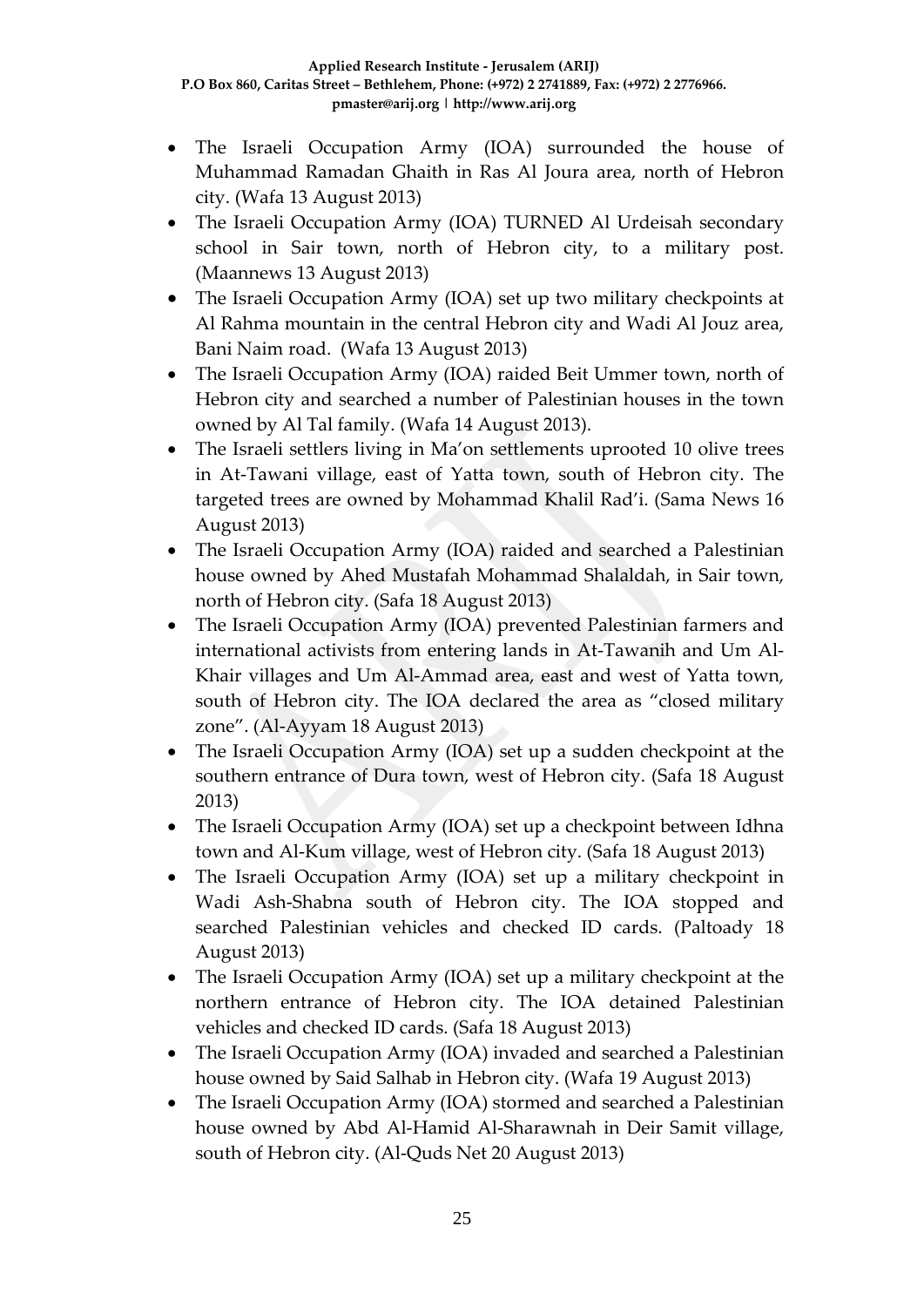- The Israeli Occupation Army (IOA) surrounded the house of Muhammad Ramadan Ghaith in Ras Al Joura area, north of Hebron city. (Wafa 13 August 2013)
- The Israeli Occupation Army (IOA) TURNED Al Urdeisah secondary school in Sair town, north of Hebron city, to a military post. (Maannews 13 August 2013)
- The Israeli Occupation Army (IOA) set up two military checkpoints at Al Rahma mountain in the central Hebron city and Wadi Al Jouz area, Bani Naim road. (Wafa 13 August 2013)
- The Israeli Occupation Army (IOA) raided Beit Ummer town, north of Hebron city and searched a number of Palestinian houses in the town owned by Al Tal family. (Wafa 14 August 2013).
- The Israeli settlers living in Ma'on settlements uprooted 10 olive trees in At-Tawani village, east of Yatta town, south of Hebron city. The targeted trees are owned by Mohammad Khalil Rad'i. (Sama News 16 August 2013)
- The Israeli Occupation Army (IOA) raided and searched a Palestinian house owned by Ahed Mustafah Mohammad Shalaldah, in Sair town, north of Hebron city. (Safa 18 August 2013)
- The Israeli Occupation Army (IOA) prevented Palestinian farmers and international activists from entering lands in At-Tawanih and Um Al-Khair villages and Um Al-Ammad area, east and west of Yatta town, south of Hebron city. The IOA declared the area as "closed military zone". (Al-Ayyam 18 August 2013)
- The Israeli Occupation Army (IOA) set up a sudden checkpoint at the southern entrance of Dura town, west of Hebron city. (Safa 18 August 2013)
- The Israeli Occupation Army (IOA) set up a checkpoint between Idhna town and Al-Kum village, west of Hebron city. (Safa 18 August 2013)
- The Israeli Occupation Army (IOA) set up a military checkpoint in Wadi Ash-Shabna south of Hebron city. The IOA stopped and searched Palestinian vehicles and checked ID cards. (Paltoady 18 August 2013)
- The Israeli Occupation Army (IOA) set up a military checkpoint at the northern entrance of Hebron city. The IOA detained Palestinian vehicles and checked ID cards. (Safa 18 August 2013)
- The Israeli Occupation Army (IOA) invaded and searched a Palestinian house owned by Said Salhab in Hebron city. (Wafa 19 August 2013)
- The Israeli Occupation Army (IOA) stormed and searched a Palestinian house owned by Abd Al-Hamid Al-Sharawnah in Deir Samit village, south of Hebron city. (Al-Quds Net 20 August 2013)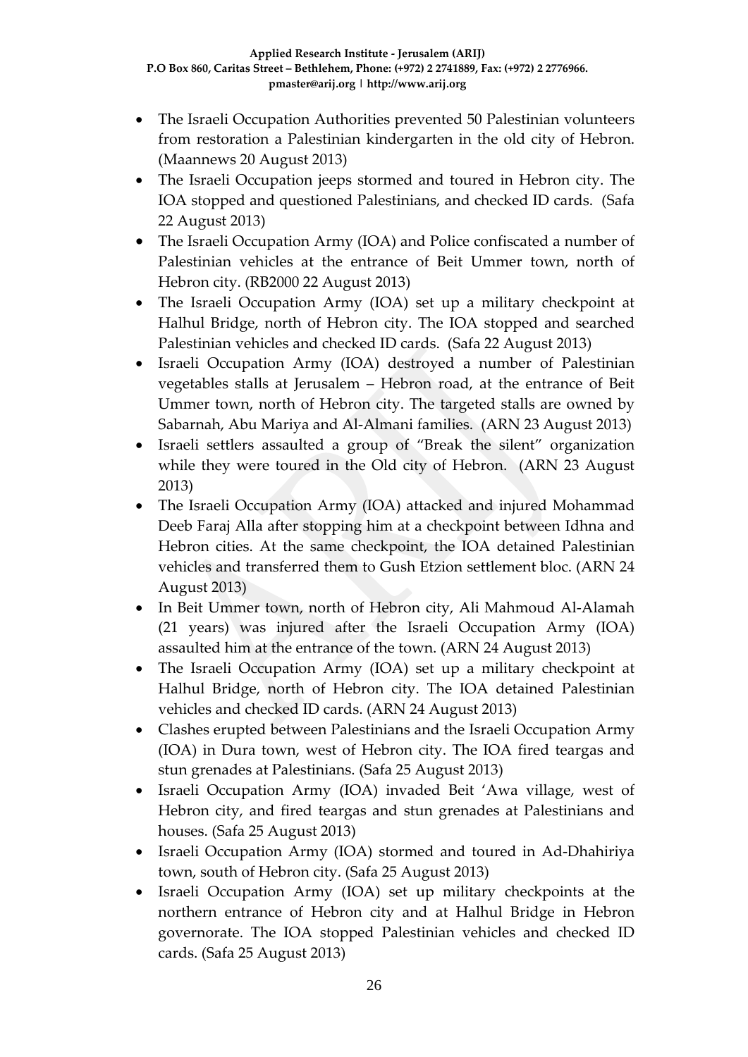- The Israeli Occupation Authorities prevented 50 Palestinian volunteers from restoration a Palestinian kindergarten in the old city of Hebron. (Maannews 20 August 2013)
- The Israeli Occupation jeeps stormed and toured in Hebron city. The IOA stopped and questioned Palestinians, and checked ID cards. (Safa 22 August 2013)
- The Israeli Occupation Army (IOA) and Police confiscated a number of Palestinian vehicles at the entrance of Beit Ummer town, north of Hebron city. (RB2000 22 August 2013)
- The Israeli Occupation Army (IOA) set up a military checkpoint at Halhul Bridge, north of Hebron city. The IOA stopped and searched Palestinian vehicles and checked ID cards. (Safa 22 August 2013)
- Israeli Occupation Army (IOA) destroyed a number of Palestinian vegetables stalls at Jerusalem – Hebron road, at the entrance of Beit Ummer town, north of Hebron city. The targeted stalls are owned by Sabarnah, Abu Mariya and Al-Almani families. (ARN 23 August 2013)
- Israeli settlers assaulted a group of "Break the silent" organization while they were toured in the Old city of Hebron. (ARN 23 August 2013)
- The Israeli Occupation Army (IOA) attacked and injured Mohammad Deeb Faraj Alla after stopping him at a checkpoint between Idhna and Hebron cities. At the same checkpoint, the IOA detained Palestinian vehicles and transferred them to Gush Etzion settlement bloc. (ARN 24 August 2013)
- In Beit Ummer town, north of Hebron city, Ali Mahmoud Al-Alamah (21 years) was injured after the Israeli Occupation Army (IOA) assaulted him at the entrance of the town. (ARN 24 August 2013)
- The Israeli Occupation Army (IOA) set up a military checkpoint at Halhul Bridge, north of Hebron city. The IOA detained Palestinian vehicles and checked ID cards. (ARN 24 August 2013)
- Clashes erupted between Palestinians and the Israeli Occupation Army (IOA) in Dura town, west of Hebron city. The IOA fired teargas and stun grenades at Palestinians. (Safa 25 August 2013)
- Israeli Occupation Army (IOA) invaded Beit 'Awa village, west of Hebron city, and fired teargas and stun grenades at Palestinians and houses. (Safa 25 August 2013)
- Israeli Occupation Army (IOA) stormed and toured in Ad-Dhahiriya town, south of Hebron city. (Safa 25 August 2013)
- Israeli Occupation Army (IOA) set up military checkpoints at the northern entrance of Hebron city and at Halhul Bridge in Hebron governorate. The IOA stopped Palestinian vehicles and checked ID cards. (Safa 25 August 2013)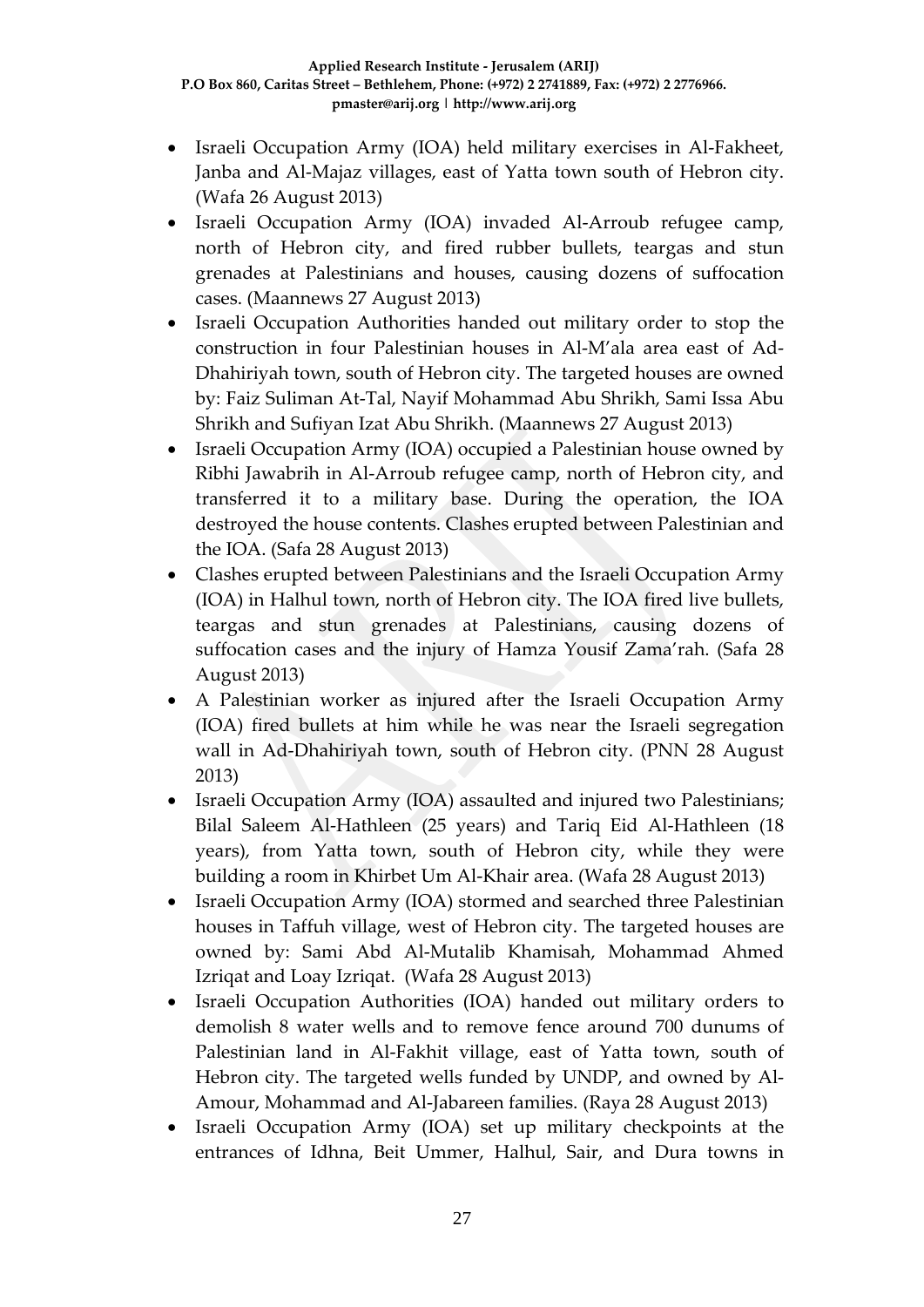- Israeli Occupation Army (IOA) held military exercises in Al-Fakheet, Janba and Al-Majaz villages, east of Yatta town south of Hebron city. (Wafa 26 August 2013)
- Israeli Occupation Army (IOA) invaded Al-Arroub refugee camp, north of Hebron city, and fired rubber bullets, teargas and stun grenades at Palestinians and houses, causing dozens of suffocation cases. (Maannews 27 August 2013)
- Israeli Occupation Authorities handed out military order to stop the construction in four Palestinian houses in Al-M'ala area east of Ad-Dhahiriyah town, south of Hebron city. The targeted houses are owned by: Faiz Suliman At-Tal, Nayif Mohammad Abu Shrikh, Sami Issa Abu Shrikh and Sufiyan Izat Abu Shrikh. (Maannews 27 August 2013)
- Israeli Occupation Army (IOA) occupied a Palestinian house owned by Ribhi Jawabrih in Al-Arroub refugee camp, north of Hebron city, and transferred it to a military base. During the operation, the IOA destroyed the house contents. Clashes erupted between Palestinian and the IOA. (Safa 28 August 2013)
- Clashes erupted between Palestinians and the Israeli Occupation Army (IOA) in Halhul town, north of Hebron city. The IOA fired live bullets, teargas and stun grenades at Palestinians, causing dozens of suffocation cases and the injury of Hamza Yousif Zama'rah. (Safa 28 August 2013)
- A Palestinian worker as injured after the Israeli Occupation Army (IOA) fired bullets at him while he was near the Israeli segregation wall in Ad-Dhahiriyah town, south of Hebron city. (PNN 28 August 2013)
- Israeli Occupation Army (IOA) assaulted and injured two Palestinians; Bilal Saleem Al-Hathleen (25 years) and Tariq Eid Al-Hathleen (18 years), from Yatta town, south of Hebron city, while they were building a room in Khirbet Um Al-Khair area. (Wafa 28 August 2013)
- Israeli Occupation Army (IOA) stormed and searched three Palestinian houses in Taffuh village, west of Hebron city. The targeted houses are owned by: Sami Abd Al-Mutalib Khamisah, Mohammad Ahmed Izriqat and Loay Izriqat. (Wafa 28 August 2013)
- Israeli Occupation Authorities (IOA) handed out military orders to demolish 8 water wells and to remove fence around 700 dunums of Palestinian land in Al-Fakhit village, east of Yatta town, south of Hebron city. The targeted wells funded by UNDP, and owned by Al-Amour, Mohammad and Al-Jabareen families. (Raya 28 August 2013)
- Israeli Occupation Army (IOA) set up military checkpoints at the entrances of Idhna, Beit Ummer, Halhul, Sair, and Dura towns in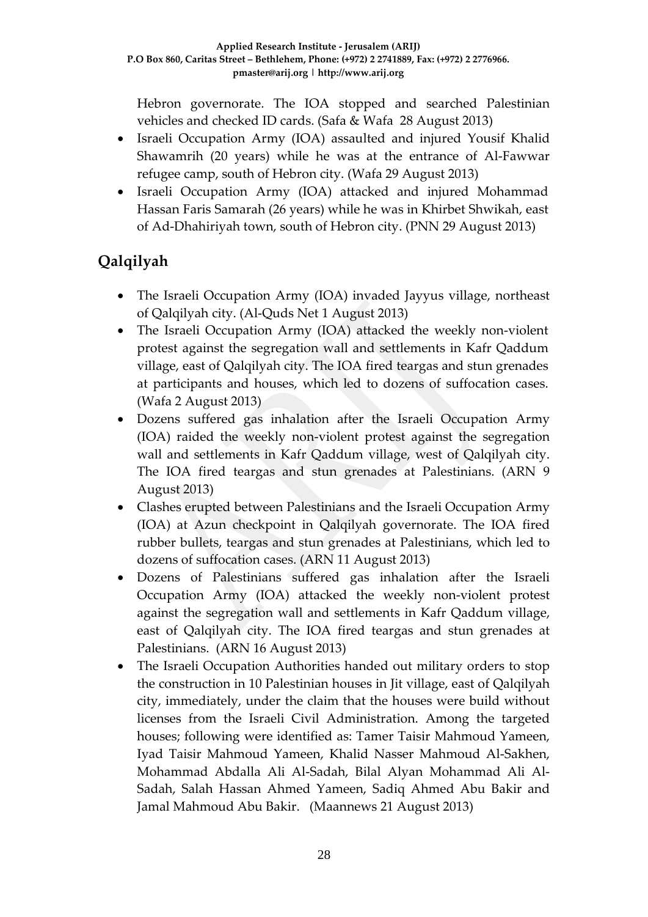Hebron governorate. The IOA stopped and searched Palestinian vehicles and checked ID cards. (Safa & Wafa 28 August 2013)

- Israeli Occupation Army (IOA) assaulted and injured Yousif Khalid Shawamrih (20 years) while he was at the entrance of Al-Fawwar refugee camp, south of Hebron city. (Wafa 29 August 2013)
- Israeli Occupation Army (IOA) attacked and injured Mohammad Hassan Faris Samarah (26 years) while he was in Khirbet Shwikah, east of Ad-Dhahiriyah town, south of Hebron city. (PNN 29 August 2013)

## Qalqilyah

- The Israeli Occupation Army (IOA) invaded Jayyus village, northeast of Qalqilyah city. (Al-Quds Net 1 August 2013)
- The Israeli Occupation Army (IOA) attacked the weekly non-violent protest against the segregation wall and settlements in Kafr Qaddum village, east of Qalqilyah city. The IOA fired teargas and stun grenades at participants and houses, which led to dozens of suffocation cases. (Wafa 2 August 2013)
- Dozens suffered gas inhalation after the Israeli Occupation Army (IOA) raided the weekly non-violent protest against the segregation wall and settlements in Kafr Qaddum village, west of Qalqilyah city. The IOA fired teargas and stun grenades at Palestinians. (ARN 9 August 2013)
- Clashes erupted between Palestinians and the Israeli Occupation Army (IOA) at Azun checkpoint in Qalqilyah governorate. The IOA fired rubber bullets, teargas and stun grenades at Palestinians, which led to dozens of suffocation cases. (ARN 11 August 2013)
- Dozens of Palestinians suffered gas inhalation after the Israeli Occupation Army (IOA) attacked the weekly non-violent protest against the segregation wall and settlements in Kafr Qaddum village, east of Qalqilyah city. The IOA fired teargas and stun grenades at Palestinians. (ARN 16 August 2013)
- The Israeli Occupation Authorities handed out military orders to stop the construction in 10 Palestinian houses in Jit village, east of Qalqilyah city, immediately, under the claim that the houses were build without licenses from the Israeli Civil Administration. Among the targeted houses; following were identified as: Tamer Taisir Mahmoud Yameen, Iyad Taisir Mahmoud Yameen, Khalid Nasser Mahmoud Al-Sakhen, Mohammad Abdalla Ali Al-Sadah, Bilal Alyan Mohammad Ali Al-Sadah, Salah Hassan Ahmed Yameen, Sadiq Ahmed Abu Bakir and Jamal Mahmoud Abu Bakir. (Maannews 21 August 2013)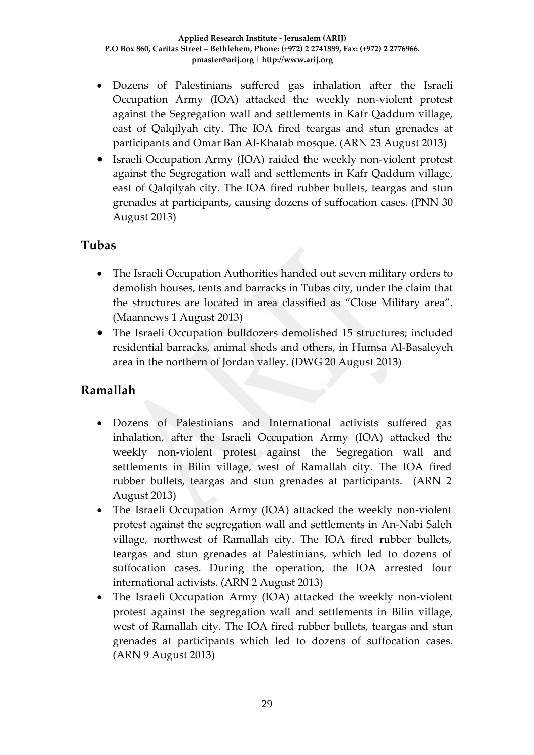- Dozens of Palestinians suffered gas inhalation after the Israeli Occupation Army (IOA) attacked the weekly non-violent protest against the Segregation wall and settlements in Kafr Qaddum village, east of Qalqilyah city. The IOA fired teargas and stun grenades at participants and Omar Ban Al-Khatab mosque. (ARN 23 August 2013)
- Israeli Occupation Army (IOA) raided the weekly non-violent protest against the Segregation wall and settlements in Kafr Qaddum village, east of Qalqilyah city. The IOA fired rubber bullets, teargas and stun grenades at participants, causing dozens of suffocation cases. (PNN 30 August 2013)

## Tubas

- The Israeli Occupation Authorities handed out seven military orders to demolish houses, tents and barracks in Tubas city, under the claim that the structures are located in area classified as "Close Military area". (Maannews 1 August 2013)
- The Israeli Occupation bulldozers demolished 15 structures; included residential barracks, animal sheds and others, in Humsa Al-Basaleyeh area in the northern of Jordan valley. (DWG 20 August 2013)

## Ramallah

- Dozens of Palestinians and International activists suffered gas inhalation, after the Israeli Occupation Army (IOA) attacked the weekly non-violent protest against the Segregation wall and settlements in Bilin village, west of Ramallah city. The IOA fired rubber bullets, teargas and stun grenades at participants. (ARN 2 August 2013)
- The Israeli Occupation Army (IOA) attacked the weekly non-violent protest against the segregation wall and settlements in An-Nabi Saleh village, northwest of Ramallah city. The IOA fired rubber bullets, teargas and stun grenades at Palestinians, which led to dozens of suffocation cases. During the operation, the IOA arrested four international activists. (ARN 2 August 2013)
- The Israeli Occupation Army (IOA) attacked the weekly non-violent protest against the segregation wall and settlements in Bilin village, west of Ramallah city. The IOA fired rubber bullets, teargas and stun grenades at participants which led to dozens of suffocation cases. (ARN 9 August 2013)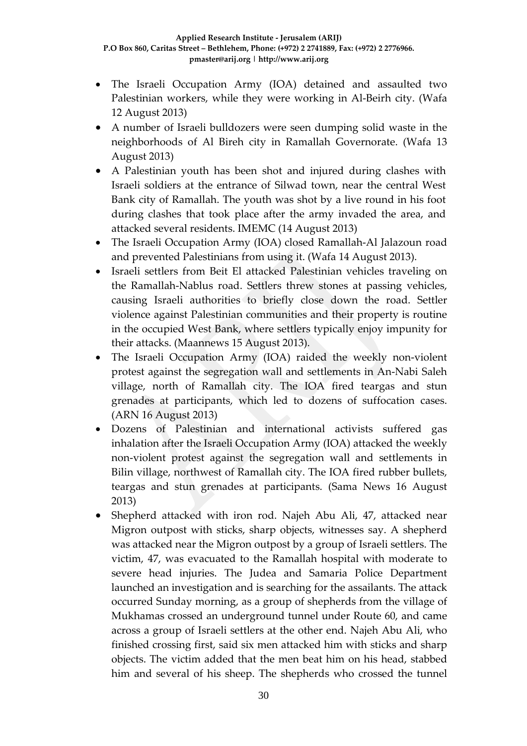- The Israeli Occupation Army (IOA) detained and assaulted two Palestinian workers, while they were working in Al-Beirh city. (Wafa 12 August 2013)
- A number of Israeli bulldozers were seen dumping solid waste in the neighborhoods of Al Bireh city in Ramallah Governorate. (Wafa 13 August 2013)
- A Palestinian youth has been shot and injured during clashes with Israeli soldiers at the entrance of Silwad town, near the central West Bank city of Ramallah. The youth was shot by a live round in his foot during clashes that took place after the army invaded the area, and attacked several residents. IMEMC (14 August 2013)
- The Israeli Occupation Army (IOA) closed Ramallah-Al Jalazoun road and prevented Palestinians from using it. (Wafa 14 August 2013).
- Israeli settlers from Beit El attacked Palestinian vehicles traveling on the Ramallah-Nablus road. Settlers threw stones at passing vehicles, causing Israeli authorities to briefly close down the road. Settler violence against Palestinian communities and their property is routine in the occupied West Bank, where settlers typically enjoy impunity for their attacks. (Maannews 15 August 2013).
- The Israeli Occupation Army (IOA) raided the weekly non-violent protest against the segregation wall and settlements in An-Nabi Saleh village, north of Ramallah city. The IOA fired teargas and stun grenades at participants, which led to dozens of suffocation cases. (ARN 16 August 2013)
- Dozens of Palestinian and international activists suffered gas inhalation after the Israeli Occupation Army (IOA) attacked the weekly non-violent protest against the segregation wall and settlements in Bilin village, northwest of Ramallah city. The IOA fired rubber bullets, teargas and stun grenades at participants. (Sama News 16 August 2013)
- Shepherd attacked with iron rod. Najeh Abu Ali, 47, attacked near Migron outpost with sticks, sharp objects, witnesses say. A shepherd was attacked near the Migron outpost by a group of Israeli settlers. The victim, 47, was evacuated to the Ramallah hospital with moderate to severe head injuries. The Judea and Samaria Police Department launched an investigation and is searching for the assailants. The attack occurred Sunday morning, as a group of shepherds from the village of Mukhamas crossed an underground tunnel under Route 60, and came across a group of Israeli settlers at the other end. Najeh Abu Ali, who finished crossing first, said six men attacked him with sticks and sharp objects. The victim added that the men beat him on his head, stabbed him and several of his sheep. The shepherds who crossed the tunnel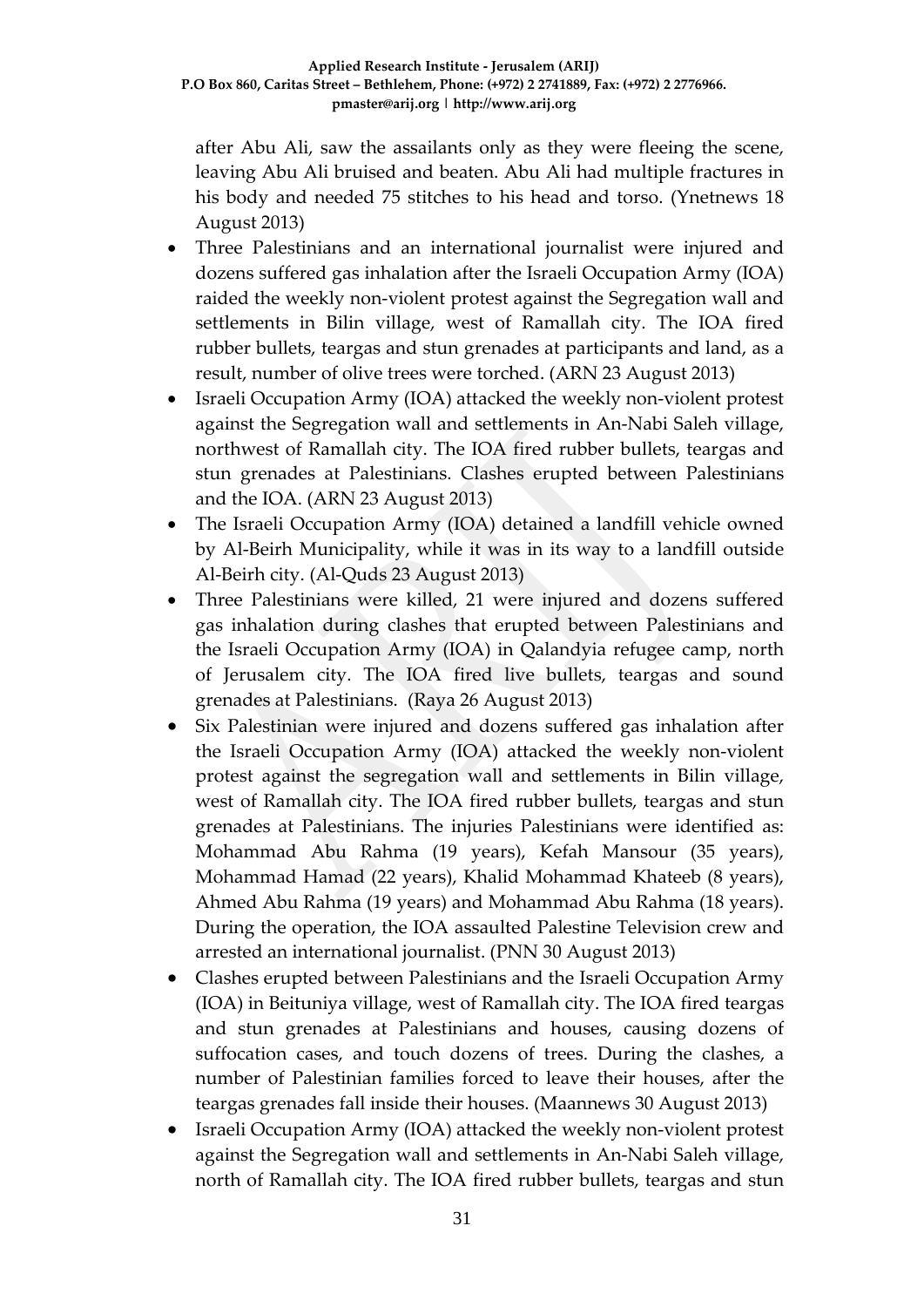after Abu Ali, saw the assailants only as they were fleeing the scene, leaving Abu Ali bruised and beaten. Abu Ali had multiple fractures in his body and needed 75 stitches to his head and torso. (Ynetnews 18 August 2013)

- Three Palestinians and an international journalist were injured and dozens suffered gas inhalation after the Israeli Occupation Army (IOA) raided the weekly non-violent protest against the Segregation wall and settlements in Bilin village, west of Ramallah city. The IOA fired rubber bullets, teargas and stun grenades at participants and land, as a result, number of olive trees were torched. (ARN 23 August 2013)
- Israeli Occupation Army (IOA) attacked the weekly non-violent protest against the Segregation wall and settlements in An-Nabi Saleh village, northwest of Ramallah city. The IOA fired rubber bullets, teargas and stun grenades at Palestinians. Clashes erupted between Palestinians and the IOA. (ARN 23 August 2013)
- The Israeli Occupation Army (IOA) detained a landfill vehicle owned by Al-Beirh Municipality, while it was in its way to a landfill outside Al-Beirh city. (Al-Quds 23 August 2013)
- Three Palestinians were killed, 21 were injured and dozens suffered gas inhalation during clashes that erupted between Palestinians and the Israeli Occupation Army (IOA) in Qalandyia refugee camp, north of Jerusalem city. The IOA fired live bullets, teargas and sound grenades at Palestinians. (Raya 26 August 2013)
- Six Palestinian were injured and dozens suffered gas inhalation after the Israeli Occupation Army (IOA) attacked the weekly non-violent protest against the segregation wall and settlements in Bilin village, west of Ramallah city. The IOA fired rubber bullets, teargas and stun grenades at Palestinians. The injuries Palestinians were identified as: Mohammad Abu Rahma (19 years), Kefah Mansour (35 years), Mohammad Hamad (22 years), Khalid Mohammad Khateeb (8 years), Ahmed Abu Rahma (19 years) and Mohammad Abu Rahma (18 years). During the operation, the IOA assaulted Palestine Television crew and arrested an international journalist. (PNN 30 August 2013)
- Clashes erupted between Palestinians and the Israeli Occupation Army (IOA) in Beituniya village, west of Ramallah city. The IOA fired teargas and stun grenades at Palestinians and houses, causing dozens of suffocation cases, and touch dozens of trees. During the clashes, a number of Palestinian families forced to leave their houses, after the teargas grenades fall inside their houses. (Maannews 30 August 2013)
- Israeli Occupation Army (IOA) attacked the weekly non-violent protest against the Segregation wall and settlements in An-Nabi Saleh village, north of Ramallah city. The IOA fired rubber bullets, teargas and stun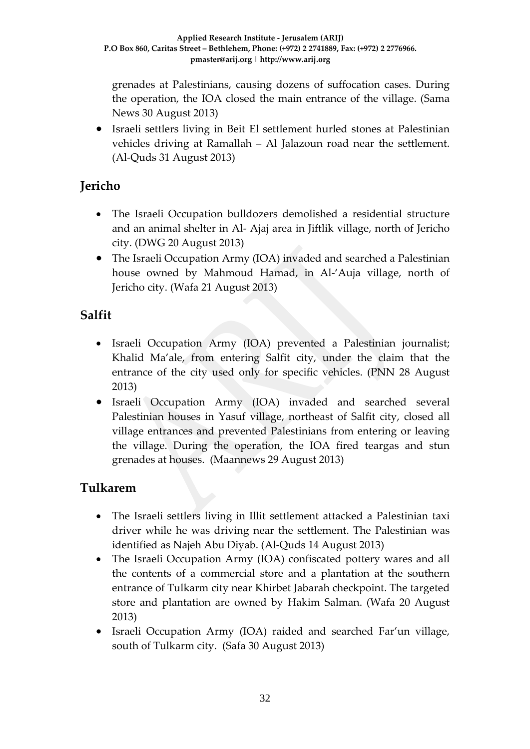grenades at Palestinians, causing dozens of suffocation cases. During the operation, the IOA closed the main entrance of the village. (Sama News 30 August 2013)

- Israeli settlers living in Beit El settlement hurled stones at Palestinian vehicles driving at Ramallah – Al Jalazoun road near the settlement. (Al-Quds 31 August 2013)

## Jericho

- The Israeli Occupation bulldozers demolished a residential structure and an animal shelter in Al- Ajaj area in Jiftlik village, north of Jericho city. (DWG 20 August 2013)
- The Israeli Occupation Army (IOA) invaded and searched a Palestinian house owned by Mahmoud Hamad, in Al-'Auja village, north of Jericho city. (Wafa 21 August 2013)

## Salfit

- Israeli Occupation Army (IOA) prevented a Palestinian journalist; Khalid Ma'ale, from entering Salfit city, under the claim that the entrance of the city used only for specific vehicles. (PNN 28 August 2013)
- Israeli Occupation Army (IOA) invaded and searched several Palestinian houses in Yasuf village, northeast of Salfit city, closed all village entrances and prevented Palestinians from entering or leaving the village. During the operation, the IOA fired teargas and stun grenades at houses. (Maannews 29 August 2013)

## Tulkarem

- The Israeli settlers living in Illit settlement attacked a Palestinian taxi driver while he was driving near the settlement. The Palestinian was identified as Najeh Abu Diyab. (Al-Quds 14 August 2013)
- The Israeli Occupation Army (IOA) confiscated pottery wares and all the contents of a commercial store and a plantation at the southern entrance of Tulkarm city near Khirbet Jabarah checkpoint. The targeted store and plantation are owned by Hakim Salman. (Wafa 20 August 2013)
- Israeli Occupation Army (IOA) raided and searched Far'un village, south of Tulkarm city. (Safa 30 August 2013)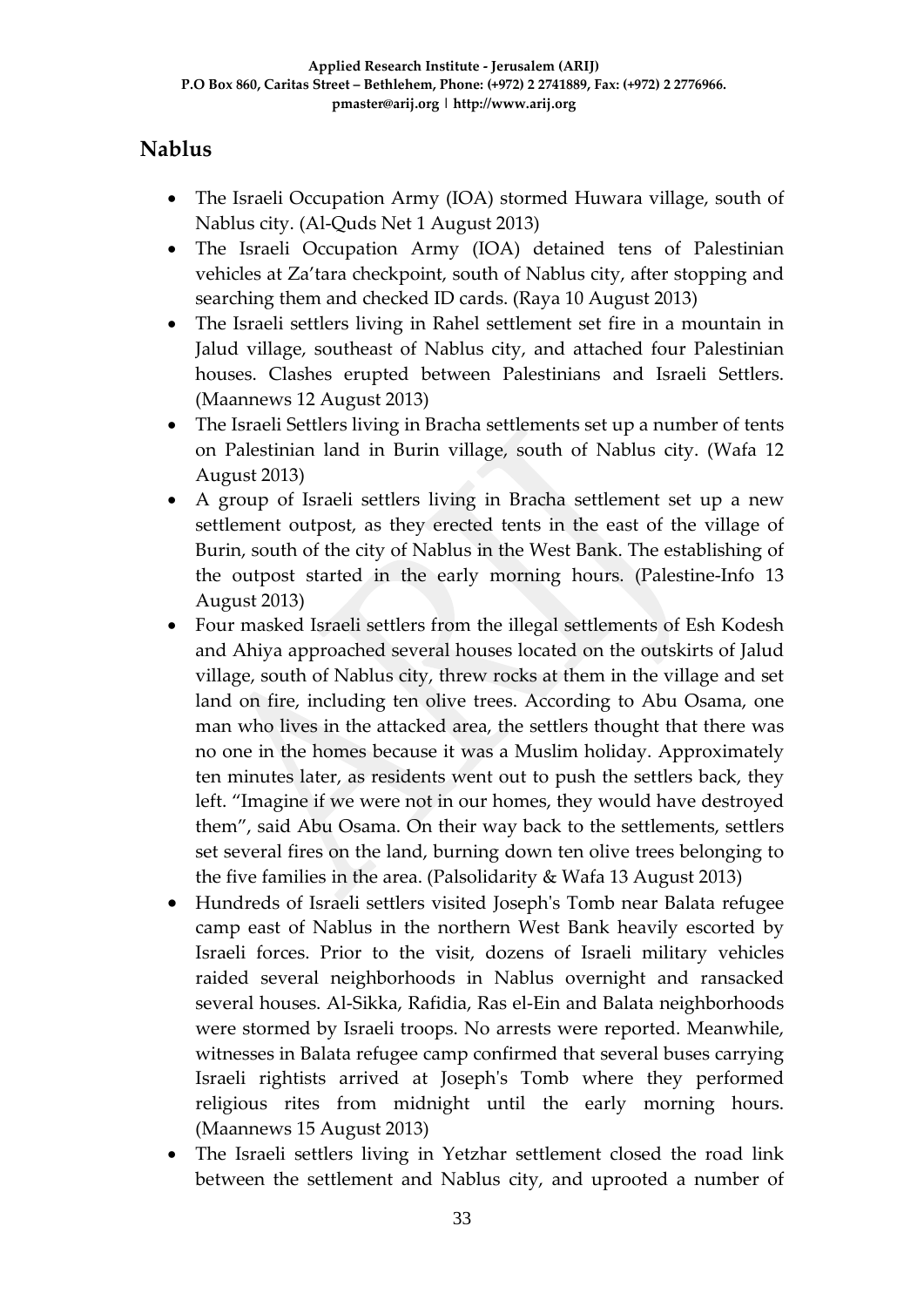## Nablus

- The Israeli Occupation Army (IOA) stormed Huwara village, south of Nablus city. (Al-Quds Net 1 August 2013)
- The Israeli Occupation Army (IOA) detained tens of Palestinian vehicles at Za'tara checkpoint, south of Nablus city, after stopping and searching them and checked ID cards. (Raya 10 August 2013)
- The Israeli settlers living in Rahel settlement set fire in a mountain in Jalud village, southeast of Nablus city, and attached four Palestinian houses. Clashes erupted between Palestinians and Israeli Settlers. (Maannews 12 August 2013)
- The Israeli Settlers living in Bracha settlements set up a number of tents on Palestinian land in Burin village, south of Nablus city. (Wafa 12 August 2013)
- A group of Israeli settlers living in Bracha settlement set up a new settlement outpost, as they erected tents in the east of the village of Burin, south of the city of Nablus in the West Bank. The establishing of the outpost started in the early morning hours. (Palestine-Info 13 August 2013)
- Four masked Israeli settlers from the illegal settlements of Esh Kodesh and Ahiya approached several houses located on the outskirts of Jalud village, south of Nablus city, threw rocks at them in the village and set land on fire, including ten olive trees. According to Abu Osama, one man who lives in the attacked area, the settlers thought that there was no one in the homes because it was a Muslim holiday. Approximately ten minutes later, as residents went out to push the settlers back, they left. "Imagine if we were not in our homes, they would have destroyed them", said Abu Osama. On their way back to the settlements, settlers set several fires on the land, burning down ten olive trees belonging to the five families in the area. (Palsolidarity & Wafa 13 August 2013)
- Hundreds of Israeli settlers visited Joseph's Tomb near Balata refugee camp east of Nablus in the northern West Bank heavily escorted by Israeli forces. Prior to the visit, dozens of Israeli military vehicles raided several neighborhoods in Nablus overnight and ransacked several houses. Al-Sikka, Rafidia, Ras el-Ein and Balata neighborhoods were stormed by Israeli troops. No arrests were reported. Meanwhile, witnesses in Balata refugee camp confirmed that several buses carrying Israeli rightists arrived at Joseph's Tomb where they performed religious rites from midnight until the early morning hours. (Maannews 15 August 2013)
- The Israeli settlers living in Yetzhar settlement closed the road link between the settlement and Nablus city, and uprooted a number of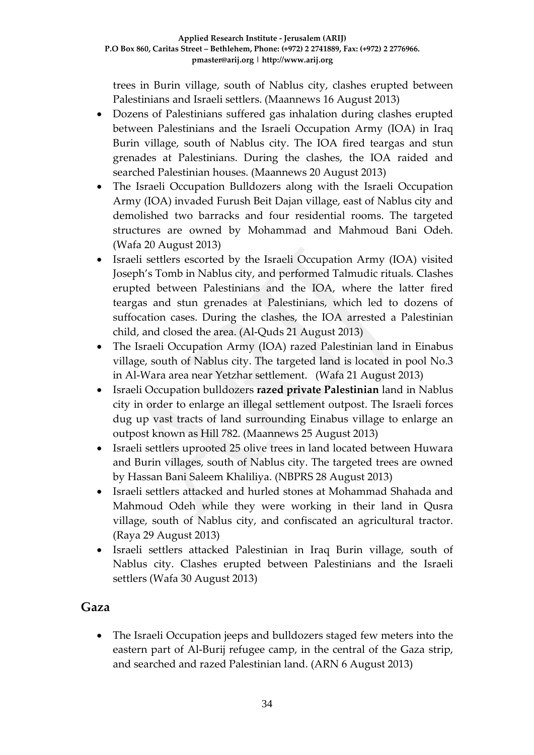trees in Burin village, south of Nablus city, clashes erupted between Palestinians and Israeli settlers. (Maannews 16 August 2013)

- Dozens of Palestinians suffered gas inhalation during clashes erupted between Palestinians and the Israeli Occupation Army (IOA) in Iraq Burin village, south of Nablus city. The IOA fired teargas and stun grenades at Palestinians. During the clashes, the IOA raided and searched Palestinian houses. (Maannews 20 August 2013)
- The Israeli Occupation Bulldozers along with the Israeli Occupation Army (IOA) invaded Furush Beit Dajan village, east of Nablus city and demolished two barracks and four residential rooms. The targeted structures are owned by Mohammad and Mahmoud Bani Odeh. (Wafa 20 August 2013)
- Israeli settlers escorted by the Israeli Occupation Army (IOA) visited Joseph's Tomb in Nablus city, and performed Talmudic rituals. Clashes erupted between Palestinians and the IOA, where the latter fired teargas and stun grenades at Palestinians, which led to dozens of suffocation cases. During the clashes, the IOA arrested a Palestinian child, and closed the area. (Al-Quds 21 August 2013)
- The Israeli Occupation Army (IOA) razed Palestinian land in Einabus village, south of Nablus city. The targeted land is located in pool No.3 in Al-Wara area near Yetzhar settlement. (Wafa 21 August 2013)
- Israeli Occupation bulldozers **razed private Palestinian** land in Nablus city in order to enlarge an illegal settlement outpost. The Israeli forces dug up vast tracts of land surrounding Einabus village to enlarge an outpost known as Hill 782. (Maannews 25 August 2013)
- Israeli settlers uprooted 25 olive trees in land located between Huwara and Burin villages, south of Nablus city. The targeted trees are owned by Hassan Bani Saleem Khaliliya. (NBPRS 28 August 2013)
- Israeli settlers attacked and hurled stones at Mohammad Shahada and Mahmoud Odeh while they were working in their land in Qusra village, south of Nablus city, and confiscated an agricultural tractor. (Raya 29 August 2013)
- Israeli settlers attacked Palestinian in Iraq Burin village, south of Nablus city. Clashes erupted between Palestinians and the Israeli settlers (Wafa 30 August 2013)

## Gaza

- The Israeli Occupation jeeps and bulldozers staged few meters into the eastern part of Al-Burij refugee camp, in the central of the Gaza strip, and searched and razed Palestinian land. (ARN 6 August 2013)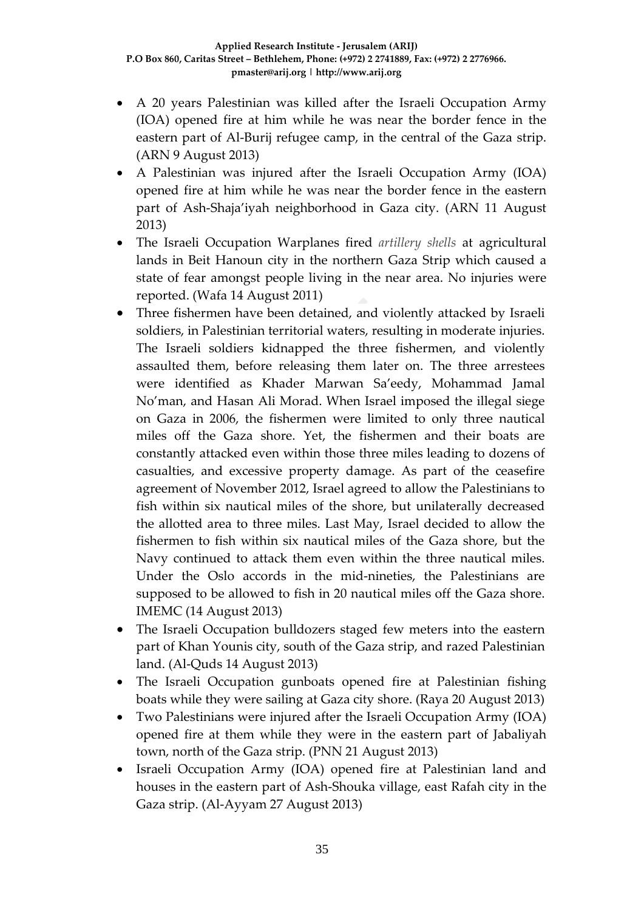- A 20 years Palestinian was killed after the Israeli Occupation Army (IOA) opened fire at him while he was near the border fence in the eastern part of Al-Burij refugee camp, in the central of the Gaza strip. (ARN 9 August 2013)
- A Palestinian was injured after the Israeli Occupation Army (IOA) opened fire at him while he was near the border fence in the eastern part of Ash-Shaja'iyah neighborhood in Gaza city. (ARN 11 August 2013)
- The Israeli Occupation Warplanes fired *artillery shells* at agricultural lands in Beit Hanoun city in the northern Gaza Strip which caused a state of fear amongst people living in the near area. No injuries were reported. (Wafa 14 August 2011)
- Three fishermen have been detained, and violently attacked by Israeli soldiers, in Palestinian territorial waters, resulting in moderate injuries. The Israeli soldiers kidnapped the three fishermen, and violently assaulted them, before releasing them later on. The three arrestees were identified as Khader Marwan Sa'eedy, Mohammad Jamal No'man, and Hasan Ali Morad. When Israel imposed the illegal siege on Gaza in 2006, the fishermen were limited to only three nautical miles off the Gaza shore. Yet, the fishermen and their boats are constantly attacked even within those three miles leading to dozens of casualties, and excessive property damage. As part of the ceasefire agreement of November 2012, Israel agreed to allow the Palestinians to fish within six nautical miles of the shore, but unilaterally decreased the allotted area to three miles. Last May, Israel decided to allow the fishermen to fish within six nautical miles of the Gaza shore, but the Navy continued to attack them even within the three nautical miles. Under the Oslo accords in the mid-nineties, the Palestinians are supposed to be allowed to fish in 20 nautical miles off the Gaza shore. IMEMC (14 August 2013)
- The Israeli Occupation bulldozers staged few meters into the eastern part of Khan Younis city, south of the Gaza strip, and razed Palestinian land. (Al-Quds 14 August 2013)
- The Israeli Occupation gunboats opened fire at Palestinian fishing boats while they were sailing at Gaza city shore. (Raya 20 August 2013)
- Two Palestinians were injured after the Israeli Occupation Army (IOA) opened fire at them while they were in the eastern part of Jabaliyah town, north of the Gaza strip. (PNN 21 August 2013)
- Israeli Occupation Army (IOA) opened fire at Palestinian land and houses in the eastern part of Ash-Shouka village, east Rafah city in the Gaza strip. (Al-Ayyam 27 August 2013)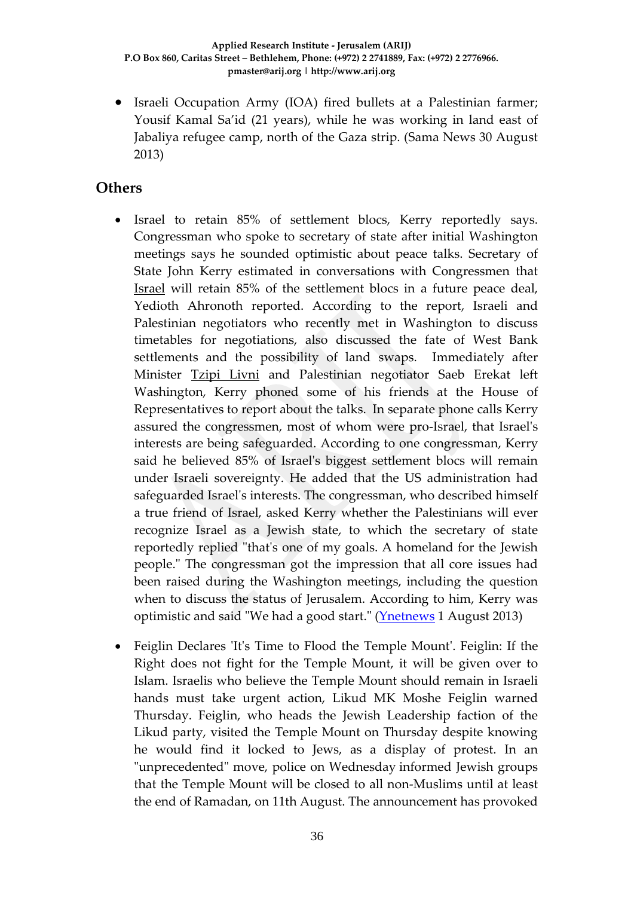- Israeli Occupation Army (IOA) fired bullets at a Palestinian farmer; Yousif Kamal Sa'id (21 years), while he was working in land east of Jabaliya refugee camp, north of the Gaza strip. (Sama News 30 August 2013)

## Others

- Israel to retain 85% of settlement blocs, Kerry reportedly says. Congressman who spoke to secretary of state after initial Washington meetings says he sounded optimistic about peace talks. Secretary of State John Kerry estimated in conversations with Congressmen that Israel will retain 85% of the settlement blocs in a future peace deal, Yedioth Ahronoth reported. According to the report, Israeli and Palestinian negotiators who recently met in Washington to discuss timetables for negotiations, also discussed the fate of West Bank settlements and the possibility of land swaps. Immediately after Minister Tzipi Livni and Palestinian negotiator Saeb Erekat left Washington, Kerry phoned some of his friends at the House of Representatives to report about the talks. In separate phone calls Kerry assured the congressmen, most of whom were pro-Israel, that Israel's interests are being safeguarded. According to one congressman, Kerry said he believed 85% of Israel's biggest settlement blocs will remain under Israeli sovereignty. He added that the US administration had safeguarded Israel's interests. The congressman, who described himself a true friend of Israel, asked Kerry whether the Palestinians will ever recognize Israel as a Jewish state, to which the secretary of state reportedly replied "that's one of my goals. A homeland for the Jewish people." The congressman got the impression that all core issues had been raised during the Washington meetings, including the question when to discuss the status of Jerusalem. According to him, Kerry was optimistic and said "We had a good start." (Ynetnews 1 August 2013)

- Feiglin Declares 'It's Time to Flood the Temple Mount'. Feiglin: If the Right does not fight for the Temple Mount, it will be given over to Islam. Israelis who believe the Temple Mount should remain in Israeli hands must take urgent action, Likud MK Moshe Feiglin warned Thursday. Feiglin, who heads the Jewish Leadership faction of the Likud party, visited the Temple Mount on Thursday despite knowing he would find it locked to Jews, as a display of protest. In an "unprecedented" move, police on Wednesday informed Jewish groups that the Temple Mount will be closed to all non-Muslims until at least the end of Ramadan, on 11th August. The announcement has provoked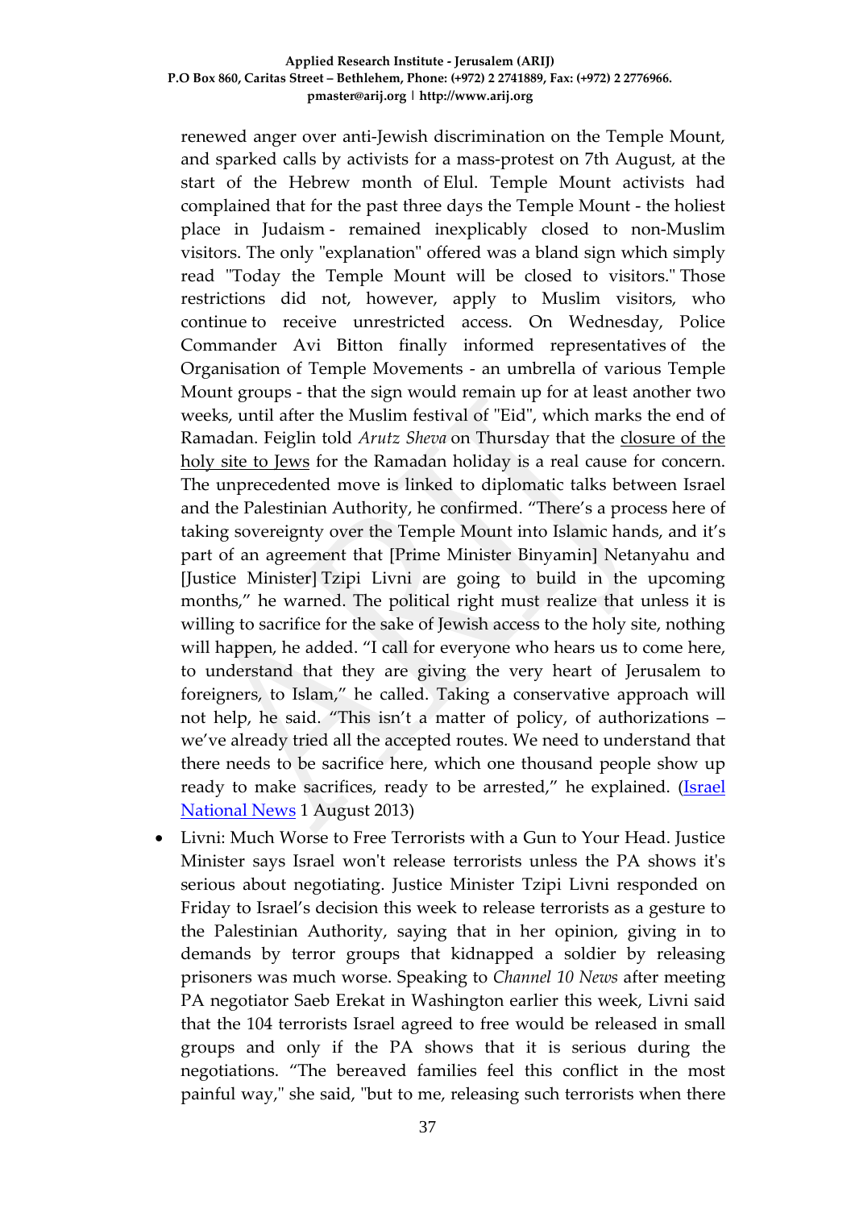renewed anger over anti-Jewish discrimination on the Temple Mount, and sparked calls by activists for a mass-protest on 7th August, at the start of the Hebrew month of Elul. Temple Mount activists had complained that for the past three days the Temple Mount - the holiest place in Judaism - remained inexplicably closed to non-Muslim visitors. The only "explanation" offered was a bland sign which simply read "Today the Temple Mount will be closed to visitors." Those restrictions did not, however, apply to Muslim visitors, who continue to receive unrestricted access. On Wednesday, Police Commander Avi Bitton finally informed representatives of the Organisation of Temple Movements - an umbrella of various Temple Mount groups - that the sign would remain up for at least another two weeks, until after the Muslim festival of "Eid", which marks the end of Ramadan. Feiglin told *Arutz Sheva* on Thursday that the closure of the holy site to Jews for the Ramadan holiday is a real cause for concern. The unprecedented move is linked to diplomatic talks between Israel and the Palestinian Authority, he confirmed. "There's a process here of taking sovereignty over the Temple Mount into Islamic hands, and it's part of an agreement that [Prime Minister Binyamin] Netanyahu and [Justice Minister] Tzipi Livni are going to build in the upcoming months," he warned. The political right must realize that unless it is willing to sacrifice for the sake of Jewish access to the holy site, nothing will happen, he added. "I call for everyone who hears us to come here, to understand that they are giving the very heart of Jerusalem to foreigners, to Islam," he called. Taking a conservative approach will not help, he said. "This isn't a matter of policy, of authorizations – we've already tried all the accepted routes. We need to understand that there needs to be sacrifice here, which one thousand people show up ready to make sacrifices, ready to be arrested," he explained. (Israel National News 1 August 2013)

- Livni: Much Worse to Free Terrorists with a Gun to Your Head. Justice Minister says Israel won't release terrorists unless the PA shows it's serious about negotiating. Justice Minister Tzipi Livni responded on Friday to Israel's decision this week to release terrorists as a gesture to the Palestinian Authority, saying that in her opinion, giving in to demands by terror groups that kidnapped a soldier by releasing prisoners was much worse. Speaking to *Channel 10 News* after meeting PA negotiator Saeb Erekat in Washington earlier this week, Livni said that the 104 terrorists Israel agreed to free would be released in small groups and only if the PA shows that it is serious during the negotiations. "The bereaved families feel this conflict in the most painful way," she said, "but to me, releasing such terrorists when there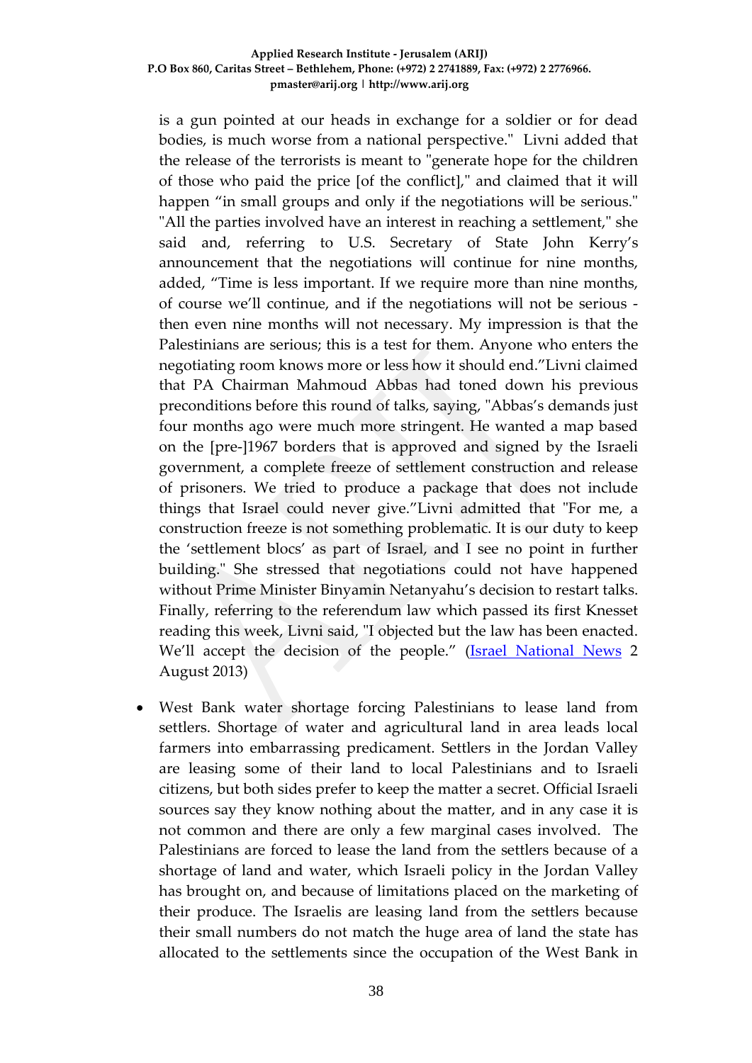is a gun pointed at our heads in exchange for a soldier or for dead bodies, is much worse from a national perspective." Livni added that the release of the terrorists is meant to "generate hope for the children of those who paid the price [of the conflict]," and claimed that it will happen "in small groups and only if the negotiations will be serious." "All the parties involved have an interest in reaching a settlement," she said and, referring to U.S. Secretary of State John Kerry's announcement that the negotiations will continue for nine months, added, "Time is less important. If we require more than nine months, of course we'll continue, and if the negotiations will not be serious - then even nine months will not necessary. My impression is that the Palestinians are serious; this is a test for them. Anyone who enters the negotiating room knows more or less how it should end."Livni claimed that PA Chairman Mahmoud Abbas had toned down his previous preconditions before this round of talks, saying, "Abbas's demands just four months ago were much more stringent. He wanted a map based on the [pre-]1967 borders that is approved and signed by the Israeli government, a complete freeze of settlement construction and release of prisoners. We tried to produce a package that does not include things that Israel could never give."Livni admitted that "For me, a construction freeze is not something problematic. It is our duty to keep the 'settlement blocs' as part of Israel, and I see no point in further building." She stressed that negotiations could not have happened without Prime Minister Binyamin Netanyahu's decision to restart talks. Finally, referring to the referendum law which passed its first Knesset reading this week, Livni said, "I objected but the law has been enacted. We'll accept the decision of the people." (Israel National News 2 August 2013)

- West Bank water shortage forcing Palestinians to lease land from settlers. Shortage of water and agricultural land in area leads local farmers into embarrassing predicament. Settlers in the Jordan Valley are leasing some of their land to local Palestinians and to Israeli citizens, but both sides prefer to keep the matter a secret. Official Israeli sources say they know nothing about the matter, and in any case it is not common and there are only a few marginal cases involved. The Palestinians are forced to lease the land from the settlers because of a shortage of land and water, which Israeli policy in the Jordan Valley has brought on, and because of limitations placed on the marketing of their produce. The Israelis are leasing land from the settlers because their small numbers do not match the huge area of land the state has allocated to the settlements since the occupation of the West Bank in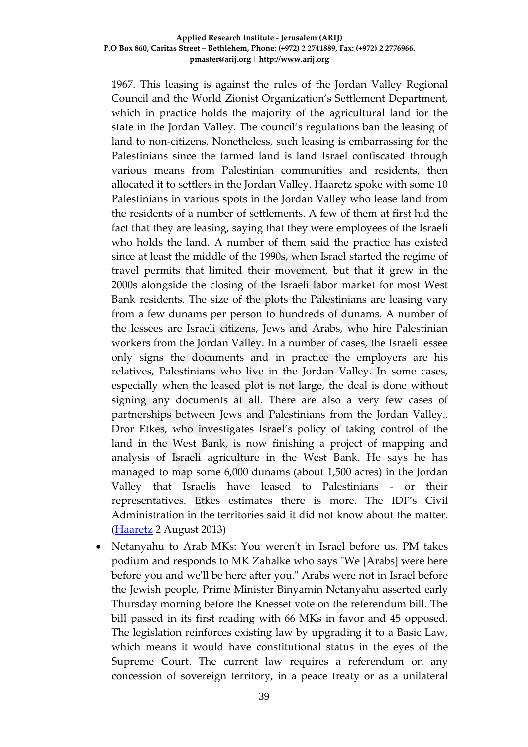1967. This leasing is against the rules of the Jordan Valley Regional Council and the World Zionist Organization's Settlement Department, which in practice holds the majority of the agricultural land ior the state in the Jordan Valley. The council's regulations ban the leasing of land to non-citizens. Nonetheless, such leasing is embarrassing for the Palestinians since the farmed land is land Israel confiscated through various means from Palestinian communities and residents, then allocated it to settlers in the Jordan Valley. Haaretz spoke with some 10 Palestinians in various spots in the Jordan Valley who lease land from the residents of a number of settlements. A few of them at first hid the fact that they are leasing, saying that they were employees of the Israeli who holds the land. A number of them said the practice has existed since at least the middle of the 1990s, when Israel started the regime of travel permits that limited their movement, but that it grew in the 2000s alongside the closing of the Israeli labor market for most West Bank residents. The size of the plots the Palestinians are leasing vary from a few dunams per person to hundreds of dunams. A number of the lessees are Israeli citizens, Jews and Arabs, who hire Palestinian workers from the Jordan Valley. In a number of cases, the Israeli lessee only signs the documents and in practice the employers are his relatives, Palestinians who live in the Jordan Valley. In some cases, especially when the leased plot is not large, the deal is done without signing any documents at all. There are also a very few cases of partnerships between Jews and Palestinians from the Jordan Valley., Dror Etkes, who investigates Israel's policy of taking control of the land in the West Bank, is now finishing a project of mapping and analysis of Israeli agriculture in the West Bank. He says he has managed to map some 6,000 dunams (about 1,500 acres) in the Jordan Valley that Israelis have leased to Palestinians - or their representatives. Etkes estimates there is more. The IDF's Civil Administration in the territories said it did not know about the matter. (Haaretz 2 August 2013)

- Netanyahu to Arab MKs: You weren't in Israel before us. PM takes podium and responds to MK Zahalke who says "We [Arabs] were here before you and we'll be here after you." Arabs were not in Israel before the Jewish people, Prime Minister Binyamin Netanyahu asserted early Thursday morning before the Knesset vote on the referendum bill. The bill passed in its first reading with 66 MKs in favor and 45 opposed. The legislation reinforces existing law by upgrading it to a Basic Law, which means it would have constitutional status in the eyes of the Supreme Court. The current law requires a referendum on any concession of sovereign territory, in a peace treaty or as a unilateral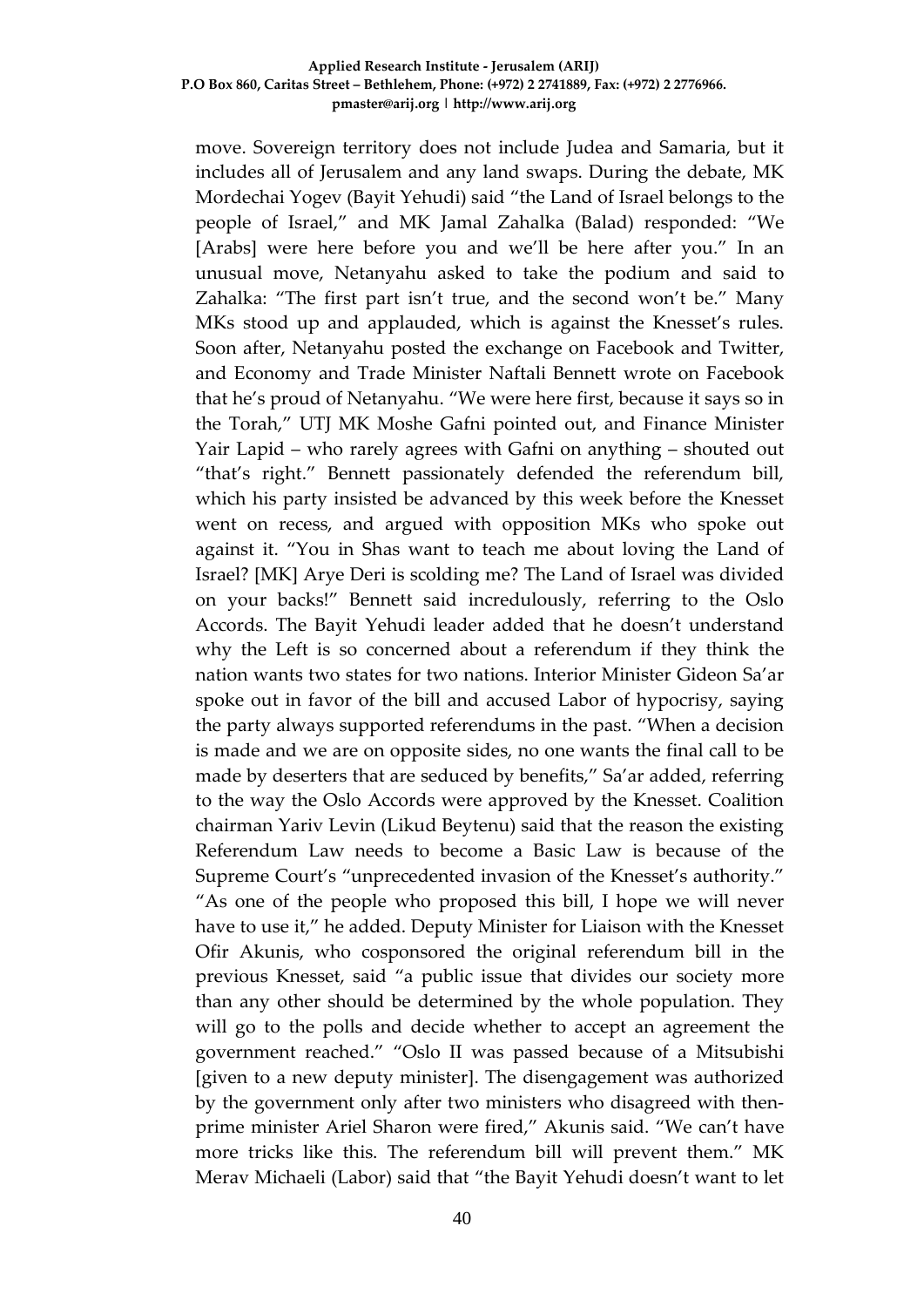move. Sovereign territory does not include Judea and Samaria, but it includes all of Jerusalem and any land swaps. During the debate, MK Mordechai Yogev (Bayit Yehudi) said "the Land of Israel belongs to the people of Israel," and MK Jamal Zahalka (Balad) responded: "We [Arabs] were here before you and we'll be here after you." In an unusual move, Netanyahu asked to take the podium and said to Zahalka: "The first part isn't true, and the second won't be." Many MKs stood up and applauded, which is against the Knesset's rules. Soon after, Netanyahu posted the exchange on Facebook and Twitter, and Economy and Trade Minister Naftali Bennett wrote on Facebook that he's proud of Netanyahu. "We were here first, because it says so in the Torah," UTJ MK Moshe Gafni pointed out, and Finance Minister Yair Lapid – who rarely agrees with Gafni on anything – shouted out "that's right." Bennett passionately defended the referendum bill, which his party insisted be advanced by this week before the Knesset went on recess, and argued with opposition MKs who spoke out against it. "You in Shas want to teach me about loving the Land of Israel? [MK] Arye Deri is scolding me? The Land of Israel was divided on your backs!" Bennett said incredulously, referring to the Oslo Accords. The Bayit Yehudi leader added that he doesn't understand why the Left is so concerned about a referendum if they think the nation wants two states for two nations. Interior Minister Gideon Sa'ar spoke out in favor of the bill and accused Labor of hypocrisy, saying the party always supported referendums in the past. "When a decision is made and we are on opposite sides, no one wants the final call to be made by deserters that are seduced by benefits," Sa'ar added, referring to the way the Oslo Accords were approved by the Knesset. Coalition chairman Yariv Levin (Likud Beytenu) said that the reason the existing Referendum Law needs to become a Basic Law is because of the Supreme Court's "unprecedented invasion of the Knesset's authority." "As one of the people who proposed this bill, I hope we will never have to use it," he added. Deputy Minister for Liaison with the Knesset Ofir Akunis, who cosponsored the original referendum bill in the previous Knesset, said "a public issue that divides our society more than any other should be determined by the whole population. They will go to the polls and decide whether to accept an agreement the government reached." "Oslo II was passed because of a Mitsubishi [given to a new deputy minister]. The disengagement was authorized by the government only after two ministers who disagreed with then-prime minister Ariel Sharon were fired," Akunis said. "We can't have more tricks like this. The referendum bill will prevent them." MK Merav Michaeli (Labor) said that "the Bayit Yehudi doesn't want to let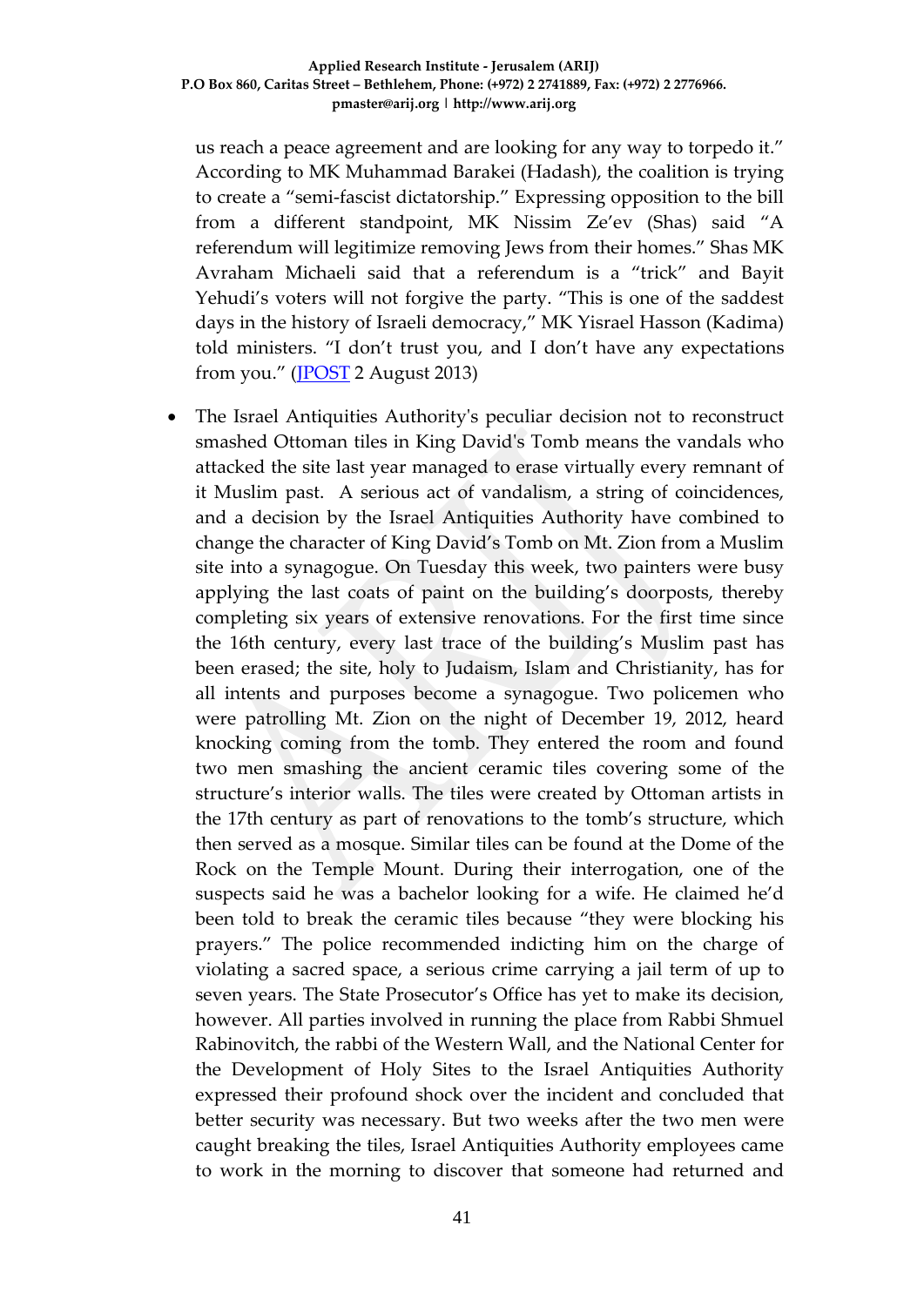us reach a peace agreement and are looking for any way to torpedo it." According to MK Muhammad Barakei (Hadash), the coalition is trying to create a "semi-fascist dictatorship." Expressing opposition to the bill from a different standpoint, MK Nissim Ze'ev (Shas) said "A referendum will legitimize removing Jews from their homes." Shas MK Avraham Michaeli said that a referendum is a "trick" and Bayit Yehudi's voters will not forgive the party. "This is one of the saddest days in the history of Israeli democracy," MK Yisrael Hasson (Kadima) told ministers. "I don't trust you, and I don't have any expectations from you." (JPOST 2 August 2013)

- The Israel Antiquities Authority's peculiar decision not to reconstruct smashed Ottoman tiles in King David's Tomb means the vandals who attacked the site last year managed to erase virtually every remnant of it Muslim past. A serious act of vandalism, a string of coincidences, and a decision by the Israel Antiquities Authority have combined to change the character of King David's Tomb on Mt. Zion from a Muslim site into a synagogue. On Tuesday this week, two painters were busy applying the last coats of paint on the building's doorposts, thereby completing six years of extensive renovations. For the first time since the 16th century, every last trace of the building's Muslim past has been erased; the site, holy to Judaism, Islam and Christianity, has for all intents and purposes become a synagogue. Two policemen who were patrolling Mt. Zion on the night of December 19, 2012, heard knocking coming from the tomb. They entered the room and found two men smashing the ancient ceramic tiles covering some of the structure's interior walls. The tiles were created by Ottoman artists in the 17th century as part of renovations to the tomb's structure, which then served as a mosque. Similar tiles can be found at the Dome of the Rock on the Temple Mount. During their interrogation, one of the suspects said he was a bachelor looking for a wife. He claimed he'd been told to break the ceramic tiles because "they were blocking his prayers." The police recommended indicting him on the charge of violating a sacred space, a serious crime carrying a jail term of up to seven years. The State Prosecutor's Office has yet to make its decision, however. All parties involved in running the place from Rabbi Shmuel Rabinovitch, the rabbi of the Western Wall, and the National Center for the Development of Holy Sites to the Israel Antiquities Authority expressed their profound shock over the incident and concluded that better security was necessary. But two weeks after the two men were caught breaking the tiles, Israel Antiquities Authority employees came to work in the morning to discover that someone had returned and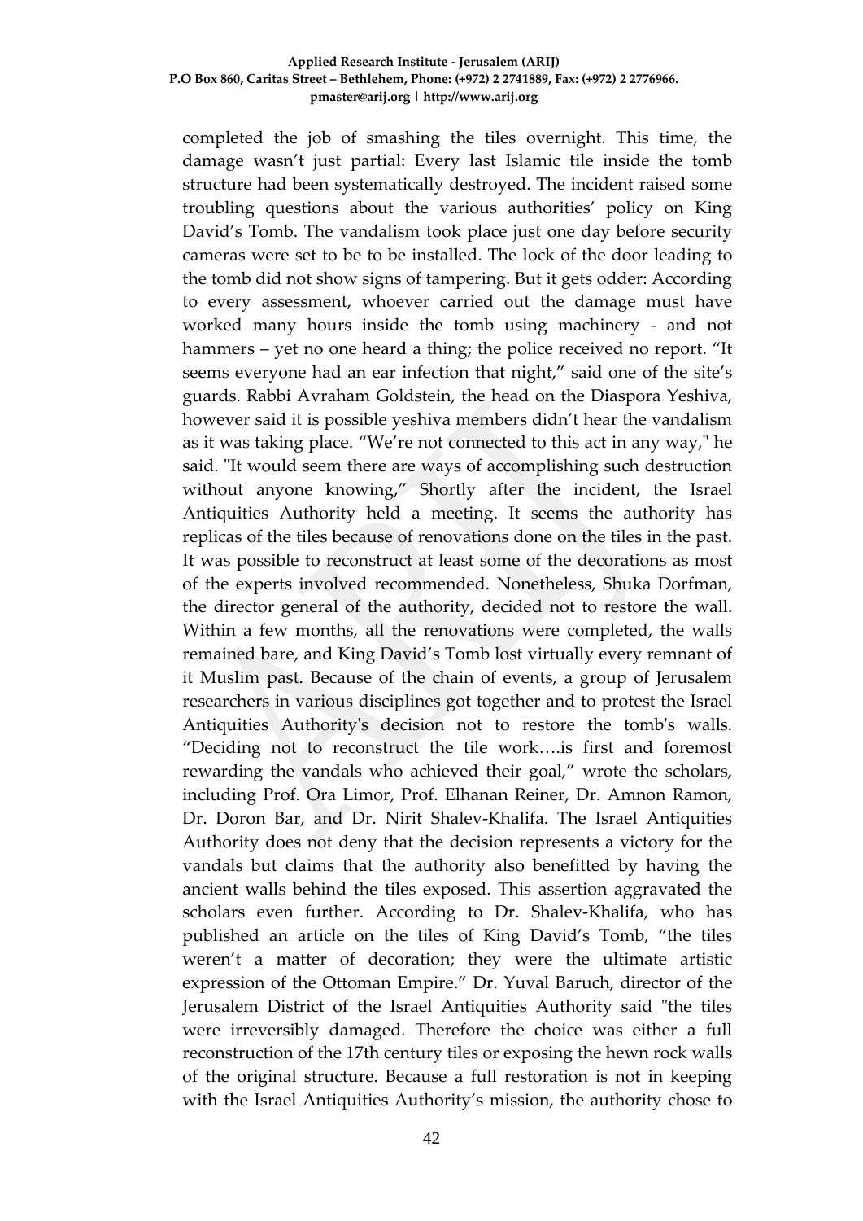completed the job of smashing the tiles overnight. This time, the damage wasn't just partial: Every last Islamic tile inside the tomb structure had been systematically destroyed. The incident raised some troubling questions about the various authorities' policy on King David's Tomb. The vandalism took place just one day before security cameras were set to be to be installed. The lock of the door leading to the tomb did not show signs of tampering. But it gets odder: According to every assessment, whoever carried out the damage must have worked many hours inside the tomb using machinery - and not hammers – yet no one heard a thing; the police received no report. "It seems everyone had an ear infection that night," said one of the site's guards. Rabbi Avraham Goldstein, the head on the Diaspora Yeshiva, however said it is possible yeshiva members didn't hear the vandalism as it was taking place. "We're not connected to this act in any way," he said. "It would seem there are ways of accomplishing such destruction without anyone knowing," Shortly after the incident, the Israel Antiquities Authority held a meeting. It seems the authority has replicas of the tiles because of renovations done on the tiles in the past. It was possible to reconstruct at least some of the decorations as most of the experts involved recommended. Nonetheless, Shuka Dorfman, the director general of the authority, decided not to restore the wall. Within a few months, all the renovations were completed, the walls remained bare, and King David's Tomb lost virtually every remnant of it Muslim past. Because of the chain of events, a group of Jerusalem researchers in various disciplines got together and to protest the Israel Antiquities Authority's decision not to restore the tomb's walls. "Deciding not to reconstruct the tile work….is first and foremost rewarding the vandals who achieved their goal," wrote the scholars, including Prof. Ora Limor, Prof. Elhanan Reiner, Dr. Amnon Ramon, Dr. Doron Bar, and Dr. Nirit Shalev-Khalifa. The Israel Antiquities Authority does not deny that the decision represents a victory for the vandals but claims that the authority also benefitted by having the ancient walls behind the tiles exposed. This assertion aggravated the scholars even further. According to Dr. Shalev-Khalifa, who has published an article on the tiles of King David's Tomb, "the tiles weren't a matter of decoration; they were the ultimate artistic expression of the Ottoman Empire." Dr. Yuval Baruch, director of the Jerusalem District of the Israel Antiquities Authority said "the tiles were irreversibly damaged. Therefore the choice was either a full reconstruction of the 17th century tiles or exposing the hewn rock walls of the original structure. Because a full restoration is not in keeping with the Israel Antiquities Authority's mission, the authority chose to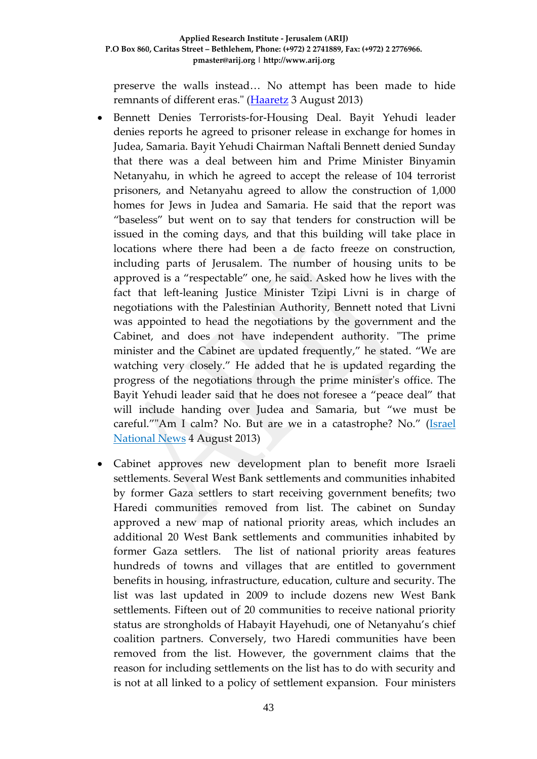preserve the walls instead… No attempt has been made to hide remnants of different eras." (Haaretz 3 August 2013)

- Bennett Denies Terrorists-for-Housing Deal. Bayit Yehudi leader denies reports he agreed to prisoner release in exchange for homes in Judea, Samaria. Bayit Yehudi Chairman Naftali Bennett denied Sunday that there was a deal between him and Prime Minister Binyamin Netanyahu, in which he agreed to accept the release of 104 terrorist prisoners, and Netanyahu agreed to allow the construction of 1,000 homes for Jews in Judea and Samaria. He said that the report was "baseless" but went on to say that tenders for construction will be issued in the coming days, and that this building will take place in locations where there had been a de facto freeze on construction, including parts of Jerusalem. The number of housing units to be approved is a "respectable" one, he said. Asked how he lives with the fact that left-leaning Justice Minister Tzipi Livni is in charge of negotiations with the Palestinian Authority, Bennett noted that Livni was appointed to head the negotiations by the government and the Cabinet, and does not have independent authority. "The prime minister and the Cabinet are updated frequently," he stated. "We are watching very closely." He added that he is updated regarding the progress of the negotiations through the prime minister's office. The Bayit Yehudi leader said that he does not foresee a "peace deal" that will include handing over Judea and Samaria, but "we must be careful.""Am I calm? No. But are we in a catastrophe? No." (Israel National News 4 August 2013)

- Cabinet approves new development plan to benefit more Israeli settlements. Several West Bank settlements and communities inhabited by former Gaza settlers to start receiving government benefits; two Haredi communities removed from list. The cabinet on Sunday approved a new map of national priority areas, which includes an additional 20 West Bank settlements and communities inhabited by former Gaza settlers. The list of national priority areas features hundreds of towns and villages that are entitled to government benefits in housing, infrastructure, education, culture and security. The list was last updated in 2009 to include dozens new West Bank settlements. Fifteen out of 20 communities to receive national priority status are strongholds of Habayit Hayehudi, one of Netanyahu's chief coalition partners. Conversely, two Haredi communities have been removed from the list. However, the government claims that the reason for including settlements on the list has to do with security and is not at all linked to a policy of settlement expansion. Four ministers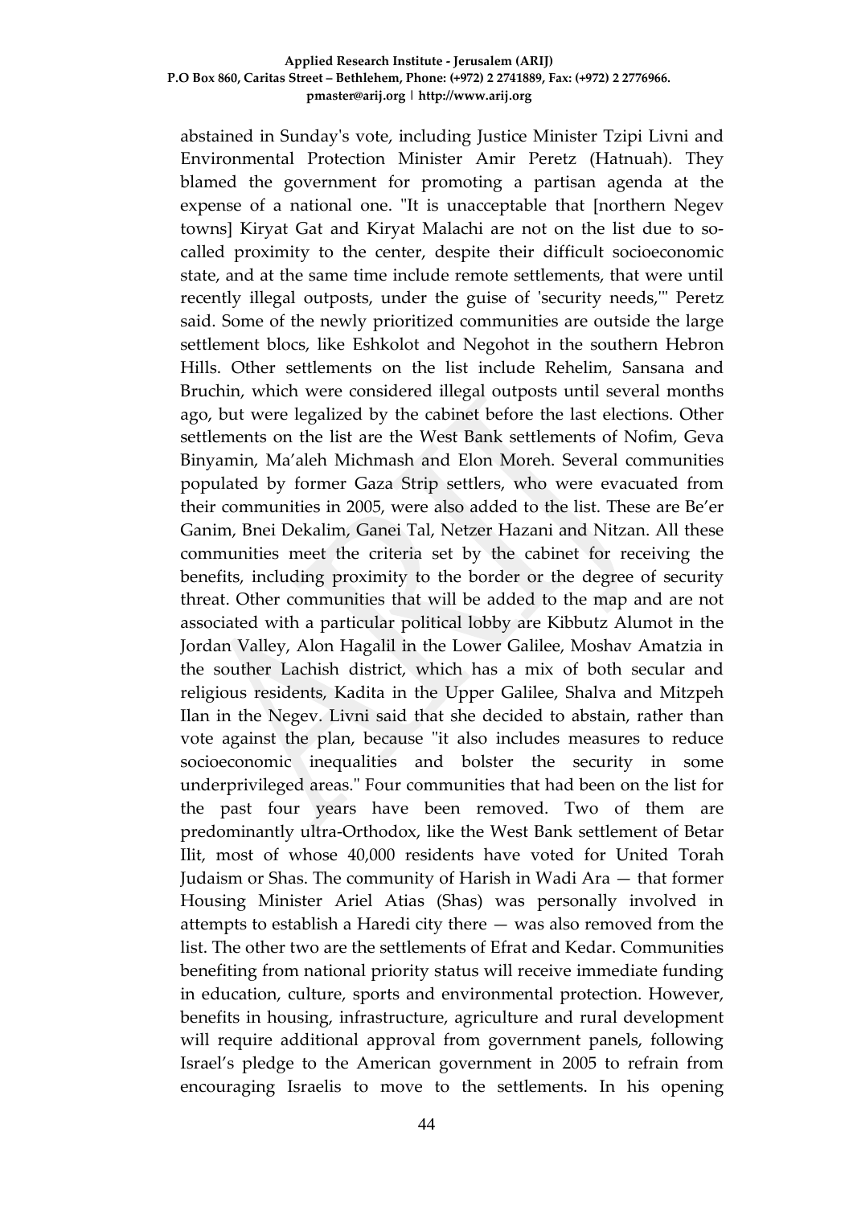abstained in Sunday's vote, including Justice Minister Tzipi Livni and Environmental Protection Minister Amir Peretz (Hatnuah). They blamed the government for promoting a partisan agenda at the expense of a national one. "It is unacceptable that [northern Negev towns] Kiryat Gat and Kiryat Malachi are not on the list due to so-called proximity to the center, despite their difficult socioeconomic state, and at the same time include remote settlements, that were until recently illegal outposts, under the guise of 'security needs,'" Peretz said. Some of the newly prioritized communities are outside the large settlement blocs, like Eshkolot and Negohot in the southern Hebron Hills. Other settlements on the list include Rehelim, Sansana and Bruchin, which were considered illegal outposts until several months ago, but were legalized by the cabinet before the last elections. Other settlements on the list are the West Bank settlements of Nofim, Geva Binyamin, Ma'aleh Michmash and Elon Moreh. Several communities populated by former Gaza Strip settlers, who were evacuated from their communities in 2005, were also added to the list. These are Be'er Ganim, Bnei Dekalim, Ganei Tal, Netzer Hazani and Nitzan. All these communities meet the criteria set by the cabinet for receiving the benefits, including proximity to the border or the degree of security threat. Other communities that will be added to the map and are not associated with a particular political lobby are Kibbutz Alumot in the Jordan Valley, Alon Hagalil in the Lower Galilee, Moshav Amatzia in the souther Lachish district, which has a mix of both secular and religious residents, Kadita in the Upper Galilee, Shalva and Mitzpeh Ilan in the Negev. Livni said that she decided to abstain, rather than vote against the plan, because "it also includes measures to reduce socioeconomic inequalities and bolster the security in some underprivileged areas." Four communities that had been on the list for the past four years have been removed. Two of them are predominantly ultra-Orthodox, like the West Bank settlement of Betar Ilit, most of whose 40,000 residents have voted for United Torah Judaism or Shas. The community of Harish in Wadi Ara — that former Housing Minister Ariel Atias (Shas) was personally involved in attempts to establish a Haredi city there — was also removed from the list. The other two are the settlements of Efrat and Kedar. Communities benefiting from national priority status will receive immediate funding in education, culture, sports and environmental protection. However, benefits in housing, infrastructure, agriculture and rural development will require additional approval from government panels, following Israel's pledge to the American government in 2005 to refrain from encouraging Israelis to move to the settlements. In his opening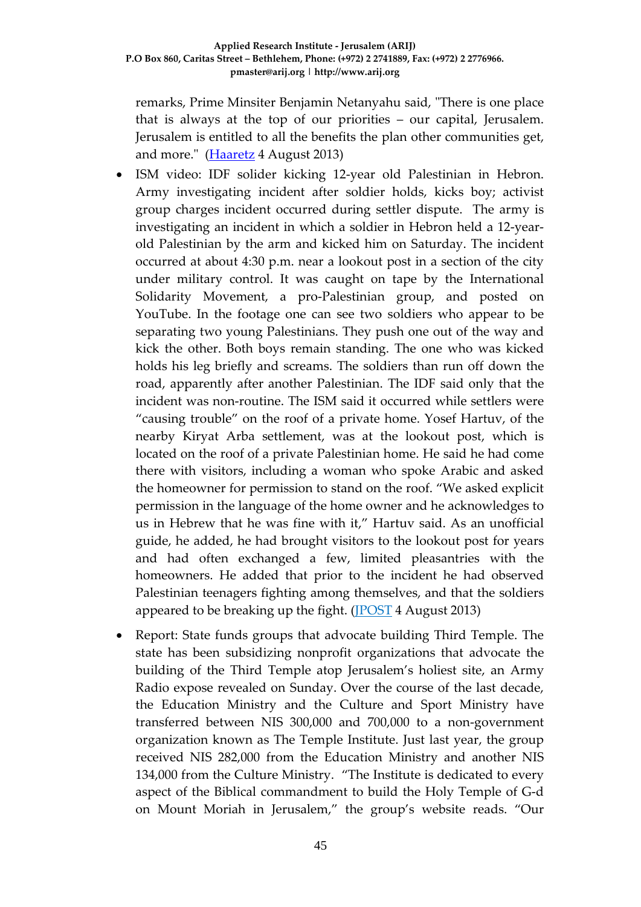remarks, Prime Minsiter Benjamin Netanyahu said, "There is one place that is always at the top of our priorities – our capital, Jerusalem. Jerusalem is entitled to all the benefits the plan other communities get, and more." (Haaretz 4 August 2013)

- ISM video: IDF solider kicking 12-year old Palestinian in Hebron. Army investigating incident after soldier holds, kicks boy; activist group charges incident occurred during settler dispute. The army is investigating an incident in which a soldier in Hebron held a 12-year-old Palestinian by the arm and kicked him on Saturday. The incident occurred at about 4:30 p.m. near a lookout post in a section of the city under military control. It was caught on tape by the International Solidarity Movement, a pro-Palestinian group, and posted on YouTube. In the footage one can see two soldiers who appear to be separating two young Palestinians. They push one out of the way and kick the other. Both boys remain standing. The one who was kicked holds his leg briefly and screams. The soldiers than run off down the road, apparently after another Palestinian. The IDF said only that the incident was non-routine. The ISM said it occurred while settlers were "causing trouble" on the roof of a private home. Yosef Hartuv, of the nearby Kiryat Arba settlement, was at the lookout post, which is located on the roof of a private Palestinian home. He said he had come there with visitors, including a woman who spoke Arabic and asked the homeowner for permission to stand on the roof. "We asked explicit permission in the language of the home owner and he acknowledges to us in Hebrew that he was fine with it," Hartuv said. As an unofficial guide, he added, he had brought visitors to the lookout post for years and had often exchanged a few, limited pleasantries with the homeowners. He added that prior to the incident he had observed Palestinian teenagers fighting among themselves, and that the soldiers appeared to be breaking up the fight. (JPOST 4 August 2013)

- Report: State funds groups that advocate building Third Temple. The state has been subsidizing nonprofit organizations that advocate the building of the Third Temple atop Jerusalem's holiest site, an Army Radio expose revealed on Sunday. Over the course of the last decade, the Education Ministry and the Culture and Sport Ministry have transferred between NIS 300,000 and 700,000 to a non-government organization known as The Temple Institute. Just last year, the group received NIS 282,000 from the Education Ministry and another NIS 134,000 from the Culture Ministry. "The Institute is dedicated to every aspect of the Biblical commandment to build the Holy Temple of G-d on Mount Moriah in Jerusalem," the group's website reads. "Our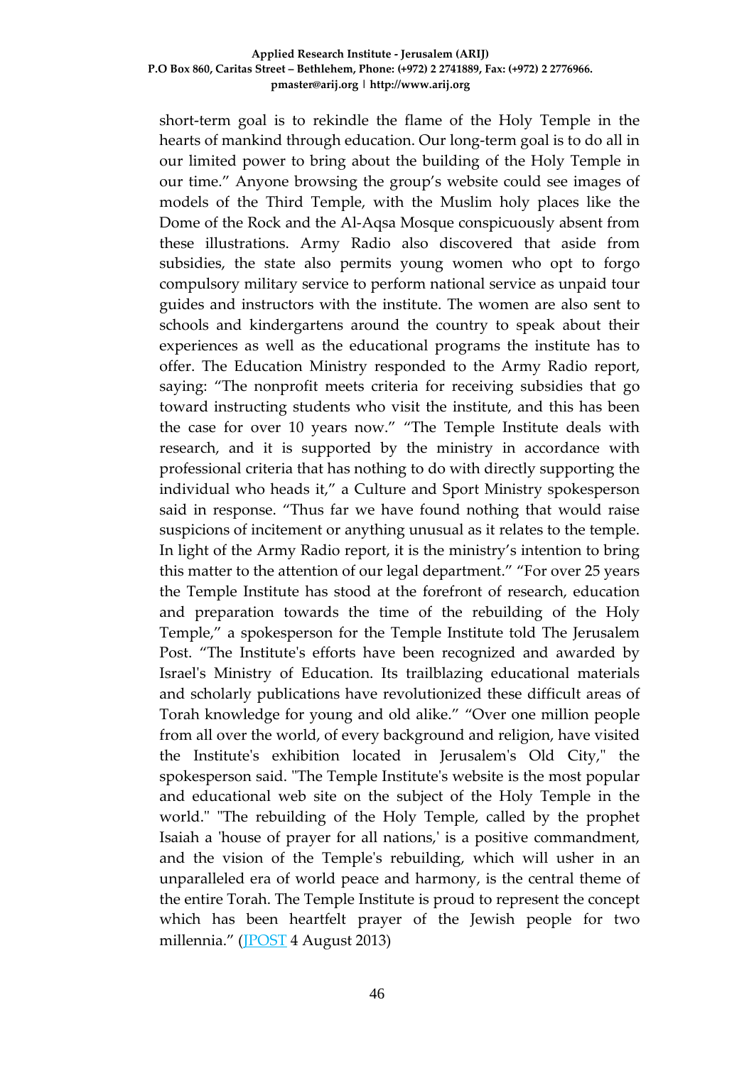short-term goal is to rekindle the flame of the Holy Temple in the hearts of mankind through education. Our long-term goal is to do all in our limited power to bring about the building of the Holy Temple in our time." Anyone browsing the group's website could see images of models of the Third Temple, with the Muslim holy places like the Dome of the Rock and the Al-Aqsa Mosque conspicuously absent from these illustrations. Army Radio also discovered that aside from subsidies, the state also permits young women who opt to forgo compulsory military service to perform national service as unpaid tour guides and instructors with the institute. The women are also sent to schools and kindergartens around the country to speak about their experiences as well as the educational programs the institute has to offer. The Education Ministry responded to the Army Radio report, saying: "The nonprofit meets criteria for receiving subsidies that go toward instructing students who visit the institute, and this has been the case for over 10 years now." "The Temple Institute deals with research, and it is supported by the ministry in accordance with professional criteria that has nothing to do with directly supporting the individual who heads it," a Culture and Sport Ministry spokesperson said in response. "Thus far we have found nothing that would raise suspicions of incitement or anything unusual as it relates to the temple. In light of the Army Radio report, it is the ministry's intention to bring this matter to the attention of our legal department." "For over 25 years the Temple Institute has stood at the forefront of research, education and preparation towards the time of the rebuilding of the Holy Temple," a spokesperson for the Temple Institute told The Jerusalem Post. "The Institute's efforts have been recognized and awarded by Israel's Ministry of Education. Its trailblazing educational materials and scholarly publications have revolutionized these difficult areas of Torah knowledge for young and old alike." "Over one million people from all over the world, of every background and religion, have visited the Institute's exhibition located in Jerusalem's Old City," the spokesperson said. "The Temple Institute's website is the most popular and educational web site on the subject of the Holy Temple in the world." "The rebuilding of the Holy Temple, called by the prophet Isaiah a 'house of prayer for all nations,' is a positive commandment, and the vision of the Temple's rebuilding, which will usher in an unparalleled era of world peace and harmony, is the central theme of the entire Torah. The Temple Institute is proud to represent the concept which has been heartfelt prayer of the Jewish people for two millennia." (JPOST 4 August 2013)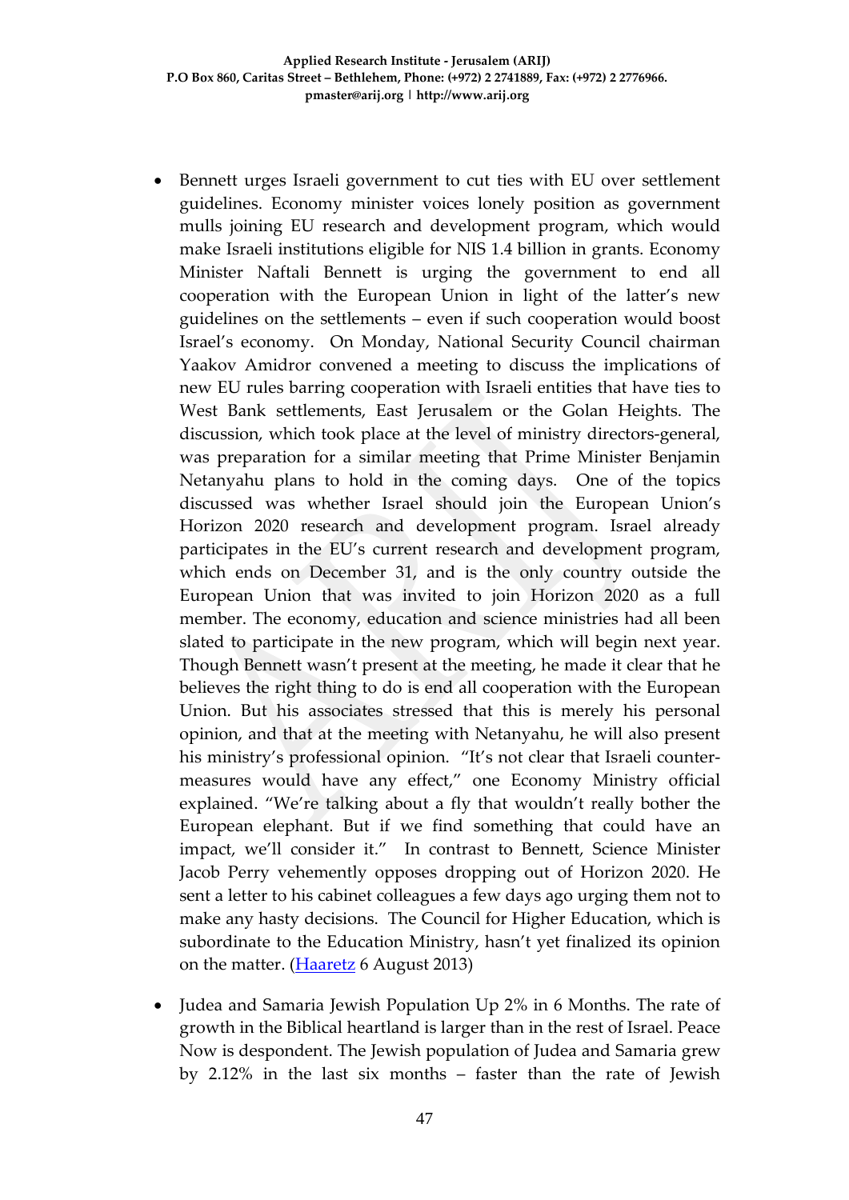- Bennett urges Israeli government to cut ties with EU over settlement guidelines. Economy minister voices lonely position as government mulls joining EU research and development program, which would make Israeli institutions eligible for NIS 1.4 billion in grants. Economy Minister Naftali Bennett is urging the government to end all cooperation with the European Union in light of the latter's new guidelines on the settlements – even if such cooperation would boost Israel's economy. On Monday, National Security Council chairman Yaakov Amidror convened a meeting to discuss the implications of new EU rules barring cooperation with Israeli entities that have ties to West Bank settlements, East Jerusalem or the Golan Heights. The discussion, which took place at the level of ministry directors-general, was preparation for a similar meeting that Prime Minister Benjamin Netanyahu plans to hold in the coming days. One of the topics discussed was whether Israel should join the European Union's Horizon 2020 research and development program. Israel already participates in the EU's current research and development program, which ends on December 31, and is the only country outside the European Union that was invited to join Horizon 2020 as a full member. The economy, education and science ministries had all been slated to participate in the new program, which will begin next year. Though Bennett wasn't present at the meeting, he made it clear that he believes the right thing to do is end all cooperation with the European Union. But his associates stressed that this is merely his personal opinion, and that at the meeting with Netanyahu, he will also present his ministry's professional opinion. "It's not clear that Israeli counter-measures would have any effect," one Economy Ministry official explained. "We're talking about a fly that wouldn't really bother the European elephant. But if we find something that could have an impact, we'll consider it." In contrast to Bennett, Science Minister Jacob Perry vehemently opposes dropping out of Horizon 2020. He sent a letter to his cabinet colleagues a few days ago urging them not to make any hasty decisions. The Council for Higher Education, which is subordinate to the Education Ministry, hasn't yet finalized its opinion on the matter. (Haaretz 6 August 2013)

- Judea and Samaria Jewish Population Up 2% in 6 Months. The rate of growth in the Biblical heartland is larger than in the rest of Israel. Peace Now is despondent. The Jewish population of Judea and Samaria grew by 2.12% in the last six months – faster than the rate of Jewish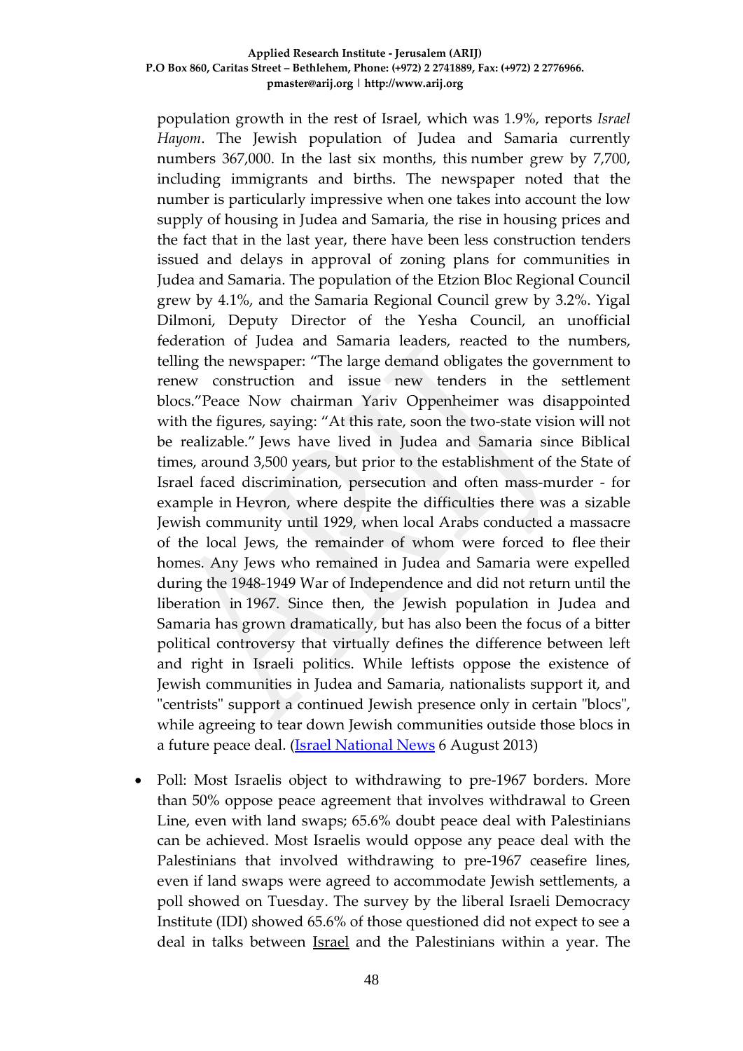population growth in the rest of Israel, which was 1.9%, reports *Israel Hayom*. The Jewish population of Judea and Samaria currently numbers 367,000. In the last six months, this number grew by 7,700, including immigrants and births. The newspaper noted that the number is particularly impressive when one takes into account the low supply of housing in Judea and Samaria, the rise in housing prices and the fact that in the last year, there have been less construction tenders issued and delays in approval of zoning plans for communities in Judea and Samaria. The population of the Etzion Bloc Regional Council grew by 4.1%, and the Samaria Regional Council grew by 3.2%. Yigal Dilmoni, Deputy Director of the Yesha Council, an unofficial federation of Judea and Samaria leaders, reacted to the numbers, telling the newspaper: "The large demand obligates the government to renew construction and issue new tenders in the settlement blocs."Peace Now chairman Yariv Oppenheimer was disappointed with the figures, saying: "At this rate, soon the two-state vision will not be realizable." Jews have lived in Judea and Samaria since Biblical times, around 3,500 years, but prior to the establishment of the State of Israel faced discrimination, persecution and often mass-murder - for example in Hevron, where despite the difficulties there was a sizable Jewish community until 1929, when local Arabs conducted a massacre of the local Jews, the remainder of whom were forced to flee their homes. Any Jews who remained in Judea and Samaria were expelled during the 1948-1949 War of Independence and did not return until the liberation in 1967. Since then, the Jewish population in Judea and Samaria has grown dramatically, but has also been the focus of a bitter political controversy that virtually defines the difference between left and right in Israeli politics. While leftists oppose the existence of Jewish communities in Judea and Samaria, nationalists support it, and "centrists" support a continued Jewish presence only in certain "blocs", while agreeing to tear down Jewish communities outside those blocs in a future peace deal. (Israel National News 6 August 2013)

- Poll: Most Israelis object to withdrawing to pre-1967 borders. More than 50% oppose peace agreement that involves withdrawal to Green Line, even with land swaps; 65.6% doubt peace deal with Palestinians can be achieved. Most Israelis would oppose any peace deal with the Palestinians that involved withdrawing to pre-1967 ceasefire lines, even if land swaps were agreed to accommodate Jewish settlements, a poll showed on Tuesday. The survey by the liberal Israeli Democracy Institute (IDI) showed 65.6% of those questioned did not expect to see a deal in talks between Israel and the Palestinians within a year. The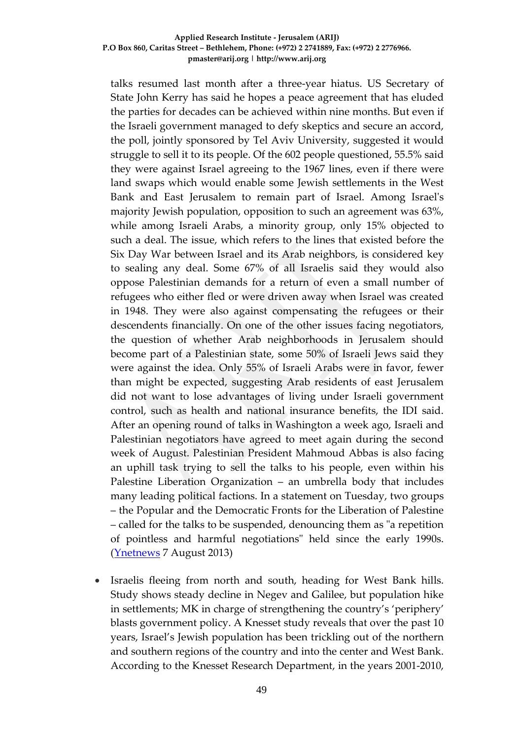talks resumed last month after a three-year hiatus. US Secretary of State John Kerry has said he hopes a peace agreement that has eluded the parties for decades can be achieved within nine months. But even if the Israeli government managed to defy skeptics and secure an accord, the poll, jointly sponsored by Tel Aviv University, suggested it would struggle to sell it to its people. Of the 602 people questioned, 55.5% said they were against Israel agreeing to the 1967 lines, even if there were land swaps which would enable some Jewish settlements in the West Bank and East Jerusalem to remain part of Israel. Among Israel's majority Jewish population, opposition to such an agreement was 63%, while among Israeli Arabs, a minority group, only 15% objected to such a deal. The issue, which refers to the lines that existed before the Six Day War between Israel and its Arab neighbors, is considered key to sealing any deal. Some 67% of all Israelis said they would also oppose Palestinian demands for a return of even a small number of refugees who either fled or were driven away when Israel was created in 1948. They were also against compensating the refugees or their descendents financially. On one of the other issues facing negotiators, the question of whether Arab neighborhoods in Jerusalem should become part of a Palestinian state, some 50% of Israeli Jews said they were against the idea. Only 55% of Israeli Arabs were in favor, fewer than might be expected, suggesting Arab residents of east Jerusalem did not want to lose advantages of living under Israeli government control, such as health and national insurance benefits, the IDI said. After an opening round of talks in Washington a week ago, Israeli and Palestinian negotiators have agreed to meet again during the second week of August. Palestinian President Mahmoud Abbas is also facing an uphill task trying to sell the talks to his people, even within his Palestine Liberation Organization – an umbrella body that includes many leading political factions. In a statement on Tuesday, two groups – the Popular and the Democratic Fronts for the Liberation of Palestine – called for the talks to be suspended, denouncing them as "a repetition of pointless and harmful negotiations" held since the early 1990s. (Ynetnews 7 August 2013)

- Israelis fleeing from north and south, heading for West Bank hills. Study shows steady decline in Negev and Galilee, but population hike in settlements; MK in charge of strengthening the country's 'periphery' blasts government policy. A Knesset study reveals that over the past 10 years, Israel's Jewish population has been trickling out of the northern and southern regions of the country and into the center and West Bank. According to the Knesset Research Department, in the years 2001-2010,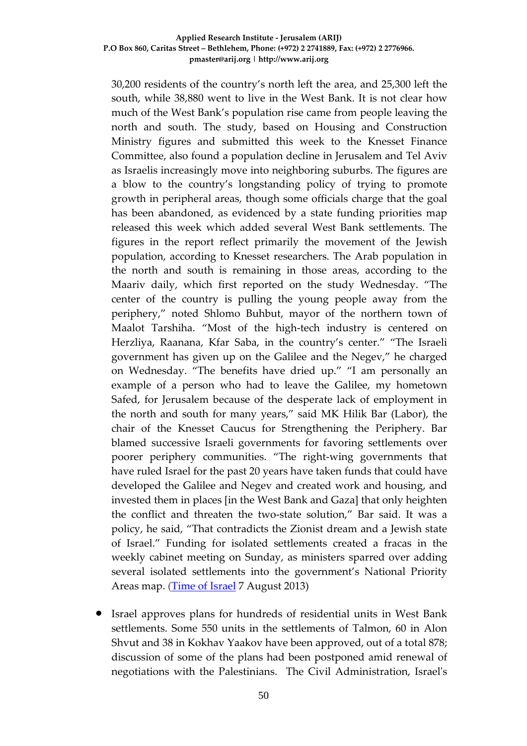30,200 residents of the country's north left the area, and 25,300 left the south, while 38,880 went to live in the West Bank. It is not clear how much of the West Bank's population rise came from people leaving the north and south. The study, based on Housing and Construction Ministry figures and submitted this week to the Knesset Finance Committee, also found a population decline in Jerusalem and Tel Aviv as Israelis increasingly move into neighboring suburbs. The figures are a blow to the country's longstanding policy of trying to promote growth in peripheral areas, though some officials charge that the goal has been abandoned, as evidenced by a state funding priorities map released this week which added several West Bank settlements. The figures in the report reflect primarily the movement of the Jewish population, according to Knesset researchers. The Arab population in the north and south is remaining in those areas, according to the Maariv daily, which first reported on the study Wednesday. "The center of the country is pulling the young people away from the periphery," noted Shlomo Buhbut, mayor of the northern town of Maalot Tarshiha. "Most of the high-tech industry is centered on Herzliya, Raanana, Kfar Saba, in the country's center." "The Israeli government has given up on the Galilee and the Negev," he charged on Wednesday. "The benefits have dried up." "I am personally an example of a person who had to leave the Galilee, my hometown Safed, for Jerusalem because of the desperate lack of employment in the north and south for many years," said MK Hilik Bar (Labor), the chair of the Knesset Caucus for Strengthening the Periphery. Bar blamed successive Israeli governments for favoring settlements over poorer periphery communities. "The right-wing governments that have ruled Israel for the past 20 years have taken funds that could have developed the Galilee and Negev and created work and housing, and invested them in places [in the West Bank and Gaza] that only heighten the conflict and threaten the two-state solution," Bar said. It was a policy, he said, "That contradicts the Zionist dream and a Jewish state of Israel." Funding for isolated settlements created a fracas in the weekly cabinet meeting on Sunday, as ministers sparred over adding several isolated settlements into the government's National Priority Areas map. (Time of Israel 7 August 2013)

- Israel approves plans for hundreds of residential units in West Bank settlements. Some 550 units in the settlements of Talmon, 60 in Alon Shvut and 38 in Kokhav Yaakov have been approved, out of a total 878; discussion of some of the plans had been postponed amid renewal of negotiations with the Palestinians. The Civil Administration, Israel's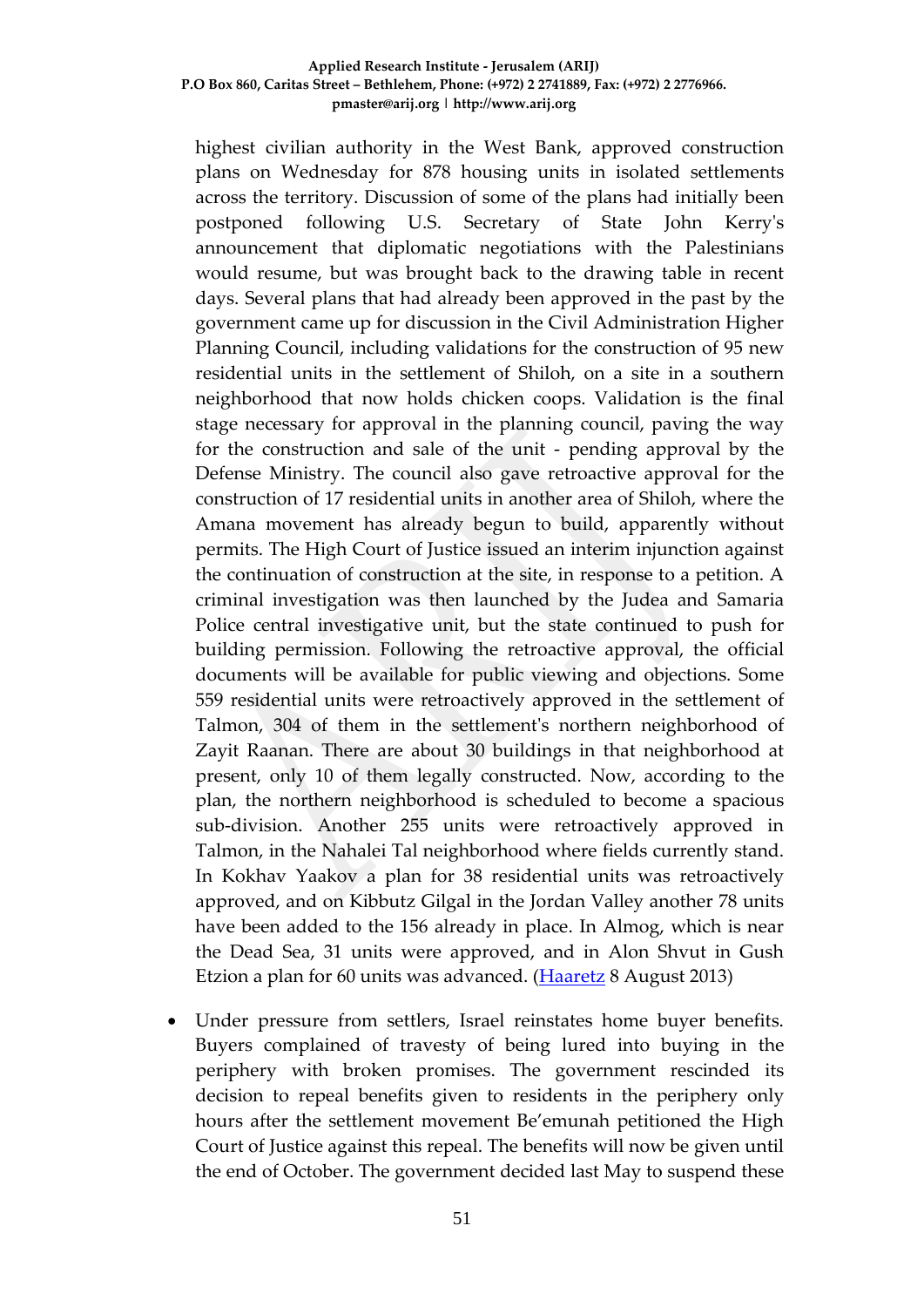highest civilian authority in the West Bank, approved construction plans on Wednesday for 878 housing units in isolated settlements across the territory. Discussion of some of the plans had initially been postponed following U.S. Secretary of State John Kerry's announcement that diplomatic negotiations with the Palestinians would resume, but was brought back to the drawing table in recent days. Several plans that had already been approved in the past by the government came up for discussion in the Civil Administration Higher Planning Council, including validations for the construction of 95 new residential units in the settlement of Shiloh, on a site in a southern neighborhood that now holds chicken coops. Validation is the final stage necessary for approval in the planning council, paving the way for the construction and sale of the unit - pending approval by the Defense Ministry. The council also gave retroactive approval for the construction of 17 residential units in another area of Shiloh, where the Amana movement has already begun to build, apparently without permits. The High Court of Justice issued an interim injunction against the continuation of construction at the site, in response to a petition. A criminal investigation was then launched by the Judea and Samaria Police central investigative unit, but the state continued to push for building permission. Following the retroactive approval, the official documents will be available for public viewing and objections. Some 559 residential units were retroactively approved in the settlement of Talmon, 304 of them in the settlement's northern neighborhood of Zayit Raanan. There are about 30 buildings in that neighborhood at present, only 10 of them legally constructed. Now, according to the plan, the northern neighborhood is scheduled to become a spacious sub-division. Another 255 units were retroactively approved in Talmon, in the Nahalei Tal neighborhood where fields currently stand. In Kokhav Yaakov a plan for 38 residential units was retroactively approved, and on Kibbutz Gilgal in the Jordan Valley another 78 units have been added to the 156 already in place. In Almog, which is near the Dead Sea, 31 units were approved, and in Alon Shvut in Gush Etzion a plan for 60 units was advanced. (Haaretz 8 August 2013)

- Under pressure from settlers, Israel reinstates home buyer benefits. Buyers complained of travesty of being lured into buying in the periphery with broken promises. The government rescinded its decision to repeal benefits given to residents in the periphery only hours after the settlement movement Be'emunah petitioned the High Court of Justice against this repeal. The benefits will now be given until the end of October. The government decided last May to suspend these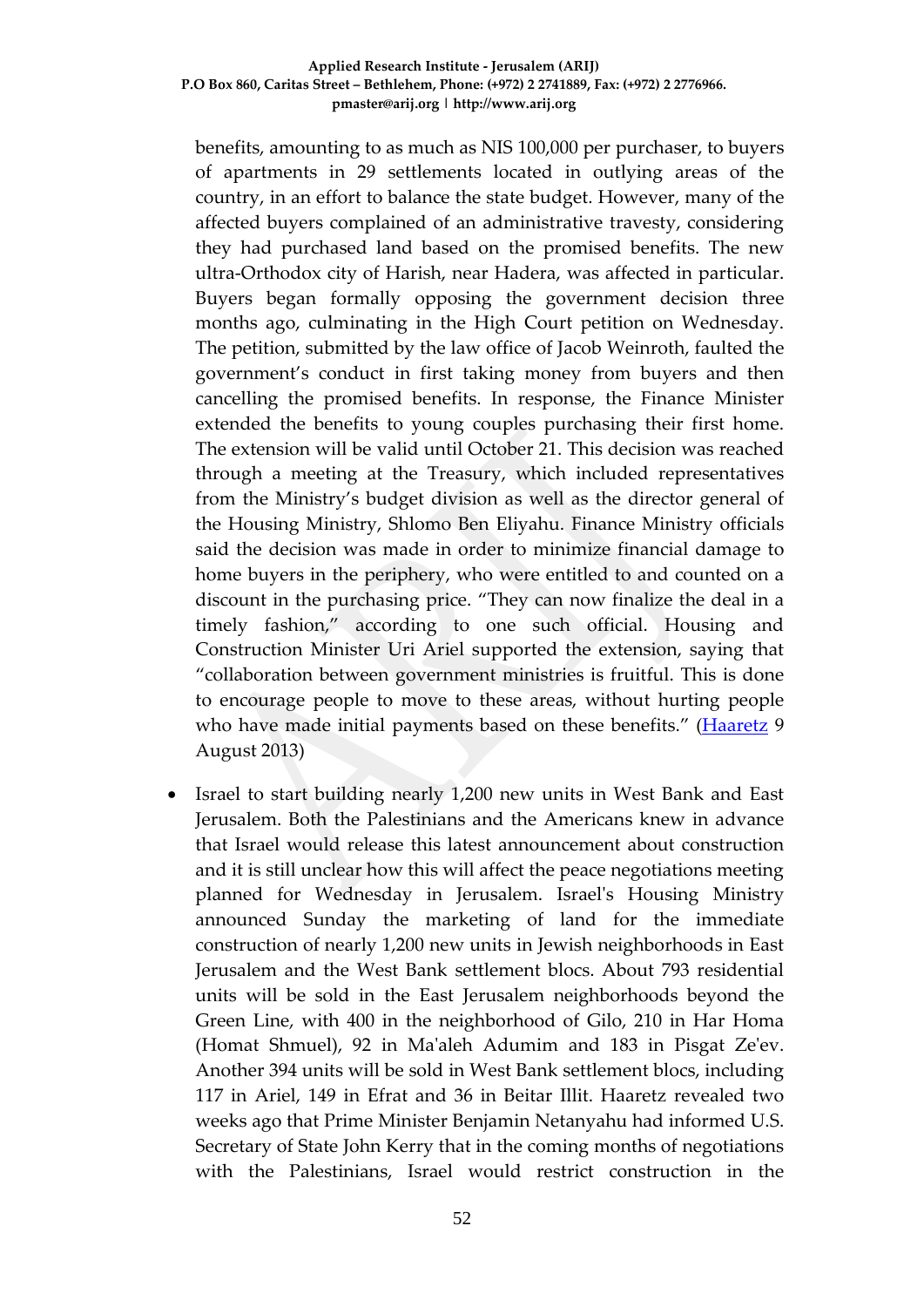benefits, amounting to as much as NIS 100,000 per purchaser, to buyers of apartments in 29 settlements located in outlying areas of the country, in an effort to balance the state budget. However, many of the affected buyers complained of an administrative travesty, considering they had purchased land based on the promised benefits. The new ultra-Orthodox city of Harish, near Hadera, was affected in particular. Buyers began formally opposing the government decision three months ago, culminating in the High Court petition on Wednesday. The petition, submitted by the law office of Jacob Weinroth, faulted the government's conduct in first taking money from buyers and then cancelling the promised benefits. In response, the Finance Minister extended the benefits to young couples purchasing their first home. The extension will be valid until October 21. This decision was reached through a meeting at the Treasury, which included representatives from the Ministry's budget division as well as the director general of the Housing Ministry, Shlomo Ben Eliyahu. Finance Ministry officials said the decision was made in order to minimize financial damage to home buyers in the periphery, who were entitled to and counted on a discount in the purchasing price. "They can now finalize the deal in a timely fashion," according to one such official. Housing and Construction Minister Uri Ariel supported the extension, saying that "collaboration between government ministries is fruitful. This is done to encourage people to move to these areas, without hurting people who have made initial payments based on these benefits." (Haaretz 9 August 2013)

- Israel to start building nearly 1,200 new units in West Bank and East Jerusalem. Both the Palestinians and the Americans knew in advance that Israel would release this latest announcement about construction and it is still unclear how this will affect the peace negotiations meeting planned for Wednesday in Jerusalem. Israel's Housing Ministry announced Sunday the marketing of land for the immediate construction of nearly 1,200 new units in Jewish neighborhoods in East Jerusalem and the West Bank settlement blocs. About 793 residential units will be sold in the East Jerusalem neighborhoods beyond the Green Line, with 400 in the neighborhood of Gilo, 210 in Har Homa (Homat Shmuel), 92 in Ma'aleh Adumim and 183 in Pisgat Ze'ev. Another 394 units will be sold in West Bank settlement blocs, including 117 in Ariel, 149 in Efrat and 36 in Beitar Illit. Haaretz revealed two weeks ago that Prime Minister Benjamin Netanyahu had informed U.S. Secretary of State John Kerry that in the coming months of negotiations with the Palestinians, Israel would restrict construction in the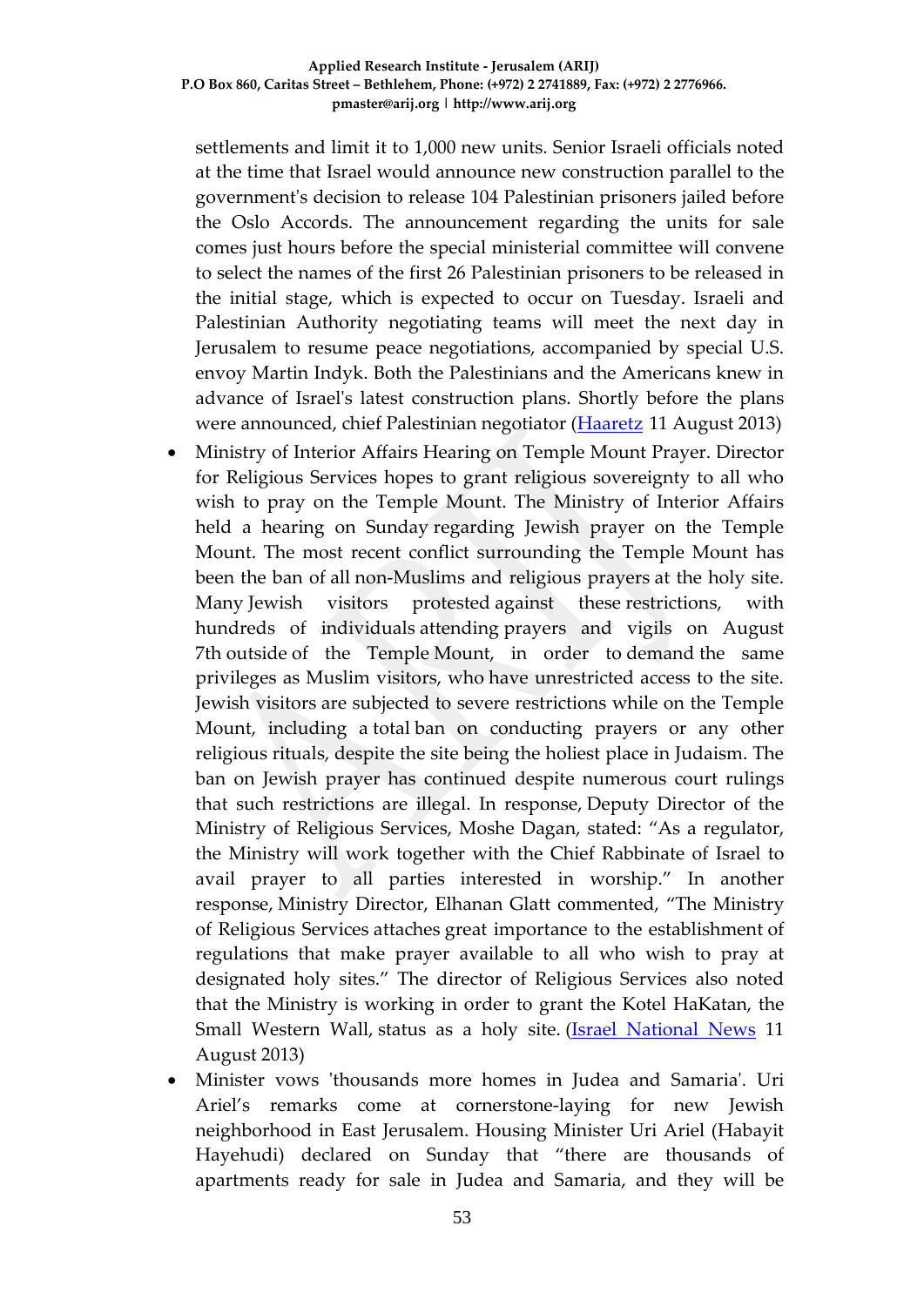settlements and limit it to 1,000 new units. Senior Israeli officials noted at the time that Israel would announce new construction parallel to the government's decision to release 104 Palestinian prisoners jailed before the Oslo Accords. The announcement regarding the units for sale comes just hours before the special ministerial committee will convene to select the names of the first 26 Palestinian prisoners to be released in the initial stage, which is expected to occur on Tuesday. Israeli and Palestinian Authority negotiating teams will meet the next day in Jerusalem to resume peace negotiations, accompanied by special U.S. envoy Martin Indyk. Both the Palestinians and the Americans knew in advance of Israel's latest construction plans. Shortly before the plans were announced, chief Palestinian negotiator (Haaretz 11 August 2013)

- Ministry of Interior Affairs Hearing on Temple Mount Prayer. Director for Religious Services hopes to grant religious sovereignty to all who wish to pray on the Temple Mount. The Ministry of Interior Affairs held a hearing on Sunday regarding Jewish prayer on the Temple Mount. The most recent conflict surrounding the Temple Mount has been the ban of all non-Muslims and religious prayers at the holy site. Many Jewish visitors protested against these restrictions, with hundreds of individuals attending prayers and vigils on August 7th outside of the Temple Mount, in order to demand the same privileges as Muslim visitors, who have unrestricted access to the site. Jewish visitors are subjected to severe restrictions while on the Temple Mount, including a total ban on conducting prayers or any other religious rituals, despite the site being the holiest place in Judaism. The ban on Jewish prayer has continued despite numerous court rulings that such restrictions are illegal. In response, Deputy Director of the Ministry of Religious Services, Moshe Dagan, stated: "As a regulator, the Ministry will work together with the Chief Rabbinate of Israel to avail prayer to all parties interested in worship." In another response, Ministry Director, Elhanan Glatt commented, "The Ministry of Religious Services attaches great importance to the establishment of regulations that make prayer available to all who wish to pray at designated holy sites." The director of Religious Services also noted that the Ministry is working in order to grant the Kotel HaKatan, the Small Western Wall, status as a holy site. (Israel National News 11 August 2013)
- Minister vows 'thousands more homes in Judea and Samaria'. Uri Ariel's remarks come at cornerstone-laying for new Jewish neighborhood in East Jerusalem. Housing Minister Uri Ariel (Habayit Hayehudi) declared on Sunday that "there are thousands of apartments ready for sale in Judea and Samaria, and they will be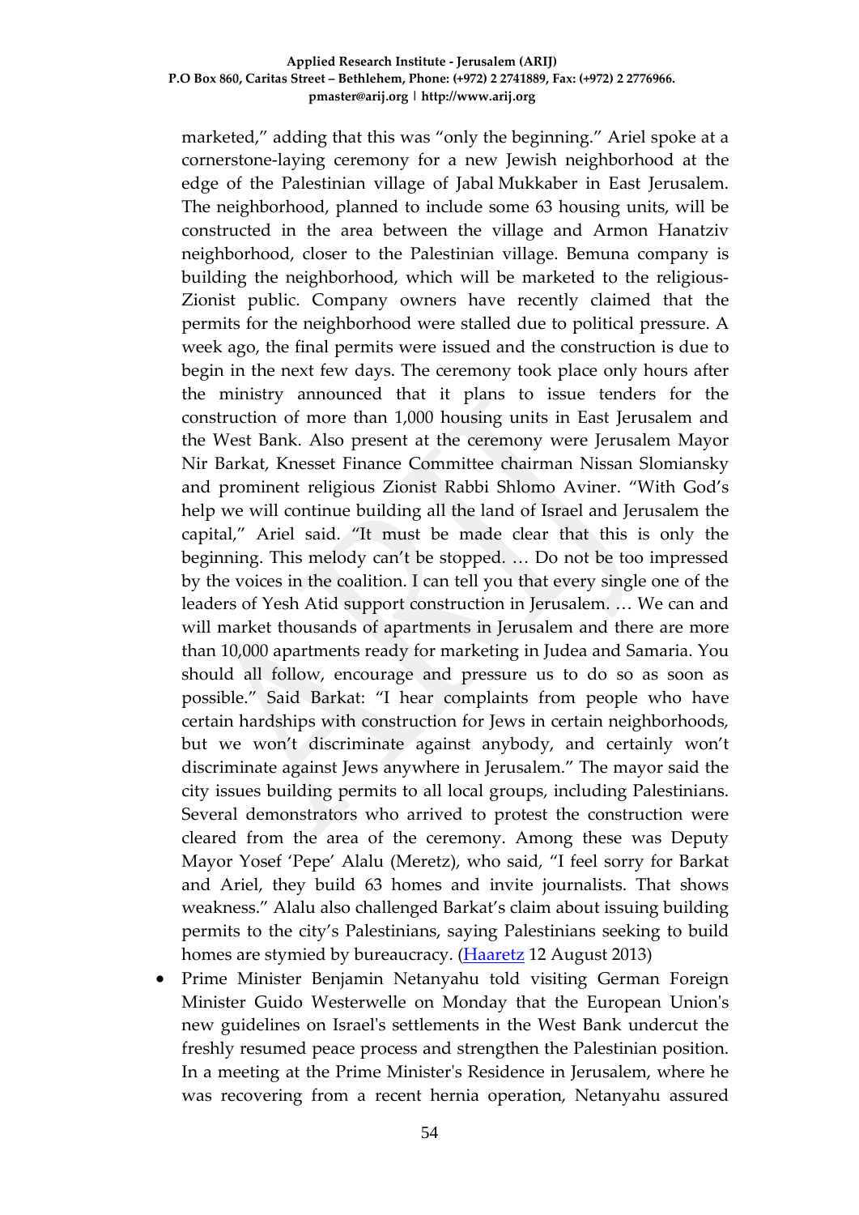marketed," adding that this was "only the beginning." Ariel spoke at a cornerstone-laying ceremony for a new Jewish neighborhood at the edge of the Palestinian village of Jabal Mukkaber in East Jerusalem. The neighborhood, planned to include some 63 housing units, will be constructed in the area between the village and Armon Hanatziv neighborhood, closer to the Palestinian village. Bemuna company is building the neighborhood, which will be marketed to the religious-Zionist public. Company owners have recently claimed that the permits for the neighborhood were stalled due to political pressure. A week ago, the final permits were issued and the construction is due to begin in the next few days. The ceremony took place only hours after the ministry announced that it plans to issue tenders for the construction of more than 1,000 housing units in East Jerusalem and the West Bank. Also present at the ceremony were Jerusalem Mayor Nir Barkat, Knesset Finance Committee chairman Nissan Slomiansky and prominent religious Zionist Rabbi Shlomo Aviner. "With God's help we will continue building all the land of Israel and Jerusalem the capital," Ariel said. "It must be made clear that this is only the beginning. This melody can't be stopped. … Do not be too impressed by the voices in the coalition. I can tell you that every single one of the leaders of Yesh Atid support construction in Jerusalem. … We can and will market thousands of apartments in Jerusalem and there are more than 10,000 apartments ready for marketing in Judea and Samaria. You should all follow, encourage and pressure us to do so as soon as possible." Said Barkat: "I hear complaints from people who have certain hardships with construction for Jews in certain neighborhoods, but we won't discriminate against anybody, and certainly won't discriminate against Jews anywhere in Jerusalem." The mayor said the city issues building permits to all local groups, including Palestinians. Several demonstrators who arrived to protest the construction were cleared from the area of the ceremony. Among these was Deputy Mayor Yosef 'Pepe' Alalu (Meretz), who said, "I feel sorry for Barkat and Ariel, they build 63 homes and invite journalists. That shows weakness." Alalu also challenged Barkat's claim about issuing building permits to the city's Palestinians, saying Palestinians seeking to build homes are stymied by bureaucracy. (Haaretz 12 August 2013)

- Prime Minister Benjamin Netanyahu told visiting German Foreign Minister Guido Westerwelle on Monday that the European Union's new guidelines on Israel's settlements in the West Bank undercut the freshly resumed peace process and strengthen the Palestinian position. In a meeting at the Prime Minister's Residence in Jerusalem, where he was recovering from a recent hernia operation, Netanyahu assured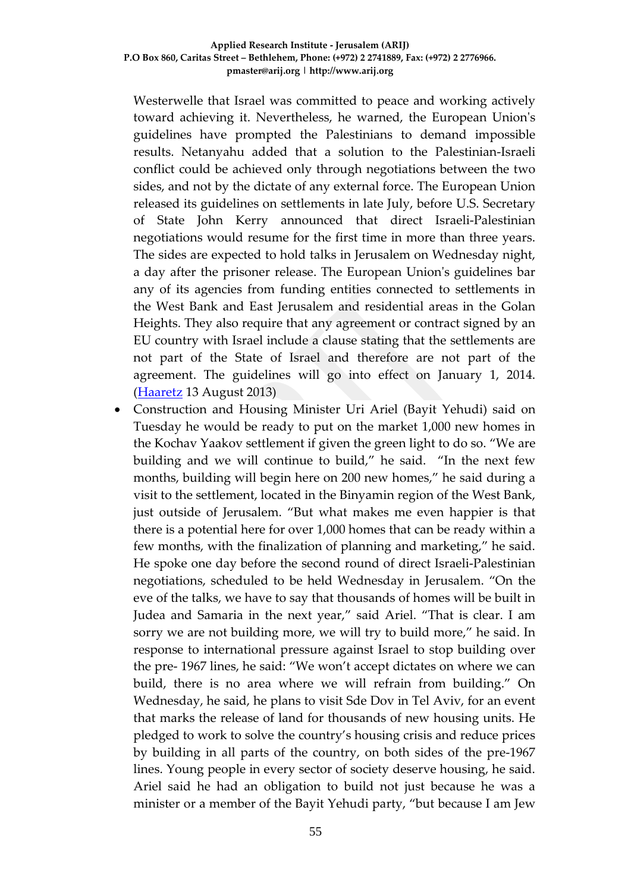Westerwelle that Israel was committed to peace and working actively toward achieving it. Nevertheless, he warned, the European Union's guidelines have prompted the Palestinians to demand impossible results. Netanyahu added that a solution to the Palestinian-Israeli conflict could be achieved only through negotiations between the two sides, and not by the dictate of any external force. The European Union released its guidelines on settlements in late July, before U.S. Secretary of State John Kerry announced that direct Israeli-Palestinian negotiations would resume for the first time in more than three years. The sides are expected to hold talks in Jerusalem on Wednesday night, a day after the prisoner release. The European Union's guidelines bar any of its agencies from funding entities connected to settlements in the West Bank and East Jerusalem and residential areas in the Golan Heights. They also require that any agreement or contract signed by an EU country with Israel include a clause stating that the settlements are not part of the State of Israel and therefore are not part of the agreement. The guidelines will go into effect on January 1, 2014. (Haaretz 13 August 2013)

- Construction and Housing Minister Uri Ariel (Bayit Yehudi) said on Tuesday he would be ready to put on the market 1,000 new homes in the Kochav Yaakov settlement if given the green light to do so. "We are building and we will continue to build," he said. "In the next few months, building will begin here on 200 new homes," he said during a visit to the settlement, located in the Binyamin region of the West Bank, just outside of Jerusalem. "But what makes me even happier is that there is a potential here for over 1,000 homes that can be ready within a few months, with the finalization of planning and marketing," he said. He spoke one day before the second round of direct Israeli-Palestinian negotiations, scheduled to be held Wednesday in Jerusalem. "On the eve of the talks, we have to say that thousands of homes will be built in Judea and Samaria in the next year," said Ariel. "That is clear. I am sorry we are not building more, we will try to build more," he said. In response to international pressure against Israel to stop building over the pre- 1967 lines, he said: "We won't accept dictates on where we can build, there is no area where we will refrain from building." On Wednesday, he said, he plans to visit Sde Dov in Tel Aviv, for an event that marks the release of land for thousands of new housing units. He pledged to work to solve the country's housing crisis and reduce prices by building in all parts of the country, on both sides of the pre-1967 lines. Young people in every sector of society deserve housing, he said. Ariel said he had an obligation to build not just because he was a minister or a member of the Bayit Yehudi party, "but because I am Jew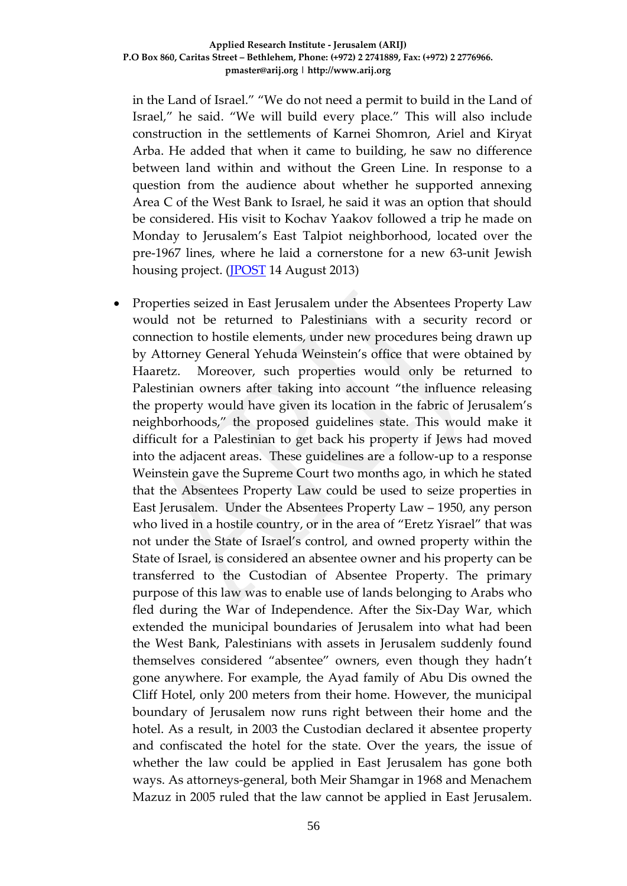in the Land of Israel." "We do not need a permit to build in the Land of Israel," he said. "We will build every place." This will also include construction in the settlements of Karnei Shomron, Ariel and Kiryat Arba. He added that when it came to building, he saw no difference between land within and without the Green Line. In response to a question from the audience about whether he supported annexing Area C of the West Bank to Israel, he said it was an option that should be considered. His visit to Kochav Yaakov followed a trip he made on Monday to Jerusalem's East Talpiot neighborhood, located over the pre-1967 lines, where he laid a cornerstone for a new 63-unit Jewish housing project. (JPOST 14 August 2013)

- Properties seized in East Jerusalem under the Absentees Property Law would not be returned to Palestinians with a security record or connection to hostile elements, under new procedures being drawn up by Attorney General Yehuda Weinstein's office that were obtained by Haaretz. Moreover, such properties would only be returned to Palestinian owners after taking into account "the influence releasing the property would have given its location in the fabric of Jerusalem's neighborhoods," the proposed guidelines state. This would make it difficult for a Palestinian to get back his property if Jews had moved into the adjacent areas. These guidelines are a follow-up to a response Weinstein gave the Supreme Court two months ago, in which he stated that the Absentees Property Law could be used to seize properties in East Jerusalem. Under the Absentees Property Law – 1950, any person who lived in a hostile country, or in the area of "Eretz Yisrael" that was not under the State of Israel's control, and owned property within the State of Israel, is considered an absentee owner and his property can be transferred to the Custodian of Absentee Property. The primary purpose of this law was to enable use of lands belonging to Arabs who fled during the War of Independence. After the Six-Day War, which extended the municipal boundaries of Jerusalem into what had been the West Bank, Palestinians with assets in Jerusalem suddenly found themselves considered "absentee" owners, even though they hadn't gone anywhere. For example, the Ayad family of Abu Dis owned the Cliff Hotel, only 200 meters from their home. However, the municipal boundary of Jerusalem now runs right between their home and the hotel. As a result, in 2003 the Custodian declared it absentee property and confiscated the hotel for the state. Over the years, the issue of whether the law could be applied in East Jerusalem has gone both ways. As attorneys-general, both Meir Shamgar in 1968 and Menachem Mazuz in 2005 ruled that the law cannot be applied in East Jerusalem.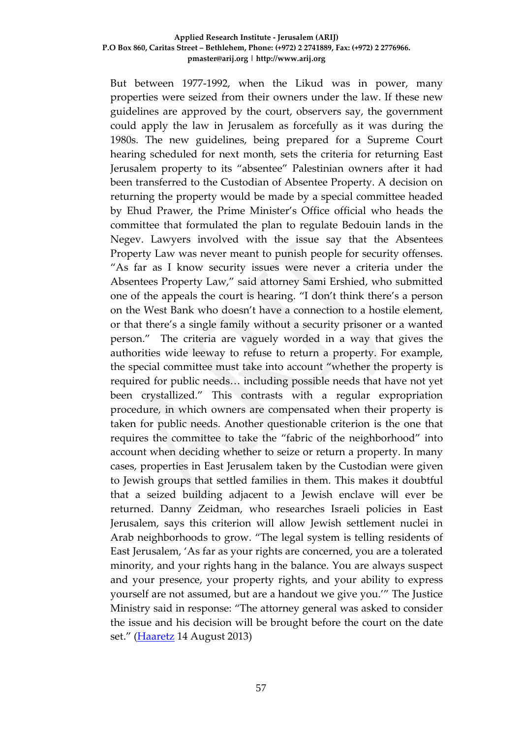But between 1977-1992, when the Likud was in power, many properties were seized from their owners under the law. If these new guidelines are approved by the court, observers say, the government could apply the law in Jerusalem as forcefully as it was during the 1980s. The new guidelines, being prepared for a Supreme Court hearing scheduled for next month, sets the criteria for returning East Jerusalem property to its "absentee" Palestinian owners after it had been transferred to the Custodian of Absentee Property. A decision on returning the property would be made by a special committee headed by Ehud Prawer, the Prime Minister's Office official who heads the committee that formulated the plan to regulate Bedouin lands in the Negev. Lawyers involved with the issue say that the Absentees Property Law was never meant to punish people for security offenses. "As far as I know security issues were never a criteria under the Absentees Property Law," said attorney Sami Ershied, who submitted one of the appeals the court is hearing. "I don't think there's a person on the West Bank who doesn't have a connection to a hostile element, or that there's a single family without a security prisoner or a wanted person." The criteria are vaguely worded in a way that gives the authorities wide leeway to refuse to return a property. For example, the special committee must take into account "whether the property is required for public needs… including possible needs that have not yet been crystallized." This contrasts with a regular expropriation procedure, in which owners are compensated when their property is taken for public needs. Another questionable criterion is the one that requires the committee to take the "fabric of the neighborhood" into account when deciding whether to seize or return a property. In many cases, properties in East Jerusalem taken by the Custodian were given to Jewish groups that settled families in them. This makes it doubtful that a seized building adjacent to a Jewish enclave will ever be returned. Danny Zeidman, who researches Israeli policies in East Jerusalem, says this criterion will allow Jewish settlement nuclei in Arab neighborhoods to grow. "The legal system is telling residents of East Jerusalem, 'As far as your rights are concerned, you are a tolerated minority, and your rights hang in the balance. You are always suspect and your presence, your property rights, and your ability to express yourself are not assumed, but are a handout we give you.'" The Justice Ministry said in response: "The attorney general was asked to consider the issue and his decision will be brought before the court on the date set." (Haaretz 14 August 2013)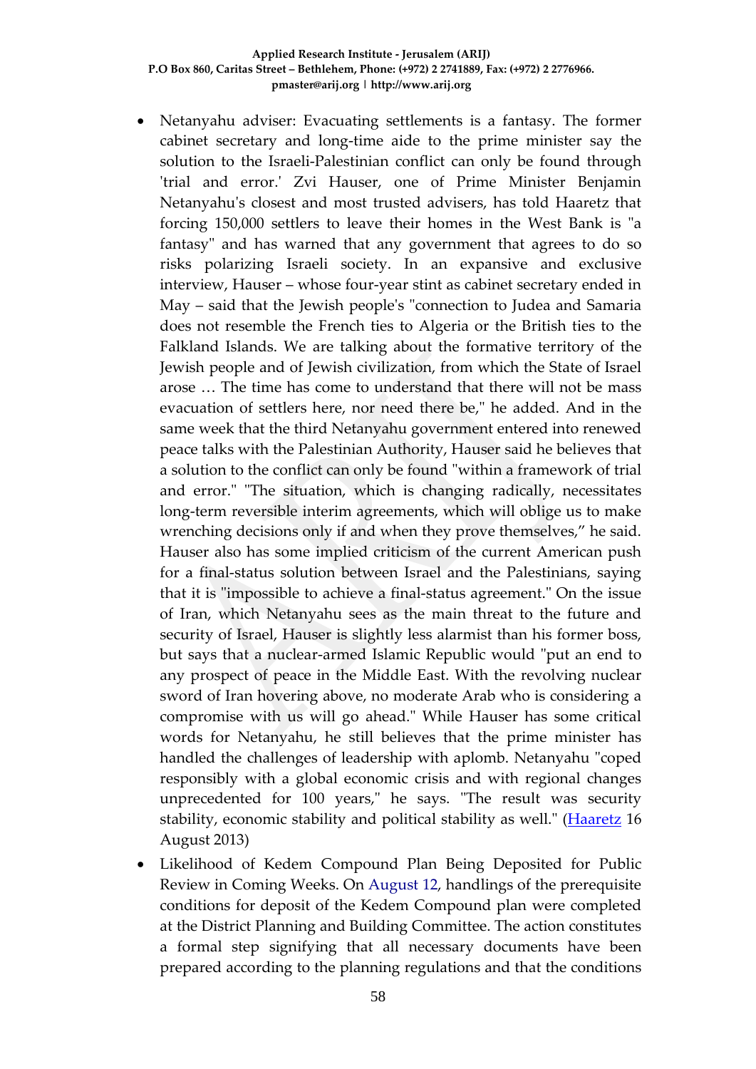- Netanyahu adviser: Evacuating settlements is a fantasy. The former cabinet secretary and long-time aide to the prime minister say the solution to the Israeli-Palestinian conflict can only be found through 'trial and error.' Zvi Hauser, one of Prime Minister Benjamin Netanyahu's closest and most trusted advisers, has told Haaretz that forcing 150,000 settlers to leave their homes in the West Bank is "a fantasy" and has warned that any government that agrees to do so risks polarizing Israeli society. In an expansive and exclusive interview, Hauser – whose four-year stint as cabinet secretary ended in May – said that the Jewish people's "connection to Judea and Samaria does not resemble the French ties to Algeria or the British ties to the Falkland Islands. We are talking about the formative territory of the Jewish people and of Jewish civilization, from which the State of Israel arose … The time has come to understand that there will not be mass evacuation of settlers here, nor need there be," he added. And in the same week that the third Netanyahu government entered into renewed peace talks with the Palestinian Authority, Hauser said he believes that a solution to the conflict can only be found "within a framework of trial and error." "The situation, which is changing radically, necessitates long-term reversible interim agreements, which will oblige us to make wrenching decisions only if and when they prove themselves," he said. Hauser also has some implied criticism of the current American push for a final-status solution between Israel and the Palestinians, saying that it is "impossible to achieve a final-status agreement." On the issue of Iran, which Netanyahu sees as the main threat to the future and security of Israel, Hauser is slightly less alarmist than his former boss, but says that a nuclear-armed Islamic Republic would "put an end to any prospect of peace in the Middle East. With the revolving nuclear sword of Iran hovering above, no moderate Arab who is considering a compromise with us will go ahead." While Hauser has some critical words for Netanyahu, he still believes that the prime minister has handled the challenges of leadership with aplomb. Netanyahu "coped responsibly with a global economic crisis and with regional changes unprecedented for 100 years," he says. "The result was security stability, economic stability and political stability as well." (Haaretz 16 August 2013)
- Likelihood of Kedem Compound Plan Being Deposited for Public Review in Coming Weeks. On August 12, handlings of the prerequisite conditions for deposit of the Kedem Compound plan were completed at the District Planning and Building Committee. The action constitutes a formal step signifying that all necessary documents have been prepared according to the planning regulations and that the conditions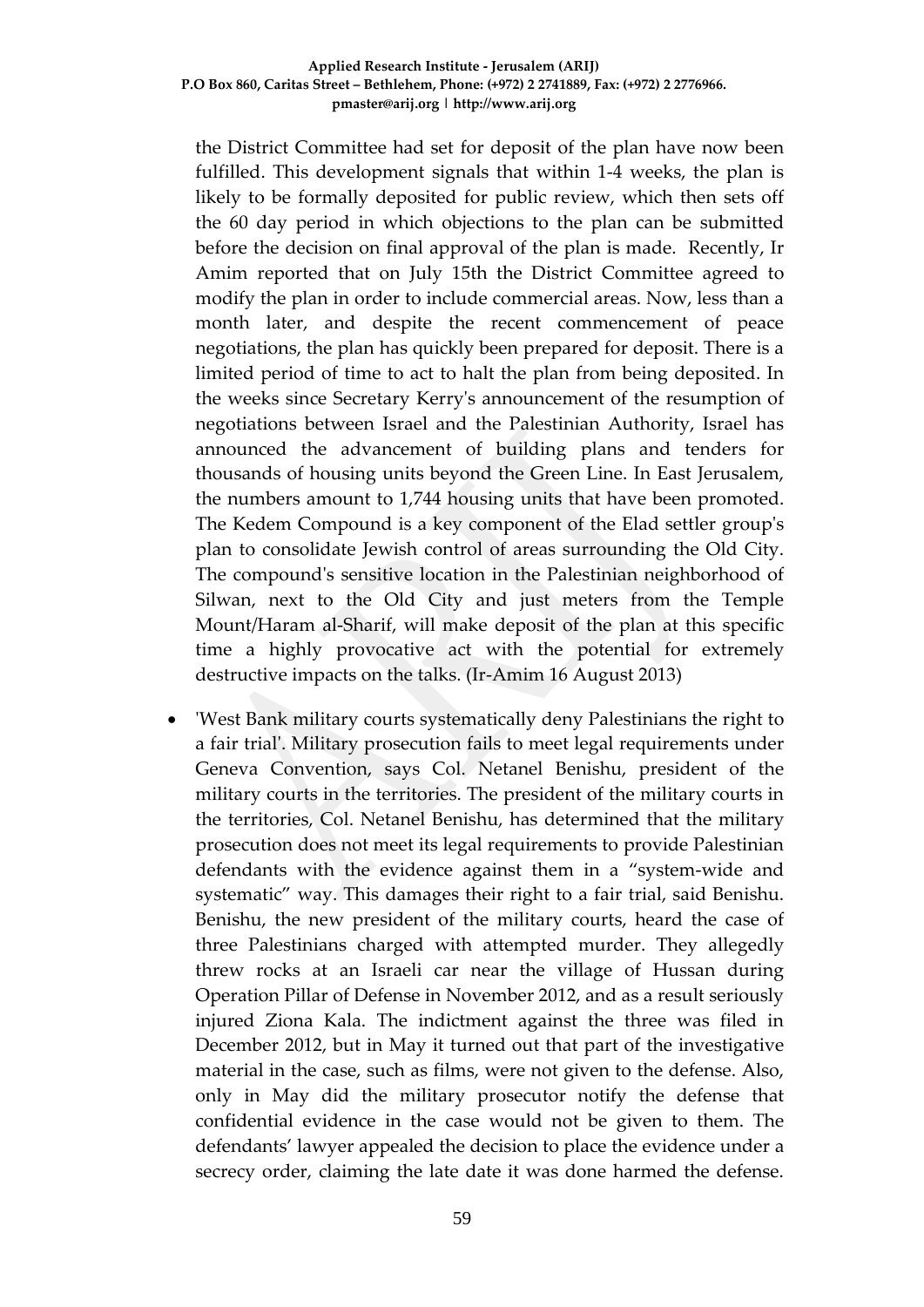the District Committee had set for deposit of the plan have now been fulfilled. This development signals that within 1-4 weeks, the plan is likely to be formally deposited for public review, which then sets off the 60 day period in which objections to the plan can be submitted before the decision on final approval of the plan is made. Recently, Ir Amim reported that on July 15th the District Committee agreed to modify the plan in order to include commercial areas. Now, less than a month later, and despite the recent commencement of peace negotiations, the plan has quickly been prepared for deposit. There is a limited period of time to act to halt the plan from being deposited. In the weeks since Secretary Kerry's announcement of the resumption of negotiations between Israel and the Palestinian Authority, Israel has announced the advancement of building plans and tenders for thousands of housing units beyond the Green Line. In East Jerusalem, the numbers amount to 1,744 housing units that have been promoted. The Kedem Compound is a key component of the Elad settler group's plan to consolidate Jewish control of areas surrounding the Old City. The compound's sensitive location in the Palestinian neighborhood of Silwan, next to the Old City and just meters from the Temple Mount/Haram al-Sharif, will make deposit of the plan at this specific time a highly provocative act with the potential for extremely destructive impacts on the talks. (Ir-Amim 16 August 2013)

- 'West Bank military courts systematically deny Palestinians the right to a fair trial'. Military prosecution fails to meet legal requirements under Geneva Convention, says Col. Netanel Benishu, president of the military courts in the territories. The president of the military courts in the territories, Col. Netanel Benishu, has determined that the military prosecution does not meet its legal requirements to provide Palestinian defendants with the evidence against them in a "system-wide and systematic" way. This damages their right to a fair trial, said Benishu. Benishu, the new president of the military courts, heard the case of three Palestinians charged with attempted murder. They allegedly threw rocks at an Israeli car near the village of Hussan during Operation Pillar of Defense in November 2012, and as a result seriously injured Ziona Kala. The indictment against the three was filed in December 2012, but in May it turned out that part of the investigative material in the case, such as films, were not given to the defense. Also, only in May did the military prosecutor notify the defense that confidential evidence in the case would not be given to them. The defendants' lawyer appealed the decision to place the evidence under a secrecy order, claiming the late date it was done harmed the defense.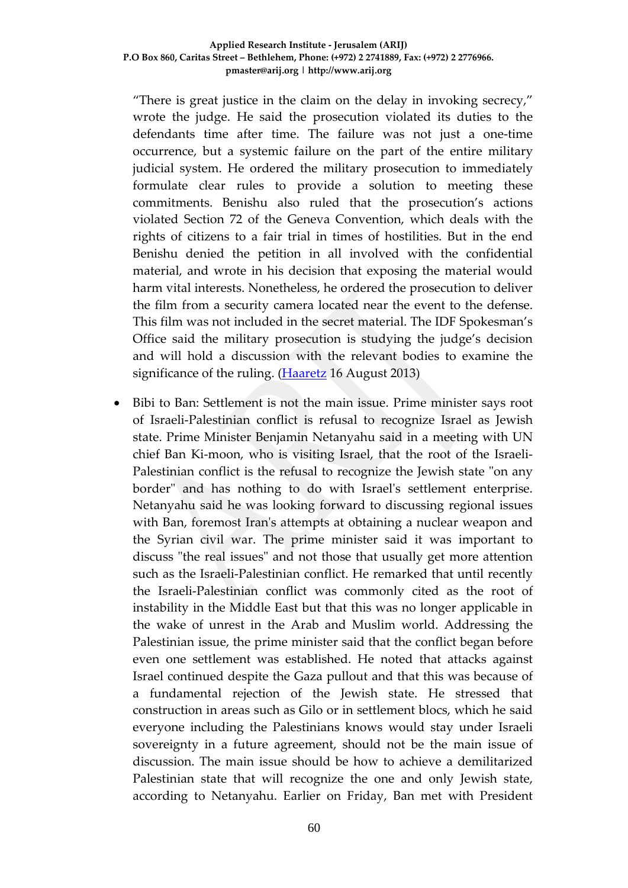"There is great justice in the claim on the delay in invoking secrecy," wrote the judge. He said the prosecution violated its duties to the defendants time after time. The failure was not just a one-time occurrence, but a systemic failure on the part of the entire military judicial system. He ordered the military prosecution to immediately formulate clear rules to provide a solution to meeting these commitments. Benishu also ruled that the prosecution's actions violated Section 72 of the Geneva Convention, which deals with the rights of citizens to a fair trial in times of hostilities. But in the end Benishu denied the petition in all involved with the confidential material, and wrote in his decision that exposing the material would harm vital interests. Nonetheless, he ordered the prosecution to deliver the film from a security camera located near the event to the defense. This film was not included in the secret material. The IDF Spokesman's Office said the military prosecution is studying the judge's decision and will hold a discussion with the relevant bodies to examine the significance of the ruling. (Haaretz 16 August 2013)

- Bibi to Ban: Settlement is not the main issue. Prime minister says root of Israeli-Palestinian conflict is refusal to recognize Israel as Jewish state. Prime Minister Benjamin Netanyahu said in a meeting with UN chief Ban Ki-moon, who is visiting Israel, that the root of the Israeli-Palestinian conflict is the refusal to recognize the Jewish state "on any border" and has nothing to do with Israel's settlement enterprise. Netanyahu said he was looking forward to discussing regional issues with Ban, foremost Iran's attempts at obtaining a nuclear weapon and the Syrian civil war. The prime minister said it was important to discuss "the real issues" and not those that usually get more attention such as the Israeli-Palestinian conflict. He remarked that until recently the Israeli-Palestinian conflict was commonly cited as the root of instability in the Middle East but that this was no longer applicable in the wake of unrest in the Arab and Muslim world. Addressing the Palestinian issue, the prime minister said that the conflict began before even one settlement was established. He noted that attacks against Israel continued despite the Gaza pullout and that this was because of a fundamental rejection of the Jewish state. He stressed that construction in areas such as Gilo or in settlement blocs, which he said everyone including the Palestinians knows would stay under Israeli sovereignty in a future agreement, should not be the main issue of discussion. The main issue should be how to achieve a demilitarized Palestinian state that will recognize the one and only Jewish state, according to Netanyahu. Earlier on Friday, Ban met with President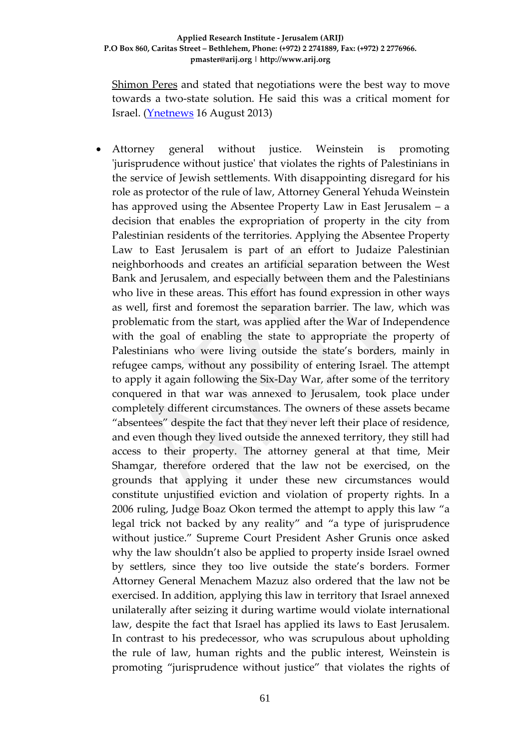Shimon Peres and stated that negotiations were the best way to move towards a two-state solution. He said this was a critical moment for Israel. (Ynetnews 16 August 2013)

- Attorney general without justice. Weinstein is promoting 'jurisprudence without justice' that violates the rights of Palestinians in the service of Jewish settlements. With disappointing disregard for his role as protector of the rule of law, Attorney General Yehuda Weinstein has approved using the Absentee Property Law in East Jerusalem – a decision that enables the expropriation of property in the city from Palestinian residents of the territories. Applying the Absentee Property Law to East Jerusalem is part of an effort to Judaize Palestinian neighborhoods and creates an artificial separation between the West Bank and Jerusalem, and especially between them and the Palestinians who live in these areas. This effort has found expression in other ways as well, first and foremost the separation barrier. The law, which was problematic from the start, was applied after the War of Independence with the goal of enabling the state to appropriate the property of Palestinians who were living outside the state's borders, mainly in refugee camps, without any possibility of entering Israel. The attempt to apply it again following the Six-Day War, after some of the territory conquered in that war was annexed to Jerusalem, took place under completely different circumstances. The owners of these assets became "absentees" despite the fact that they never left their place of residence, and even though they lived outside the annexed territory, they still had access to their property. The attorney general at that time, Meir Shamgar, therefore ordered that the law not be exercised, on the grounds that applying it under these new circumstances would constitute unjustified eviction and violation of property rights. In a 2006 ruling, Judge Boaz Okon termed the attempt to apply this law "a legal trick not backed by any reality" and "a type of jurisprudence without justice." Supreme Court President Asher Grunis once asked why the law shouldn't also be applied to property inside Israel owned by settlers, since they too live outside the state's borders. Former Attorney General Menachem Mazuz also ordered that the law not be exercised. In addition, applying this law in territory that Israel annexed unilaterally after seizing it during wartime would violate international law, despite the fact that Israel has applied its laws to East Jerusalem. In contrast to his predecessor, who was scrupulous about upholding the rule of law, human rights and the public interest, Weinstein is promoting "jurisprudence without justice" that violates the rights of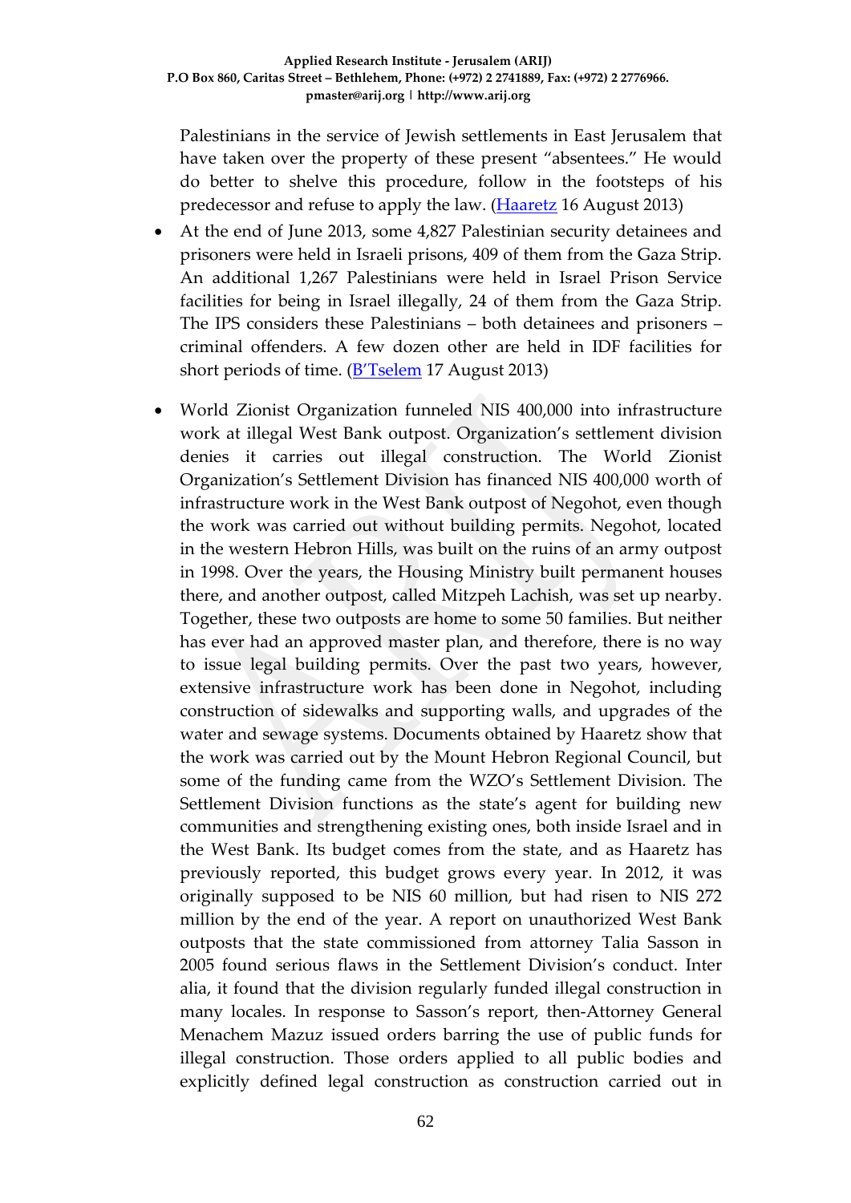Palestinians in the service of Jewish settlements in East Jerusalem that have taken over the property of these present "absentees." He would do better to shelve this procedure, follow in the footsteps of his predecessor and refuse to apply the law. ([Haaretz](http://www.haaretz.com) 16 August 2013)

- At the end of June 2013, some 4,827 Palestinian security detainees and prisoners were held in Israeli prisons, 409 of them from the Gaza Strip. An additional 1,267 Palestinians were held in Israel Prison Service facilities for being in Israel illegally, 24 of them from the Gaza Strip. The IPS considers these Palestinians – both detainees and prisoners – criminal offenders. A few dozen other are held in IDF facilities for short periods of time. ([B'Tselem](http://www.btselem.org) 17 August 2013)

- World Zionist Organization funneled NIS 400,000 into infrastructure work at illegal West Bank outpost. Organization's settlement division denies it carries out illegal construction. The World Zionist Organization's Settlement Division has financed NIS 400,000 worth of infrastructure work in the West Bank outpost of Negohot, even though the work was carried out without building permits. Negohot, located in the western Hebron Hills, was built on the ruins of an army outpost in 1998. Over the years, the Housing Ministry built permanent houses there, and another outpost, called Mitzpeh Lachish, was set up nearby. Together, these two outposts are home to some 50 families. But neither has ever had an approved master plan, and therefore, there is no way to issue legal building permits. Over the past two years, however, extensive infrastructure work has been done in Negohot, including construction of sidewalks and supporting walls, and upgrades of the water and sewage systems. Documents obtained by Haaretz show that the work was carried out by the Mount Hebron Regional Council, but some of the funding came from the WZO's Settlement Division. The Settlement Division functions as the state's agent for building new communities and strengthening existing ones, both inside Israel and in the West Bank. Its budget comes from the state, and as Haaretz has previously reported, this budget grows every year. In 2012, it was originally supposed to be NIS 60 million, but had risen to NIS 272 million by the end of the year. A report on unauthorized West Bank outposts that the state commissioned from attorney Talia Sasson in 2005 found serious flaws in the Settlement Division's conduct. Inter alia, it found that the division regularly funded illegal construction in many locales. In response to Sasson's report, then-Attorney General Menachem Mazuz issued orders barring the use of public funds for illegal construction. Those orders applied to all public bodies and explicitly defined legal construction as construction carried out in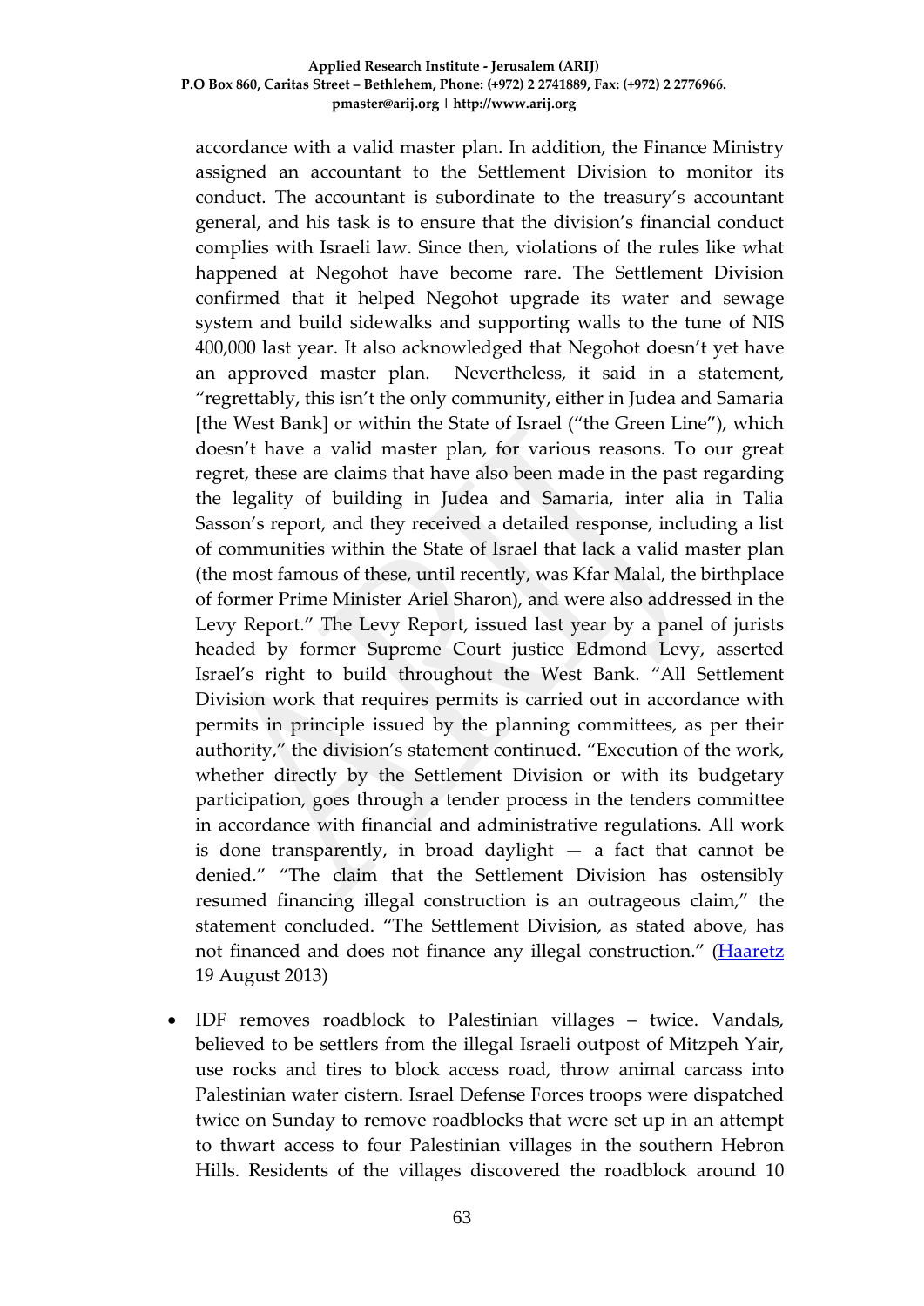accordance with a valid master plan. In addition, the Finance Ministry assigned an accountant to the Settlement Division to monitor its conduct. The accountant is subordinate to the treasury's accountant general, and his task is to ensure that the division's financial conduct complies with Israeli law. Since then, violations of the rules like what happened at Negohot have become rare. The Settlement Division confirmed that it helped Negohot upgrade its water and sewage system and build sidewalks and supporting walls to the tune of NIS 400,000 last year. It also acknowledged that Negohot doesn't yet have an approved master plan. Nevertheless, it said in a statement, "regrettably, this isn't the only community, either in Judea and Samaria [the West Bank] or within the State of Israel ("the Green Line"), which doesn't have a valid master plan, for various reasons. To our great regret, these are claims that have also been made in the past regarding the legality of building in Judea and Samaria, inter alia in Talia Sasson's report, and they received a detailed response, including a list of communities within the State of Israel that lack a valid master plan (the most famous of these, until recently, was Kfar Malal, the birthplace of former Prime Minister Ariel Sharon), and were also addressed in the Levy Report." The Levy Report, issued last year by a panel of jurists headed by former Supreme Court justice Edmond Levy, asserted Israel's right to build throughout the West Bank. "All Settlement Division work that requires permits is carried out in accordance with permits in principle issued by the planning committees, as per their authority," the division's statement continued. "Execution of the work, whether directly by the Settlement Division or with its budgetary participation, goes through a tender process in the tenders committee in accordance with financial and administrative regulations. All work is done transparently, in broad daylight — a fact that cannot be denied." "The claim that the Settlement Division has ostensibly resumed financing illegal construction is an outrageous claim," the statement concluded. "The Settlement Division, as stated above, has not financed and does not finance any illegal construction." (Haaretz 19 August 2013)

- IDF removes roadblock to Palestinian villages – twice. Vandals, believed to be settlers from the illegal Israeli outpost of Mitzpeh Yair, use rocks and tires to block access road, throw animal carcass into Palestinian water cistern. Israel Defense Forces troops were dispatched twice on Sunday to remove roadblocks that were set up in an attempt to thwart access to four Palestinian villages in the southern Hebron Hills. Residents of the villages discovered the roadblock around 10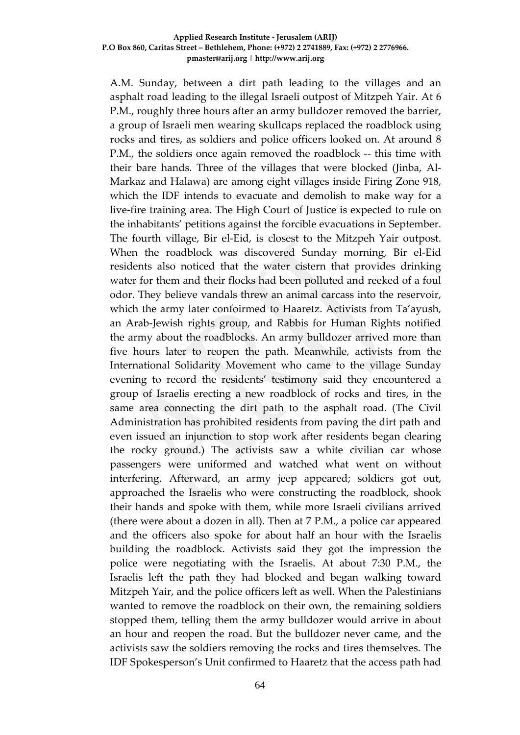A.M. Sunday, between a dirt path leading to the villages and an asphalt road leading to the illegal Israeli outpost of Mitzpeh Yair. At 6 P.M., roughly three hours after an army bulldozer removed the barrier, a group of Israeli men wearing skullcaps replaced the roadblock using rocks and tires, as soldiers and police officers looked on. At around 8 P.M., the soldiers once again removed the roadblock -- this time with their bare hands. Three of the villages that were blocked (Jinba, Al-Markaz and Halawa) are among eight villages inside Firing Zone 918, which the IDF intends to evacuate and demolish to make way for a live-fire training area. The High Court of Justice is expected to rule on the inhabitants' petitions against the forcible evacuations in September. The fourth village, Bir el-Eid, is closest to the Mitzpeh Yair outpost. When the roadblock was discovered Sunday morning, Bir el-Eid residents also noticed that the water cistern that provides drinking water for them and their flocks had been polluted and reeked of a foul odor. They believe vandals threw an animal carcass into the reservoir, which the army later confoirmed to Haaretz. Activists from Ta'ayush, an Arab-Jewish rights group, and Rabbis for Human Rights notified the army about the roadblocks. An army bulldozer arrived more than five hours later to reopen the path. Meanwhile, activists from the International Solidarity Movement who came to the village Sunday evening to record the residents' testimony said they encountered a group of Israelis erecting a new roadblock of rocks and tires, in the same area connecting the dirt path to the asphalt road. (The Civil Administration has prohibited residents from paving the dirt path and even issued an injunction to stop work after residents began clearing the rocky ground.) The activists saw a white civilian car whose passengers were uniformed and watched what went on without interfering. Afterward, an army jeep appeared; soldiers got out, approached the Israelis who were constructing the roadblock, shook their hands and spoke with them, while more Israeli civilians arrived (there were about a dozen in all). Then at 7 P.M., a police car appeared and the officers also spoke for about half an hour with the Israelis building the roadblock. Activists said they got the impression the police were negotiating with the Israelis. At about 7:30 P.M., the Israelis left the path they had blocked and began walking toward Mitzpeh Yair, and the police officers left as well. When the Palestinians wanted to remove the roadblock on their own, the remaining soldiers stopped them, telling them the army bulldozer would arrive in about an hour and reopen the road. But the bulldozer never came, and the activists saw the soldiers removing the rocks and tires themselves. The IDF Spokesperson's Unit confirmed to Haaretz that the access path had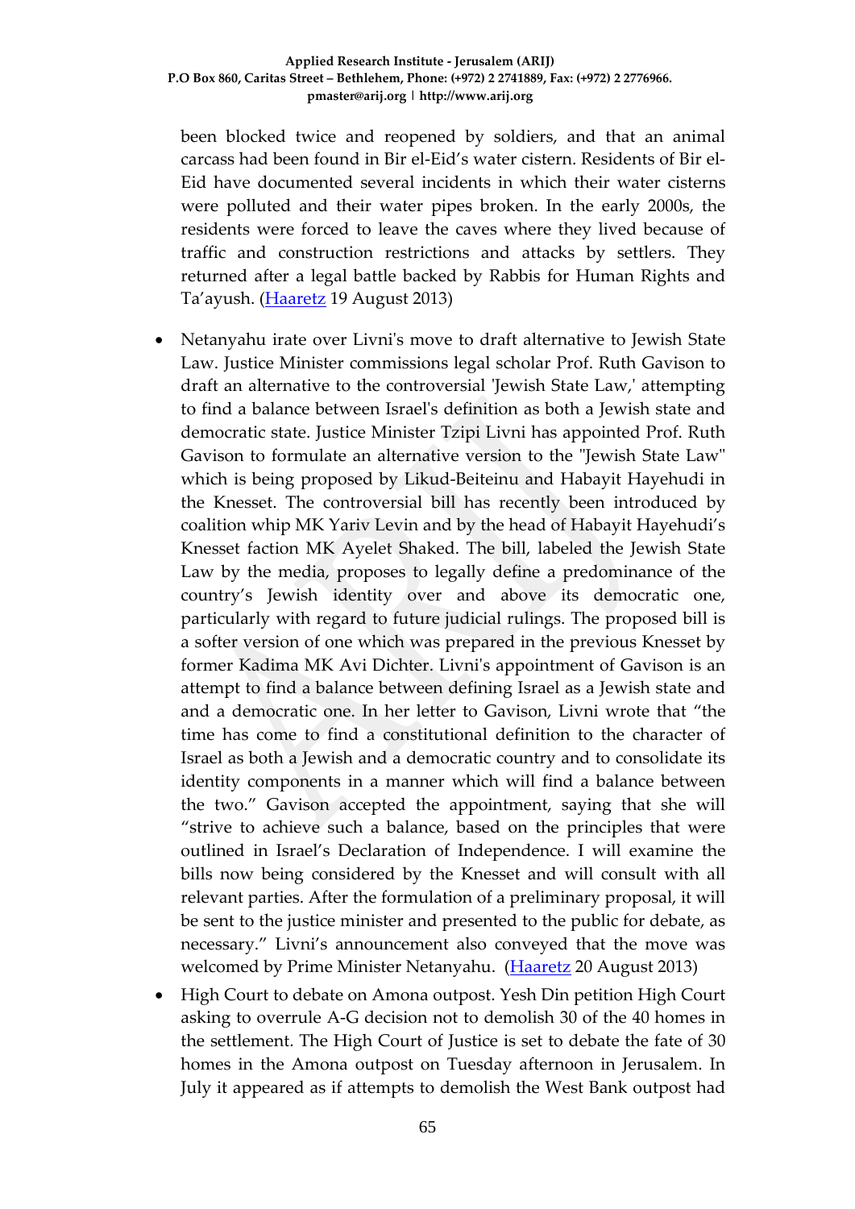been blocked twice and reopened by soldiers, and that an animal carcass had been found in Bir el-Eid's water cistern. Residents of Bir el-Eid have documented several incidents in which their water cisterns were polluted and their water pipes broken. In the early 2000s, the residents were forced to leave the caves where they lived because of traffic and construction restrictions and attacks by settlers. They returned after a legal battle backed by Rabbis for Human Rights and Ta'ayush. ([Haaretz](http://www.haaretz.com) 19 August 2013)

- Netanyahu irate over Livni's move to draft alternative to Jewish State Law. Justice Minister commissions legal scholar Prof. Ruth Gavison to draft an alternative to the controversial 'Jewish State Law,' attempting to find a balance between Israel's definition as both a Jewish state and democratic state. Justice Minister Tzipi Livni has appointed Prof. Ruth Gavison to formulate an alternative version to the "Jewish State Law" which is being proposed by Likud-Beiteinu and Habayit Hayehudi in the Knesset. The controversial bill has recently been introduced by coalition whip MK Yariv Levin and by the head of Habayit Hayehudi's Knesset faction MK Ayelet Shaked. The bill, labeled the Jewish State Law by the media, proposes to legally define a predominance of the country's Jewish identity over and above its democratic one, particularly with regard to future judicial rulings. The proposed bill is a softer version of one which was prepared in the previous Knesset by former Kadima MK Avi Dichter. Livni's appointment of Gavison is an attempt to find a balance between defining Israel as a Jewish state and and a democratic one. In her letter to Gavison, Livni wrote that "the time has come to find a constitutional definition to the character of Israel as both a Jewish and a democratic country and to consolidate its identity components in a manner which will find a balance between the two." Gavison accepted the appointment, saying that she will "strive to achieve such a balance, based on the principles that were outlined in Israel's Declaration of Independence. I will examine the bills now being considered by the Knesset and will consult with all relevant parties. After the formulation of a preliminary proposal, it will be sent to the justice minister and presented to the public for debate, as necessary." Livni's announcement also conveyed that the move was welcomed by Prime Minister Netanyahu. ([Haaretz](http://www.haaretz.com) 20 August 2013)
- High Court to debate on Amona outpost. Yesh Din petition High Court asking to overrule A-G decision not to demolish 30 of the 40 homes in the settlement. The High Court of Justice is set to debate the fate of 30 homes in the Amona outpost on Tuesday afternoon in Jerusalem. In July it appeared as if attempts to demolish the West Bank outpost had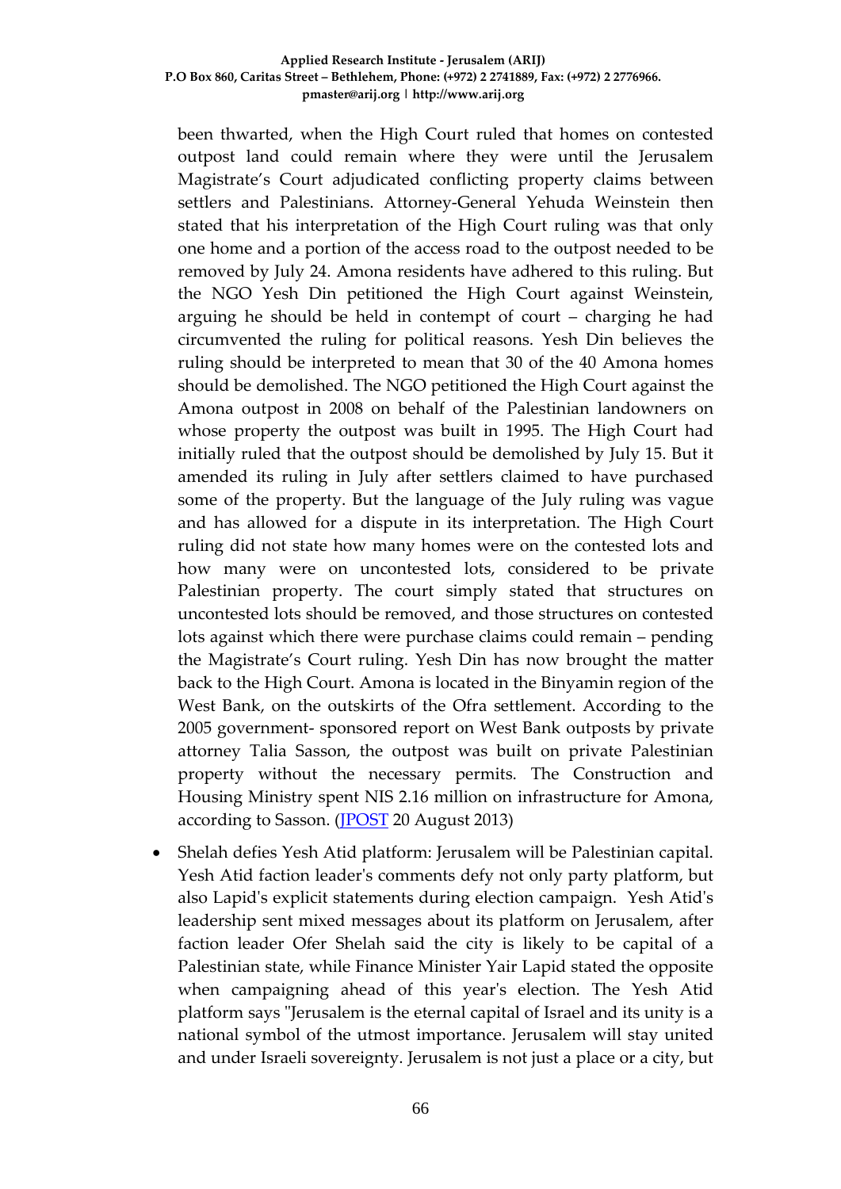been thwarted, when the High Court ruled that homes on contested outpost land could remain where they were until the Jerusalem Magistrate's Court adjudicated conflicting property claims between settlers and Palestinians. Attorney-General Yehuda Weinstein then stated that his interpretation of the High Court ruling was that only one home and a portion of the access road to the outpost needed to be removed by July 24. Amona residents have adhered to this ruling. But the NGO Yesh Din petitioned the High Court against Weinstein, arguing he should be held in contempt of court – charging he had circumvented the ruling for political reasons. Yesh Din believes the ruling should be interpreted to mean that 30 of the 40 Amona homes should be demolished. The NGO petitioned the High Court against the Amona outpost in 2008 on behalf of the Palestinian landowners on whose property the outpost was built in 1995. The High Court had initially ruled that the outpost should be demolished by July 15. But it amended its ruling in July after settlers claimed to have purchased some of the property. But the language of the July ruling was vague and has allowed for a dispute in its interpretation. The High Court ruling did not state how many homes were on the contested lots and how many were on uncontested lots, considered to be private Palestinian property. The court simply stated that structures on uncontested lots should be removed, and those structures on contested lots against which there were purchase claims could remain – pending the Magistrate's Court ruling. Yesh Din has now brought the matter back to the High Court. Amona is located in the Binyamin region of the West Bank, on the outskirts of the Ofra settlement. According to the 2005 government- sponsored report on West Bank outposts by private attorney Talia Sasson, the outpost was built on private Palestinian property without the necessary permits. The Construction and Housing Ministry spent NIS 2.16 million on infrastructure for Amona, according to Sasson. (JPOST 20 August 2013)

- Shelah defies Yesh Atid platform: Jerusalem will be Palestinian capital. Yesh Atid faction leader's comments defy not only party platform, but also Lapid's explicit statements during election campaign. Yesh Atid's leadership sent mixed messages about its platform on Jerusalem, after faction leader Ofer Shelah said the city is likely to be capital of a Palestinian state, while Finance Minister Yair Lapid stated the opposite when campaigning ahead of this year's election. The Yesh Atid platform says "Jerusalem is the eternal capital of Israel and its unity is a national symbol of the utmost importance. Jerusalem will stay united and under Israeli sovereignty. Jerusalem is not just a place or a city, but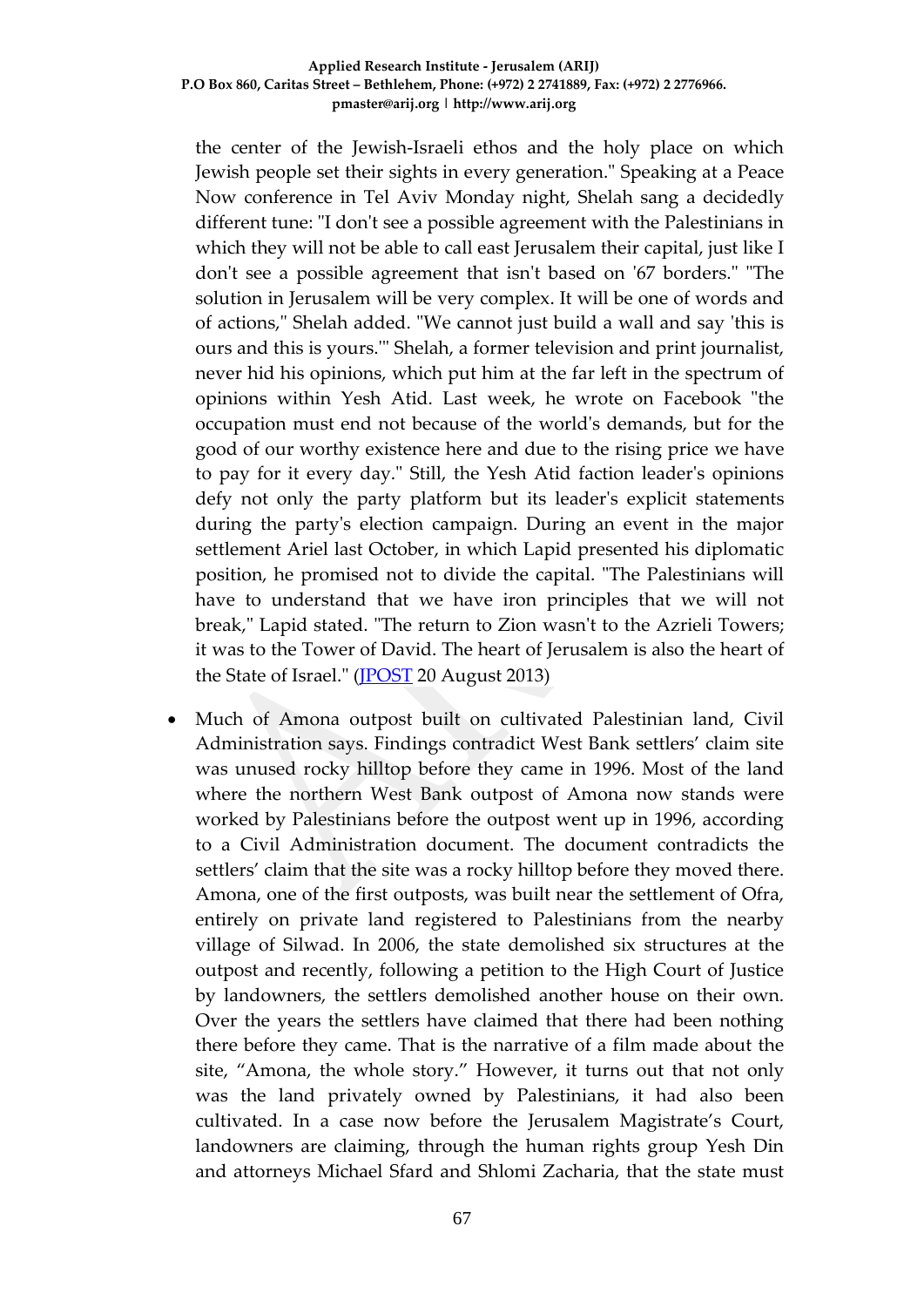the center of the Jewish-Israeli ethos and the holy place on which Jewish people set their sights in every generation." Speaking at a Peace Now conference in Tel Aviv Monday night, Shelah sang a decidedly different tune: "I don't see a possible agreement with the Palestinians in which they will not be able to call east Jerusalem their capital, just like I don't see a possible agreement that isn't based on '67 borders." "The solution in Jerusalem will be very complex. It will be one of words and of actions," Shelah added. "We cannot just build a wall and say 'this is ours and this is yours.'" Shelah, a former television and print journalist, never hid his opinions, which put him at the far left in the spectrum of opinions within Yesh Atid. Last week, he wrote on Facebook "the occupation must end not because of the world's demands, but for the good of our worthy existence here and due to the rising price we have to pay for it every day." Still, the Yesh Atid faction leader's opinions defy not only the party platform but its leader's explicit statements during the party's election campaign. During an event in the major settlement Ariel last October, in which Lapid presented his diplomatic position, he promised not to divide the capital. "The Palestinians will have to understand that we have iron principles that we will not break," Lapid stated. "The return to Zion wasn't to the Azrieli Towers; it was to the Tower of David. The heart of Jerusalem is also the heart of the State of Israel." (JPOST 20 August 2013)

- Much of Amona outpost built on cultivated Palestinian land, Civil Administration says. Findings contradict West Bank settlers' claim site was unused rocky hilltop before they came in 1996. Most of the land where the northern West Bank outpost of Amona now stands were worked by Palestinians before the outpost went up in 1996, according to a Civil Administration document. The document contradicts the settlers' claim that the site was a rocky hilltop before they moved there. Amona, one of the first outposts, was built near the settlement of Ofra, entirely on private land registered to Palestinians from the nearby village of Silwad. In 2006, the state demolished six structures at the outpost and recently, following a petition to the High Court of Justice by landowners, the settlers demolished another house on their own. Over the years the settlers have claimed that there had been nothing there before they came. That is the narrative of a film made about the site, "Amona, the whole story." However, it turns out that not only was the land privately owned by Palestinians, it had also been cultivated. In a case now before the Jerusalem Magistrate's Court, landowners are claiming, through the human rights group Yesh Din and attorneys Michael Sfard and Shlomi Zacharia, that the state must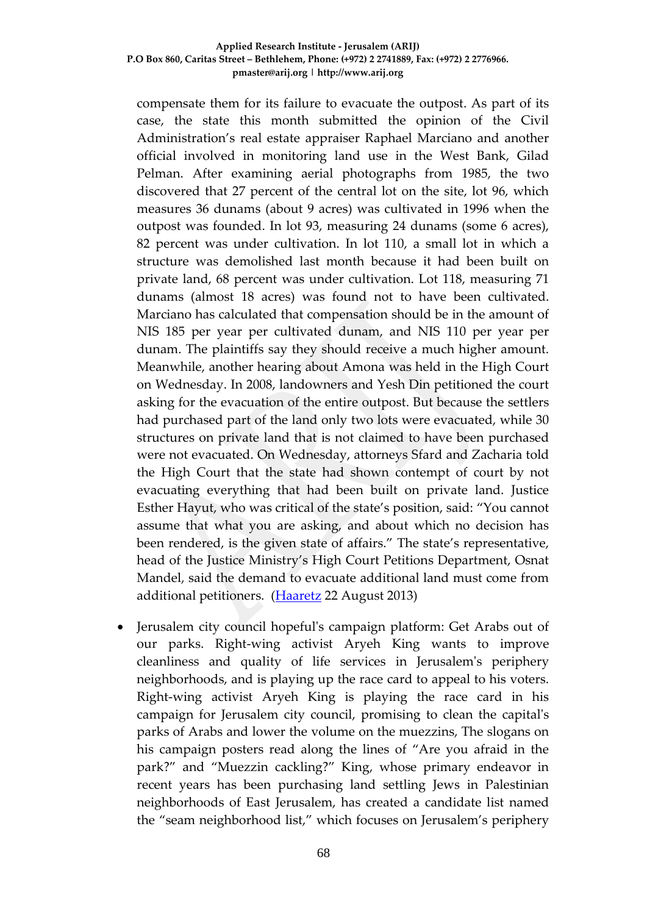compensate them for its failure to evacuate the outpost. As part of its case, the state this month submitted the opinion of the Civil Administration's real estate appraiser Raphael Marciano and another official involved in monitoring land use in the West Bank, Gilad Pelman. After examining aerial photographs from 1985, the two discovered that 27 percent of the central lot on the site, lot 96, which measures 36 dunams (about 9 acres) was cultivated in 1996 when the outpost was founded. In lot 93, measuring 24 dunams (some 6 acres), 82 percent was under cultivation. In lot 110, a small lot in which a structure was demolished last month because it had been built on private land, 68 percent was under cultivation. Lot 118, measuring 71 dunams (almost 18 acres) was found not to have been cultivated. Marciano has calculated that compensation should be in the amount of NIS 185 per year per cultivated dunam, and NIS 110 per year per dunam. The plaintiffs say they should receive a much higher amount. Meanwhile, another hearing about Amona was held in the High Court on Wednesday. In 2008, landowners and Yesh Din petitioned the court asking for the evacuation of the entire outpost. But because the settlers had purchased part of the land only two lots were evacuated, while 30 structures on private land that is not claimed to have been purchased were not evacuated. On Wednesday, attorneys Sfard and Zacharia told the High Court that the state had shown contempt of court by not evacuating everything that had been built on private land. Justice Esther Hayut, who was critical of the state's position, said: "You cannot assume that what you are asking, and about which no decision has been rendered, is the given state of affairs." The state's representative, head of the Justice Ministry's High Court Petitions Department, Osnat Mandel, said the demand to evacuate additional land must come from additional petitioners. (Haaretz 22 August 2013)

- Jerusalem city council hopeful's campaign platform: Get Arabs out of our parks. Right-wing activist Aryeh King wants to improve cleanliness and quality of life services in Jerusalem's periphery neighborhoods, and is playing up the race card to appeal to his voters. Right-wing activist Aryeh King is playing the race card in his campaign for Jerusalem city council, promising to clean the capital's parks of Arabs and lower the volume on the muezzins, The slogans on his campaign posters read along the lines of "Are you afraid in the park?" and "Muezzin cackling?" King, whose primary endeavor in recent years has been purchasing land settling Jews in Palestinian neighborhoods of East Jerusalem, has created a candidate list named the "seam neighborhood list," which focuses on Jerusalem's periphery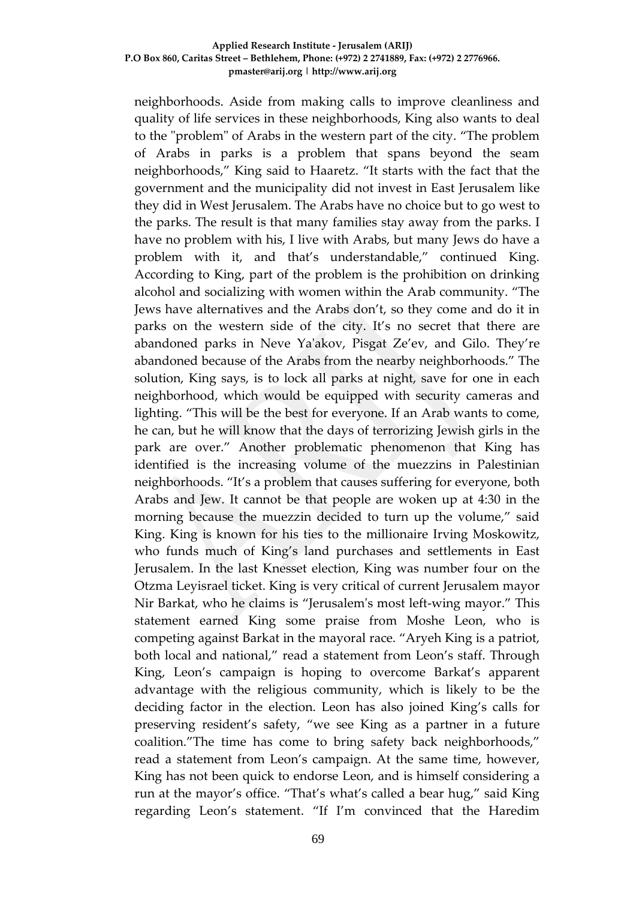neighborhoods. Aside from making calls to improve cleanliness and quality of life services in these neighborhoods, King also wants to deal to the "problem" of Arabs in the western part of the city. "The problem of Arabs in parks is a problem that spans beyond the seam neighborhoods," King said to Haaretz. "It starts with the fact that the government and the municipality did not invest in East Jerusalem like they did in West Jerusalem. The Arabs have no choice but to go west to the parks. The result is that many families stay away from the parks. I have no problem with his, I live with Arabs, but many Jews do have a problem with it, and that's understandable," continued King. According to King, part of the problem is the prohibition on drinking alcohol and socializing with women within the Arab community. "The Jews have alternatives and the Arabs don't, so they come and do it in parks on the western side of the city. It's no secret that there are abandoned parks in Neve Ya'akov, Pisgat Ze'ev, and Gilo. They're abandoned because of the Arabs from the nearby neighborhoods." The solution, King says, is to lock all parks at night, save for one in each neighborhood, which would be equipped with security cameras and lighting. "This will be the best for everyone. If an Arab wants to come, he can, but he will know that the days of terrorizing Jewish girls in the park are over." Another problematic phenomenon that King has identified is the increasing volume of the muezzins in Palestinian neighborhoods. "It's a problem that causes suffering for everyone, both Arabs and Jew. It cannot be that people are woken up at 4:30 in the morning because the muezzin decided to turn up the volume," said King. King is known for his ties to the millionaire Irving Moskowitz, who funds much of King's land purchases and settlements in East Jerusalem. In the last Knesset election, King was number four on the Otzma Leyisrael ticket. King is very critical of current Jerusalem mayor Nir Barkat, who he claims is "Jerusalem's most left-wing mayor." This statement earned King some praise from Moshe Leon, who is competing against Barkat in the mayoral race. "Aryeh King is a patriot, both local and national," read a statement from Leon's staff. Through King, Leon's campaign is hoping to overcome Barkat's apparent advantage with the religious community, which is likely to be the deciding factor in the election. Leon has also joined King's calls for preserving resident's safety, "we see King as a partner in a future coalition."The time has come to bring safety back neighborhoods," read a statement from Leon's campaign. At the same time, however, King has not been quick to endorse Leon, and is himself considering a run at the mayor's office. "That's what's called a bear hug," said King regarding Leon's statement. "If I'm convinced that the Haredim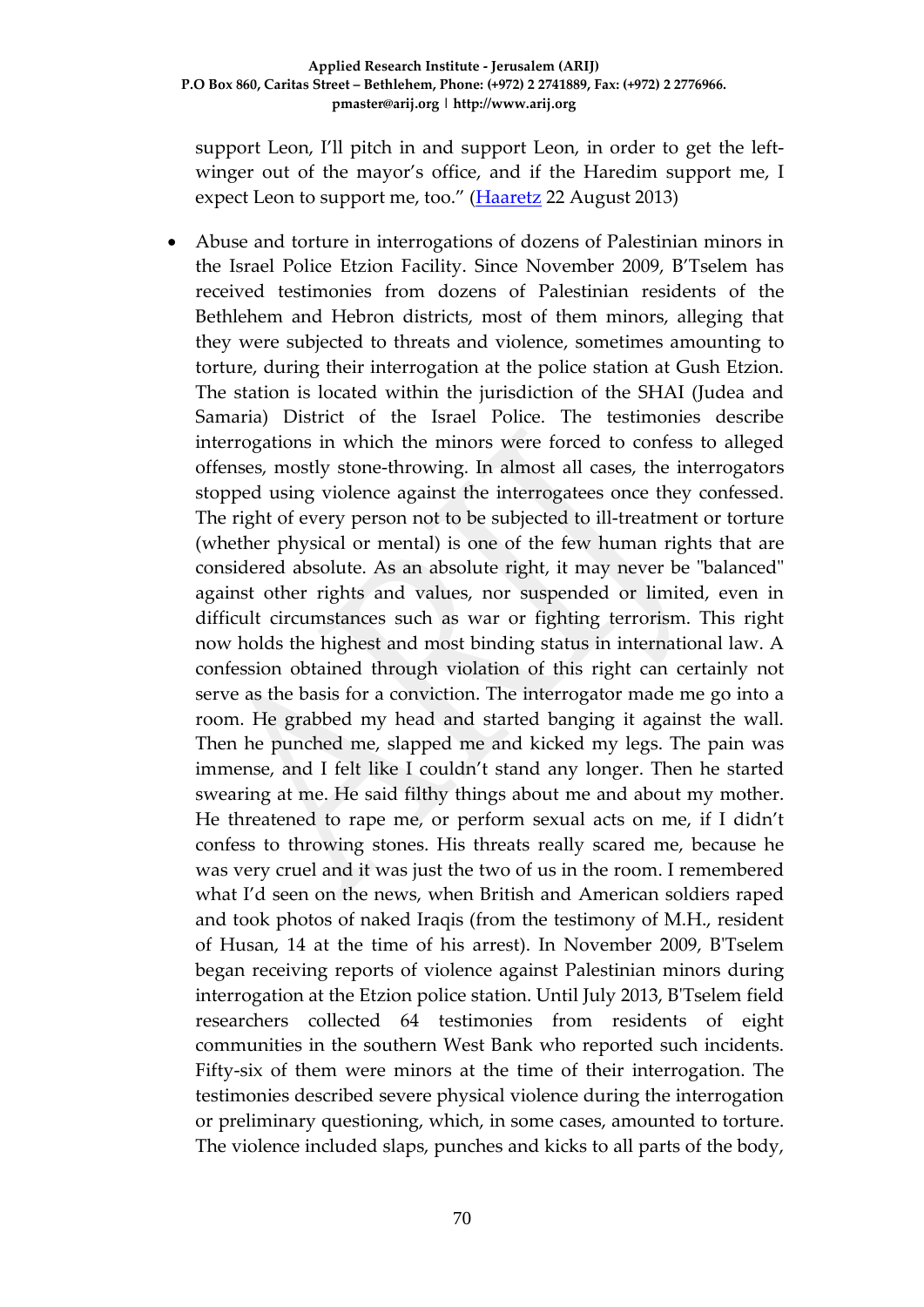support Leon, I'll pitch in and support Leon, in order to get the left-winger out of the mayor's office, and if the Haredim support me, I expect Leon to support me, too." ([Haaretz](#) 22 August 2013)

- Abuse and torture in interrogations of dozens of Palestinian minors in the Israel Police Etzion Facility. Since November 2009, B'Tselem has received testimonies from dozens of Palestinian residents of the Bethlehem and Hebron districts, most of them minors, alleging that they were subjected to threats and violence, sometimes amounting to torture, during their interrogation at the police station at Gush Etzion. The station is located within the jurisdiction of the SHAI (Judea and Samaria) District of the Israel Police. The testimonies describe interrogations in which the minors were forced to confess to alleged offenses, mostly stone-throwing. In almost all cases, the interrogators stopped using violence against the interrogatees once they confessed. The right of every person not to be subjected to ill-treatment or torture (whether physical or mental) is one of the few human rights that are considered absolute. As an absolute right, it may never be "balanced" against other rights and values, nor suspended or limited, even in difficult circumstances such as war or fighting terrorism. This right now holds the highest and most binding status in international law. A confession obtained through violation of this right can certainly not serve as the basis for a conviction. The interrogator made me go into a room. He grabbed my head and started banging it against the wall. Then he punched me, slapped me and kicked my legs. The pain was immense, and I felt like I couldn't stand any longer. Then he started swearing at me. He said filthy things about me and about my mother. He threatened to rape me, or perform sexual acts on me, if I didn't confess to throwing stones. His threats really scared me, because he was very cruel and it was just the two of us in the room. I remembered what I'd seen on the news, when British and American soldiers raped and took photos of naked Iraqis (from the testimony of M.H., resident of Husan, 14 at the time of his arrest). In November 2009, B'Tselem began receiving reports of violence against Palestinian minors during interrogation at the Etzion police station. Until July 2013, B'Tselem field researchers collected 64 testimonies from residents of eight communities in the southern West Bank who reported such incidents. Fifty-six of them were minors at the time of their interrogation. The testimonies described severe physical violence during the interrogation or preliminary questioning, which, in some cases, amounted to torture. The violence included slaps, punches and kicks to all parts of the body,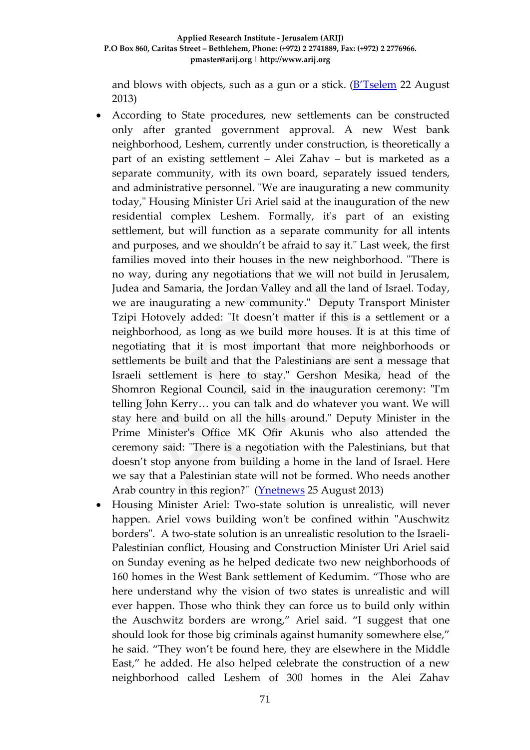and blows with objects, such as a gun or a stick. ([B'Tselem](#) 22 August 2013)

- According to State procedures, new settlements can be constructed only after granted government approval. A new West bank neighborhood, Leshem, currently under construction, is theoretically a part of an existing settlement – Alei Zahav – but is marketed as a separate community, with its own board, separately issued tenders, and administrative personnel. "We are inaugurating a new community today," Housing Minister Uri Ariel said at the inauguration of the new residential complex Leshem. Formally, it's part of an existing settlement, but will function as a separate community for all intents and purposes, and we shouldn't be afraid to say it." Last week, the first families moved into their houses in the new neighborhood. "There is no way, during any negotiations that we will not build in Jerusalem, Judea and Samaria, the Jordan Valley and all the land of Israel. Today, we are inaugurating a new community." Deputy Transport Minister Tzipi Hotovely added: "It doesn't matter if this is a settlement or a neighborhood, as long as we build more houses. It is at this time of negotiating that it is most important that more neighborhoods or settlements be built and that the Palestinians are sent a message that Israeli settlement is here to stay." Gershon Mesika, head of the Shomron Regional Council, said in the inauguration ceremony: "I'm telling John Kerry… you can talk and do whatever you want. We will stay here and build on all the hills around." Deputy Minister in the Prime Minister's Office MK Ofir Akunis who also attended the ceremony said: "There is a negotiation with the Palestinians, but that doesn't stop anyone from building a home in the land of Israel. Here we say that a Palestinian state will not be formed. Who needs another Arab country in this region?" ([Ynetnews](#) 25 August 2013)
- Housing Minister Ariel: Two-state solution is unrealistic, will never happen. Ariel vows building won't be confined within "Auschwitz borders". A two-state solution is an unrealistic resolution to the Israeli-Palestinian conflict, Housing and Construction Minister Uri Ariel said on Sunday evening as he helped dedicate two new neighborhoods of 160 homes in the West Bank settlement of Kedumim. "Those who are here understand why the vision of two states is unrealistic and will ever happen. Those who think they can force us to build only within the Auschwitz borders are wrong," Ariel said. "I suggest that one should look for those big criminals against humanity somewhere else," he said. "They won't be found here, they are elsewhere in the Middle East," he added. He also helped celebrate the construction of a new neighborhood called Leshem of 300 homes in the Alei Zahav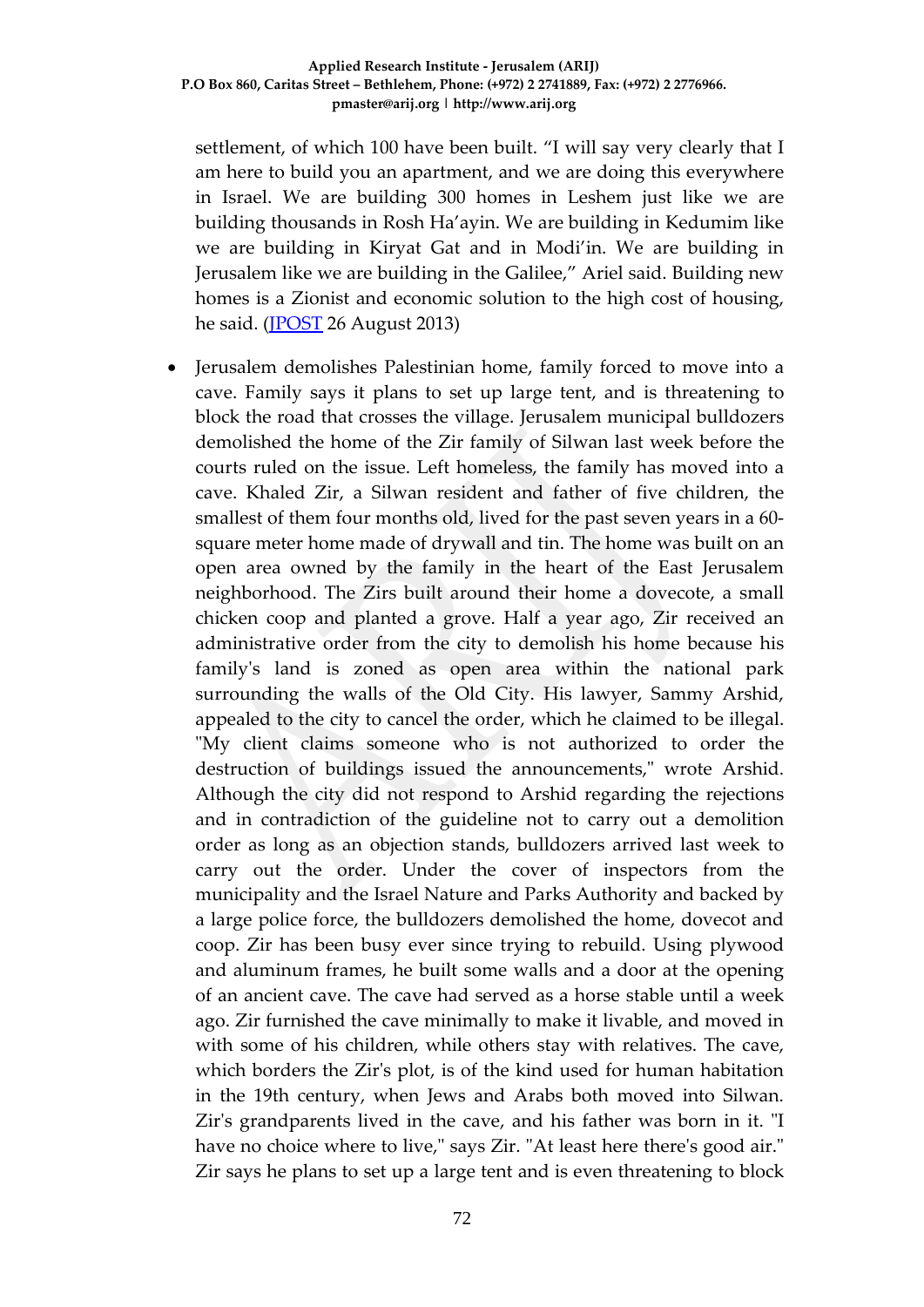settlement, of which 100 have been built. "I will say very clearly that I am here to build you an apartment, and we are doing this everywhere in Israel. We are building 300 homes in Leshem just like we are building thousands in Rosh Ha'ayin. We are building in Kedumim like we are building in Kiryat Gat and in Modi'in. We are building in Jerusalem like we are building in the Galilee," Ariel said. Building new homes is a Zionist and economic solution to the high cost of housing, he said. (JPOST 26 August 2013)

- Jerusalem demolishes Palestinian home, family forced to move into a cave. Family says it plans to set up large tent, and is threatening to block the road that crosses the village. Jerusalem municipal bulldozers demolished the home of the Zir family of Silwan last week before the courts ruled on the issue. Left homeless, the family has moved into a cave. Khaled Zir, a Silwan resident and father of five children, the smallest of them four months old, lived for the past seven years in a 60-square meter home made of drywall and tin. The home was built on an open area owned by the family in the heart of the East Jerusalem neighborhood. The Zirs built around their home a dovecote, a small chicken coop and planted a grove. Half a year ago, Zir received an administrative order from the city to demolish his home because his family's land is zoned as open area within the national park surrounding the walls of the Old City. His lawyer, Sammy Arshid, appealed to the city to cancel the order, which he claimed to be illegal. "My client claims someone who is not authorized to order the destruction of buildings issued the announcements," wrote Arshid. Although the city did not respond to Arshid regarding the rejections and in contradiction of the guideline not to carry out a demolition order as long as an objection stands, bulldozers arrived last week to carry out the order. Under the cover of inspectors from the municipality and the Israel Nature and Parks Authority and backed by a large police force, the bulldozers demolished the home, dovecot and coop. Zir has been busy ever since trying to rebuild. Using plywood and aluminum frames, he built some walls and a door at the opening of an ancient cave. The cave had served as a horse stable until a week ago. Zir furnished the cave minimally to make it livable, and moved in with some of his children, while others stay with relatives. The cave, which borders the Zir's plot, is of the kind used for human habitation in the 19th century, when Jews and Arabs both moved into Silwan. Zir's grandparents lived in the cave, and his father was born in it. "I have no choice where to live," says Zir. "At least here there's good air." Zir says he plans to set up a large tent and is even threatening to block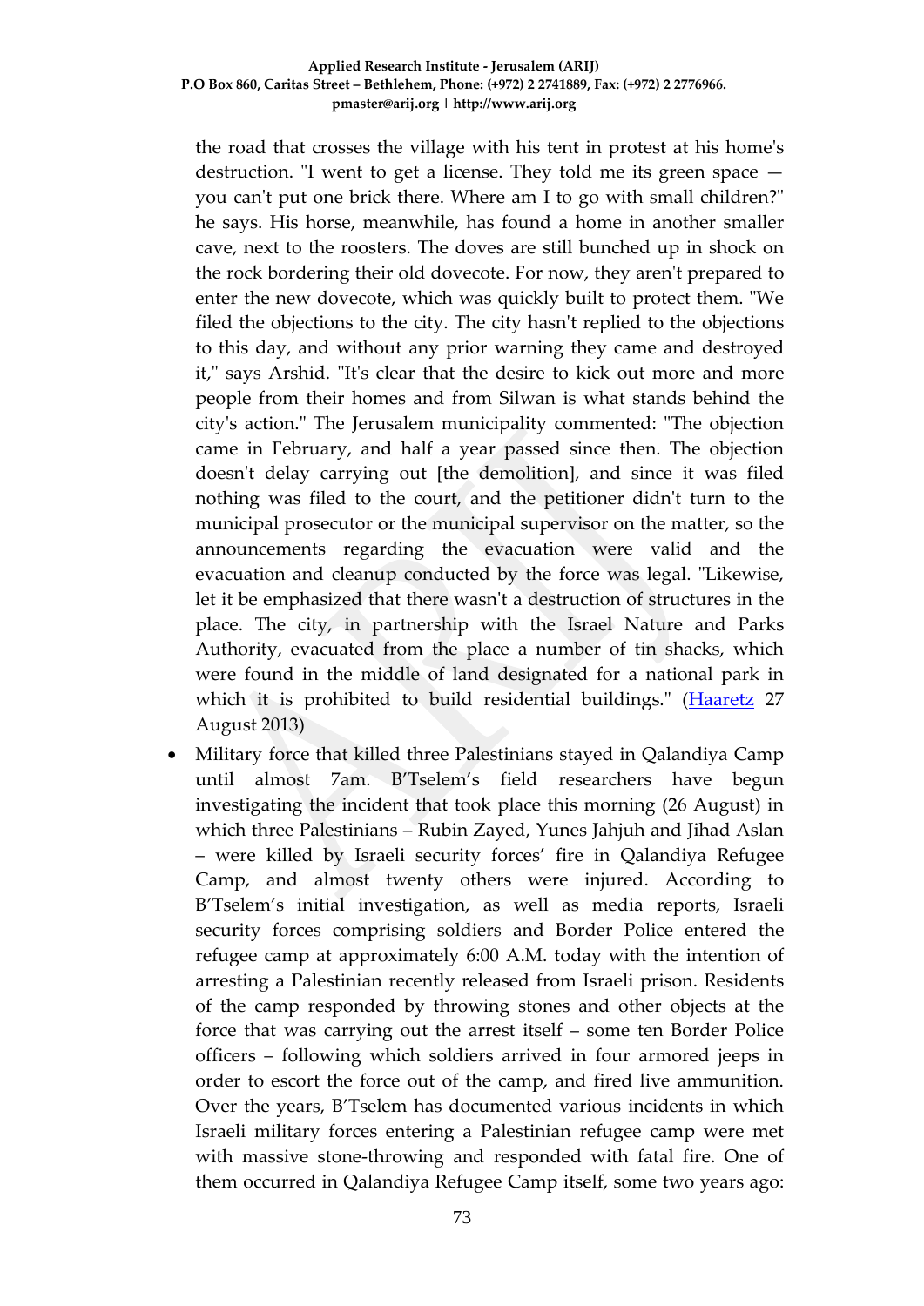the road that crosses the village with his tent in protest at his home's destruction. "I went to get a license. They told me its green space — you can't put one brick there. Where am I to go with small children?" he says. His horse, meanwhile, has found a home in another smaller cave, next to the roosters. The doves are still bunched up in shock on the rock bordering their old dovecote. For now, they aren't prepared to enter the new dovecote, which was quickly built to protect them. "We filed the objections to the city. The city hasn't replied to the objections to this day, and without any prior warning they came and destroyed it," says Arshid. "It's clear that the desire to kick out more and more people from their homes and from Silwan is what stands behind the city's action." The Jerusalem municipality commented: "The objection came in February, and half a year passed since then. The objection doesn't delay carrying out [the demolition], and since it was filed nothing was filed to the court, and the petitioner didn't turn to the municipal prosecutor or the municipal supervisor on the matter, so the announcements regarding the evacuation were valid and the evacuation and cleanup conducted by the force was legal. "Likewise, let it be emphasized that there wasn't a destruction of structures in the place. The city, in partnership with the Israel Nature and Parks Authority, evacuated from the place a number of tin shacks, which were found in the middle of land designated for a national park in which it is prohibited to build residential buildings." (Haaretz 27 August 2013)

- Military force that killed three Palestinians stayed in Qalandiya Camp until almost 7am. B'Tselem's field researchers have begun investigating the incident that took place this morning (26 August) in which three Palestinians – Rubin Zayed, Yunes Jahjuh and Jihad Aslan – were killed by Israeli security forces' fire in Qalandiya Refugee Camp, and almost twenty others were injured. According to B'Tselem's initial investigation, as well as media reports, Israeli security forces comprising soldiers and Border Police entered the refugee camp at approximately 6:00 A.M. today with the intention of arresting a Palestinian recently released from Israeli prison. Residents of the camp responded by throwing stones and other objects at the force that was carrying out the arrest itself – some ten Border Police officers – following which soldiers arrived in four armored jeeps in order to escort the force out of the camp, and fired live ammunition. Over the years, B'Tselem has documented various incidents in which Israeli military forces entering a Palestinian refugee camp were met with massive stone-throwing and responded with fatal fire. One of them occurred in Qalandiya Refugee Camp itself, some two years ago: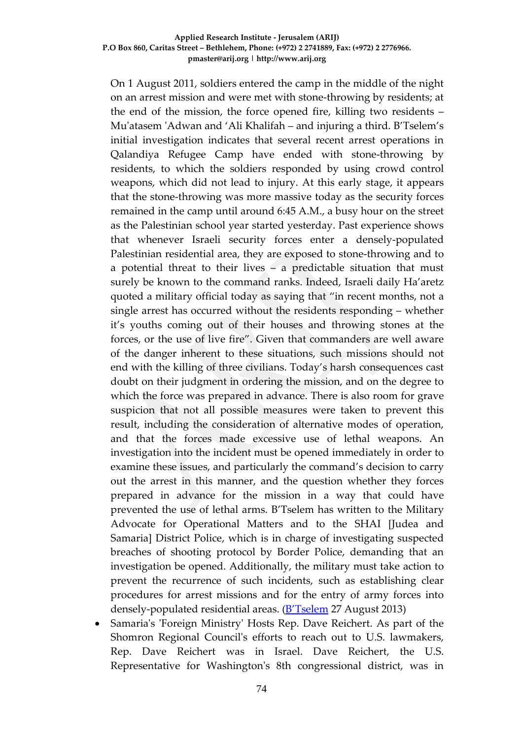On 1 August 2011, soldiers entered the camp in the middle of the night on an arrest mission and were met with stone-throwing by residents; at the end of the mission, the force opened fire, killing two residents – Mu'atasem 'Adwan and 'Ali Khalifah – and injuring a third. B'Tselem's initial investigation indicates that several recent arrest operations in Qalandiya Refugee Camp have ended with stone-throwing by residents, to which the soldiers responded by using crowd control weapons, which did not lead to injury. At this early stage, it appears that the stone-throwing was more massive today as the security forces remained in the camp until around 6:45 A.M., a busy hour on the street as the Palestinian school year started yesterday. Past experience shows that whenever Israeli security forces enter a densely-populated Palestinian residential area, they are exposed to stone-throwing and to a potential threat to their lives – a predictable situation that must surely be known to the command ranks. Indeed, Israeli daily Ha'aretz quoted a military official today as saying that "in recent months, not a single arrest has occurred without the residents responding – whether it's youths coming out of their houses and throwing stones at the forces, or the use of live fire". Given that commanders are well aware of the danger inherent to these situations, such missions should not end with the killing of three civilians. Today's harsh consequences cast doubt on their judgment in ordering the mission, and on the degree to which the force was prepared in advance. There is also room for grave suspicion that not all possible measures were taken to prevent this result, including the consideration of alternative modes of operation, and that the forces made excessive use of lethal weapons. An investigation into the incident must be opened immediately in order to examine these issues, and particularly the command's decision to carry out the arrest in this manner, and the question whether they forces prepared in advance for the mission in a way that could have prevented the use of lethal arms. B'Tselem has written to the Military Advocate for Operational Matters and to the SHAI [Judea and Samaria] District Police, which is in charge of investigating suspected breaches of shooting protocol by Border Police, demanding that an investigation be opened. Additionally, the military must take action to prevent the recurrence of such incidents, such as establishing clear procedures for arrest missions and for the entry of army forces into densely-populated residential areas. (B'Tselem 27 August 2013)

- Samaria's 'Foreign Ministry' Hosts Rep. Dave Reichert. As part of the Shomron Regional Council's efforts to reach out to U.S. lawmakers, Rep. Dave Reichert was in Israel. Dave Reichert, the U.S. Representative for Washington's 8th congressional district, was in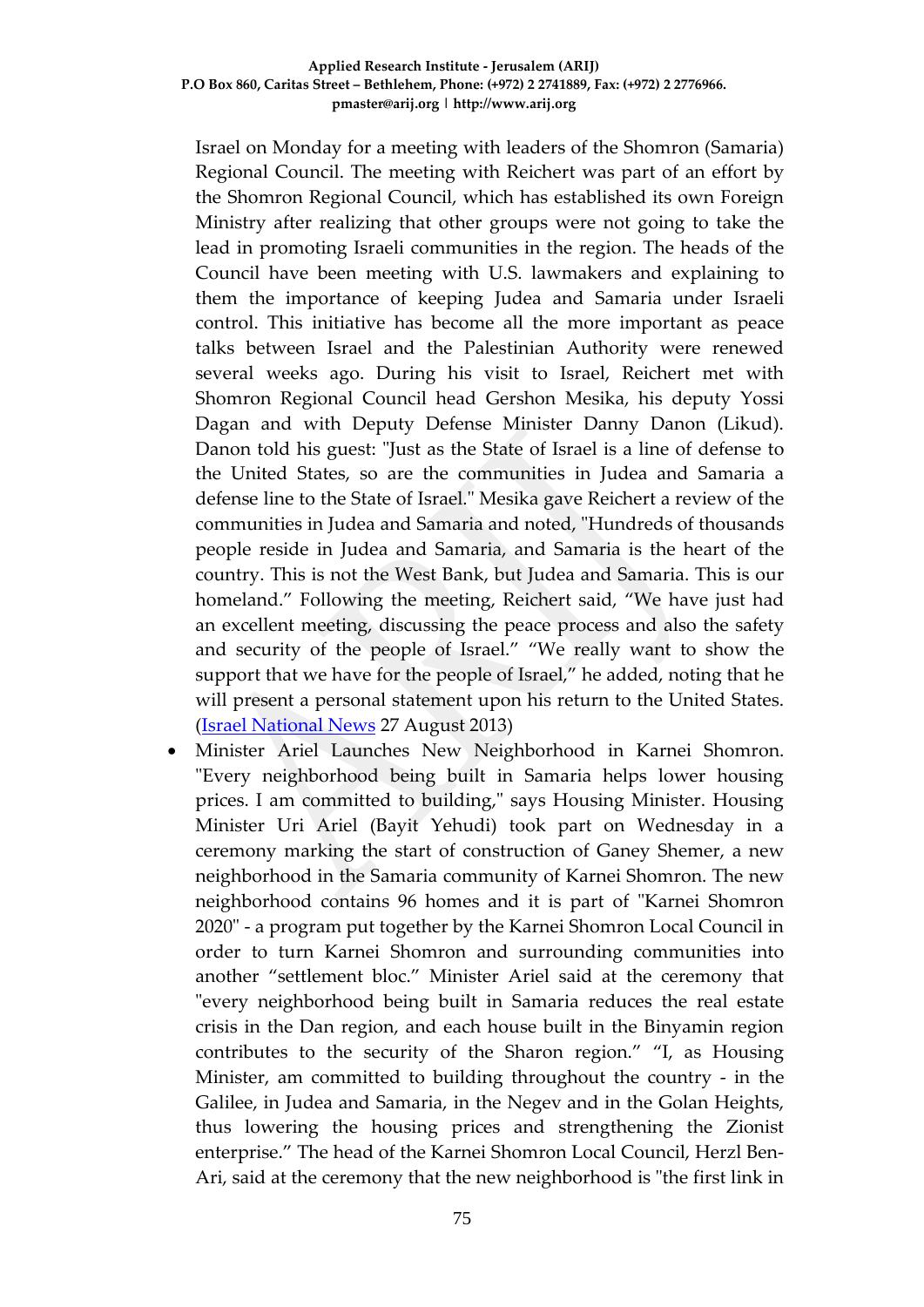Israel on Monday for a meeting with leaders of the Shomron (Samaria) Regional Council. The meeting with Reichert was part of an effort by the Shomron Regional Council, which has established its own Foreign Ministry after realizing that other groups were not going to take the lead in promoting Israeli communities in the region. The heads of the Council have been meeting with U.S. lawmakers and explaining to them the importance of keeping Judea and Samaria under Israeli control. This initiative has become all the more important as peace talks between Israel and the Palestinian Authority were renewed several weeks ago. During his visit to Israel, Reichert met with Shomron Regional Council head Gershon Mesika, his deputy Yossi Dagan and with Deputy Defense Minister Danny Danon (Likud). Danon told his guest: "Just as the State of Israel is a line of defense to the United States, so are the communities in Judea and Samaria a defense line to the State of Israel." Mesika gave Reichert a review of the communities in Judea and Samaria and noted, "Hundreds of thousands people reside in Judea and Samaria, and Samaria is the heart of the country. This is not the West Bank, but Judea and Samaria. This is our homeland." Following the meeting, Reichert said, "We have just had an excellent meeting, discussing the peace process and also the safety and security of the people of Israel." "We really want to show the support that we have for the people of Israel," he added, noting that he will present a personal statement upon his return to the United States. (Israel National News 27 August 2013)

- Minister Ariel Launches New Neighborhood in Karnei Shomron. "Every neighborhood being built in Samaria helps lower housing prices. I am committed to building," says Housing Minister. Housing Minister Uri Ariel (Bayit Yehudi) took part on Wednesday in a ceremony marking the start of construction of Ganey Shemer, a new neighborhood in the Samaria community of Karnei Shomron. The new neighborhood contains 96 homes and it is part of "Karnei Shomron 2020" - a program put together by the Karnei Shomron Local Council in order to turn Karnei Shomron and surrounding communities into another "settlement bloc." Minister Ariel said at the ceremony that "every neighborhood being built in Samaria reduces the real estate crisis in the Dan region, and each house built in the Binyamin region contributes to the security of the Sharon region." "I, as Housing Minister, am committed to building throughout the country - in the Galilee, in Judea and Samaria, in the Negev and in the Golan Heights, thus lowering the housing prices and strengthening the Zionist enterprise." The head of the Karnei Shomron Local Council, Herzl Ben-Ari, said at the ceremony that the new neighborhood is "the first link in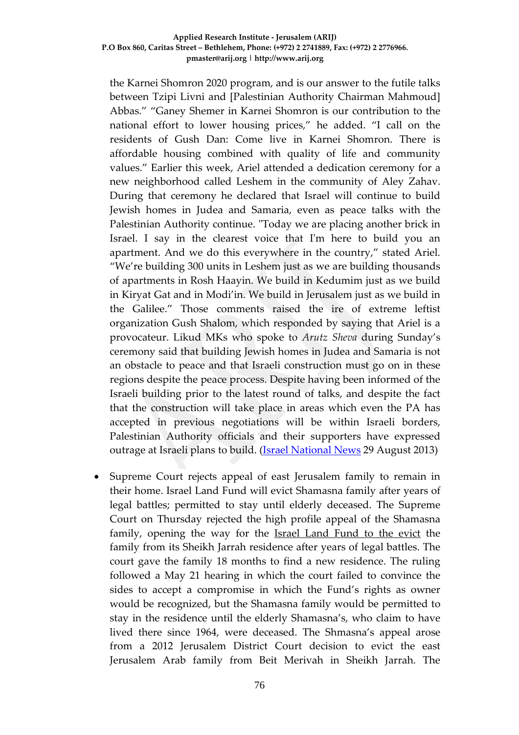the Karnei Shomron 2020 program, and is our answer to the futile talks between Tzipi Livni and [Palestinian Authority Chairman Mahmoud] Abbas." "Ganey Shemer in Karnei Shomron is our contribution to the national effort to lower housing prices," he added. "I call on the residents of Gush Dan: Come live in Karnei Shomron. There is affordable housing combined with quality of life and community values." Earlier this week, Ariel attended a dedication ceremony for a new neighborhood called Leshem in the community of Aley Zahav. During that ceremony he declared that Israel will continue to build Jewish homes in Judea and Samaria, even as peace talks with the Palestinian Authority continue. "Today we are placing another brick in Israel. I say in the clearest voice that I'm here to build you an apartment. And we do this everywhere in the country," stated Ariel. "We're building 300 units in Leshem just as we are building thousands of apartments in Rosh Haayin. We build in Kedumim just as we build in Kiryat Gat and in Modi'in. We build in Jerusalem just as we build in the Galilee." Those comments raised the ire of extreme leftist organization Gush Shalom, which responded by saying that Ariel is a provocateur. Likud MKs who spoke to *Arutz Sheva* during Sunday's ceremony said that building Jewish homes in Judea and Samaria is not an obstacle to peace and that Israeli construction must go on in these regions despite the peace process. Despite having been informed of the Israeli building prior to the latest round of talks, and despite the fact that the construction will take place in areas which even the PA has accepted in previous negotiations will be within Israeli borders, Palestinian Authority officials and their supporters have expressed outrage at Israeli plans to build. (Israel National News 29 August 2013)

- Supreme Court rejects appeal of east Jerusalem family to remain in their home. Israel Land Fund will evict Shamasna family after years of legal battles; permitted to stay until elderly deceased. The Supreme Court on Thursday rejected the high profile appeal of the Shamasna family, opening the way for the Israel Land Fund to the evict the family from its Sheikh Jarrah residence after years of legal battles. The court gave the family 18 months to find a new residence. The ruling followed a May 21 hearing in which the court failed to convince the sides to accept a compromise in which the Fund's rights as owner would be recognized, but the Shamasna family would be permitted to stay in the residence until the elderly Shamasna's, who claim to have lived there since 1964, were deceased. The Shmasna's appeal arose from a 2012 Jerusalem District Court decision to evict the east Jerusalem Arab family from Beit Merivah in Sheikh Jarrah. The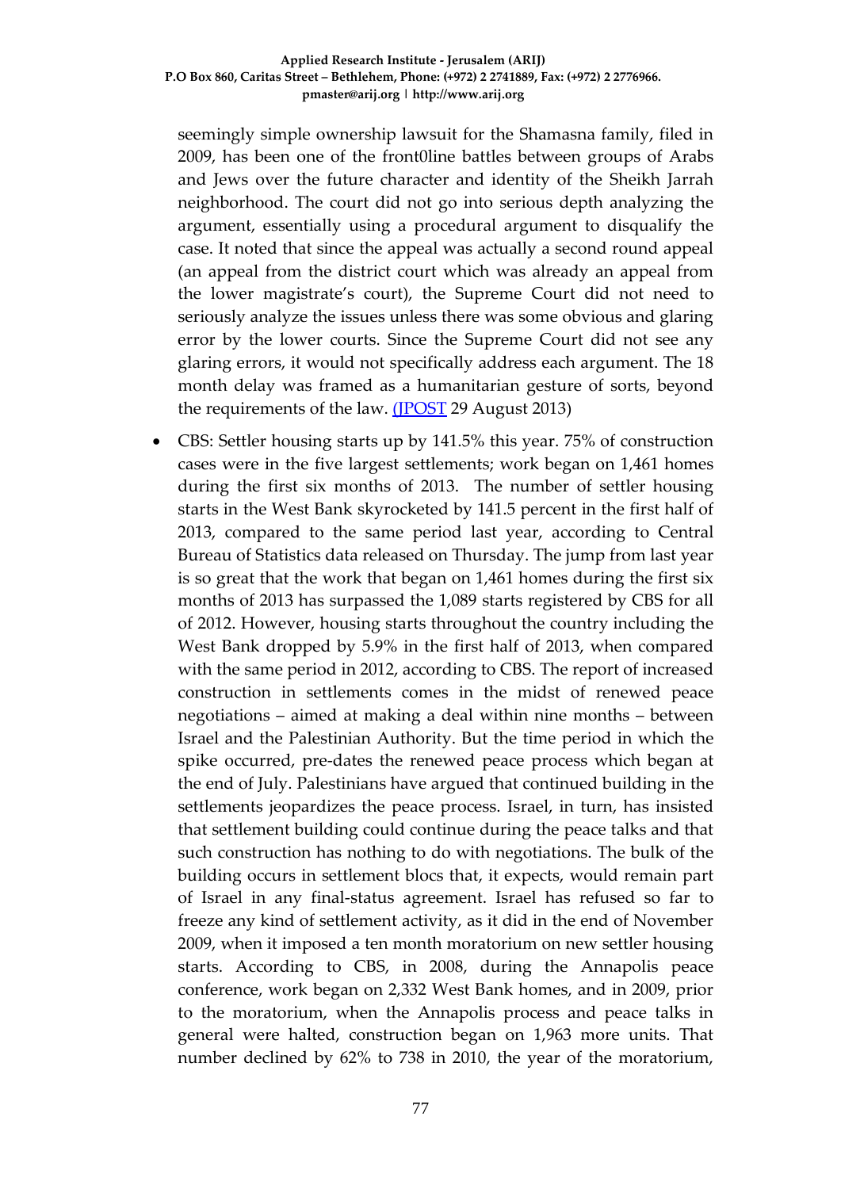seemingly simple ownership lawsuit for the Shamasna family, filed in 2009, has been one of the front0line battles between groups of Arabs and Jews over the future character and identity of the Sheikh Jarrah neighborhood. The court did not go into serious depth analyzing the argument, essentially using a procedural argument to disqualify the case. It noted that since the appeal was actually a second round appeal (an appeal from the district court which was already an appeal from the lower magistrate's court), the Supreme Court did not need to seriously analyze the issues unless there was some obvious and glaring error by the lower courts. Since the Supreme Court did not see any glaring errors, it would not specifically address each argument. The 18 month delay was framed as a humanitarian gesture of sorts, beyond the requirements of the law. (JPOST 29 August 2013)

- CBS: Settler housing starts up by 141.5% this year. 75% of construction cases were in the five largest settlements; work began on 1,461 homes during the first six months of 2013. The number of settler housing starts in the West Bank skyrocketed by 141.5 percent in the first half of 2013, compared to the same period last year, according to Central Bureau of Statistics data released on Thursday. The jump from last year is so great that the work that began on 1,461 homes during the first six months of 2013 has surpassed the 1,089 starts registered by CBS for all of 2012. However, housing starts throughout the country including the West Bank dropped by 5.9% in the first half of 2013, when compared with the same period in 2012, according to CBS. The report of increased construction in settlements comes in the midst of renewed peace negotiations – aimed at making a deal within nine months – between Israel and the Palestinian Authority. But the time period in which the spike occurred, pre-dates the renewed peace process which began at the end of July. Palestinians have argued that continued building in the settlements jeopardizes the peace process. Israel, in turn, has insisted that settlement building could continue during the peace talks and that such construction has nothing to do with negotiations. The bulk of the building occurs in settlement blocs that, it expects, would remain part of Israel in any final-status agreement. Israel has refused so far to freeze any kind of settlement activity, as it did in the end of November 2009, when it imposed a ten month moratorium on new settler housing starts. According to CBS, in 2008, during the Annapolis peace conference, work began on 2,332 West Bank homes, and in 2009, prior to the moratorium, when the Annapolis process and peace talks in general were halted, construction began on 1,963 more units. That number declined by 62% to 738 in 2010, the year of the moratorium,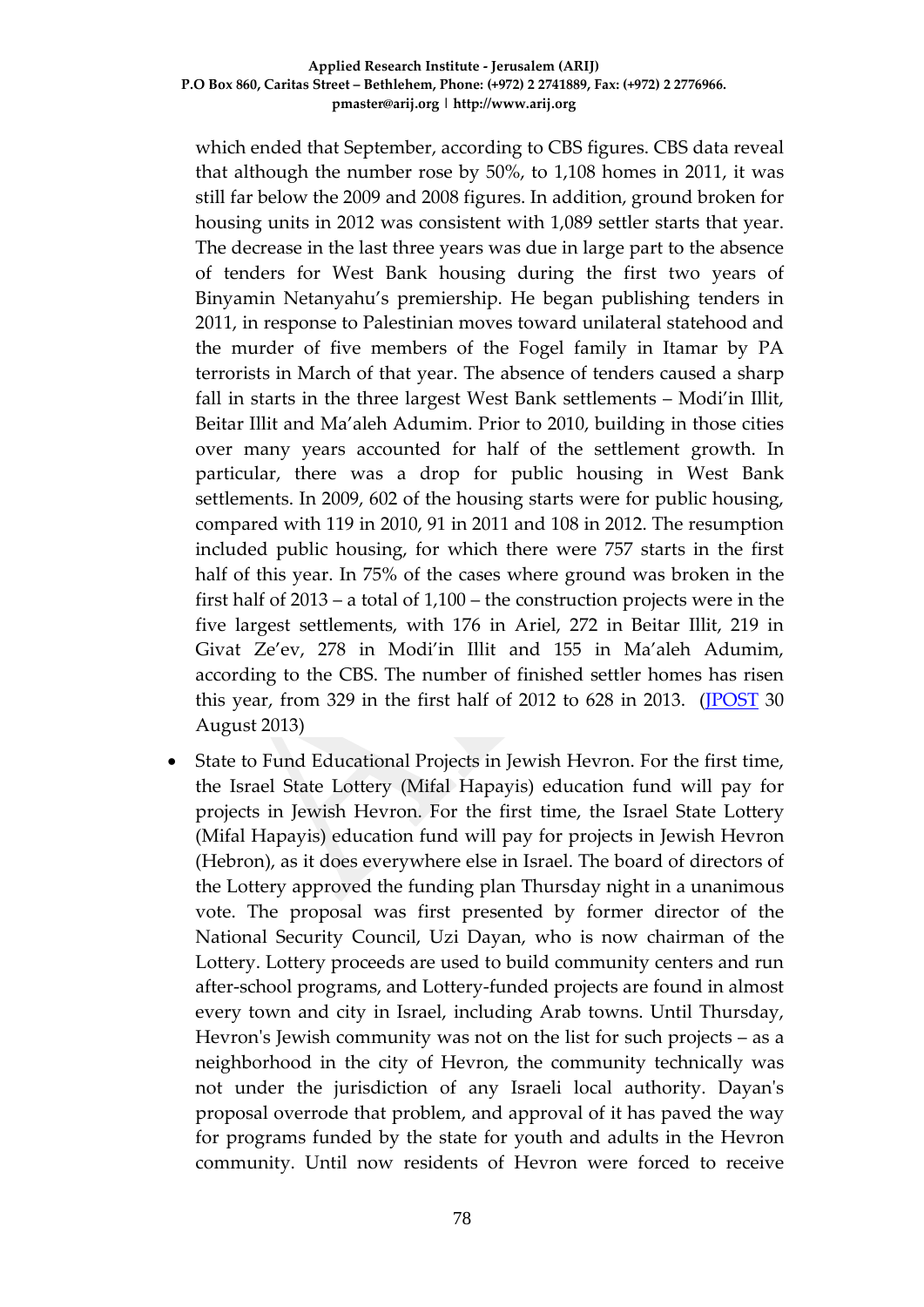which ended that September, according to CBS figures. CBS data reveal that although the number rose by 50%, to 1,108 homes in 2011, it was still far below the 2009 and 2008 figures. In addition, ground broken for housing units in 2012 was consistent with 1,089 settler starts that year. The decrease in the last three years was due in large part to the absence of tenders for West Bank housing during the first two years of Binyamin Netanyahu's premiership. He began publishing tenders in 2011, in response to Palestinian moves toward unilateral statehood and the murder of five members of the Fogel family in Itamar by PA terrorists in March of that year. The absence of tenders caused a sharp fall in starts in the three largest West Bank settlements – Modi'in Illit, Beitar Illit and Ma'aleh Adumim. Prior to 2010, building in those cities over many years accounted for half of the settlement growth. In particular, there was a drop for public housing in West Bank settlements. In 2009, 602 of the housing starts were for public housing, compared with 119 in 2010, 91 in 2011 and 108 in 2012. The resumption included public housing, for which there were 757 starts in the first half of this year. In 75% of the cases where ground was broken in the first half of 2013 – a total of 1,100 – the construction projects were in the five largest settlements, with 176 in Ariel, 272 in Beitar Illit, 219 in Givat Ze'ev, 278 in Modi'in Illit and 155 in Ma'aleh Adumim, according to the CBS. The number of finished settler homes has risen this year, from 329 in the first half of 2012 to 628 in 2013. (JPOST 30 August 2013)

- State to Fund Educational Projects in Jewish Hevron. For the first time, the Israel State Lottery (Mifal Hapayis) education fund will pay for projects in Jewish Hevron. For the first time, the Israel State Lottery (Mifal Hapayis) education fund will pay for projects in Jewish Hevron (Hebron), as it does everywhere else in Israel. The board of directors of the Lottery approved the funding plan Thursday night in a unanimous vote. The proposal was first presented by former director of the National Security Council, Uzi Dayan, who is now chairman of the Lottery. Lottery proceeds are used to build community centers and run after-school programs, and Lottery-funded projects are found in almost every town and city in Israel, including Arab towns. Until Thursday, Hevron's Jewish community was not on the list for such projects – as a neighborhood in the city of Hevron, the community technically was not under the jurisdiction of any Israeli local authority. Dayan's proposal overrode that problem, and approval of it has paved the way for programs funded by the state for youth and adults in the Hevron community. Until now residents of Hevron were forced to receive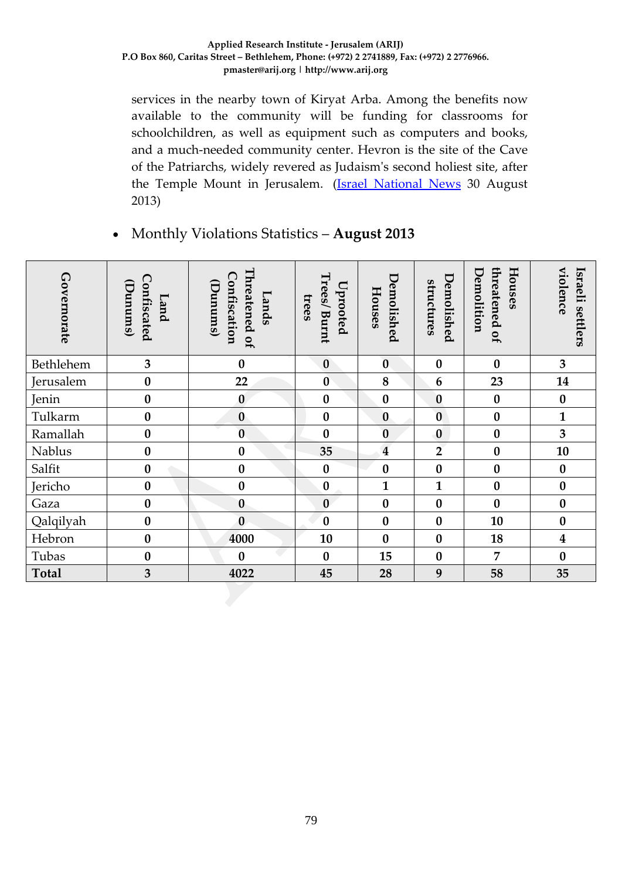services in the nearby town of Kiryat Arba. Among the benefits now available to the community will be funding for classrooms for schoolchildren, as well as equipment such as computers and books, and a much-needed community center. Hevron is the site of the Cave of the Patriarchs, widely revered as Judaism's second holiest site, after the Temple Mount in Jerusalem. (Israel National News 30 August 2013)

- Monthly Violations Statistics – **August 2013**

| Governorate | Land Confiscated (Dunums) | Lands Threatened of Confiscation (Dunums) | Uprooted Trees/Burnt trees | Demolished Houses | Demolished structures | Houses threatened of Demolition | Israeli settlers violence |
|---|---|---|---|---|---|---|---|
| Bethlehem | **3** | **0** | **0** | **0** | **0** | **0** | **3** |
| Jerusalem | **0** | **22** | **0** | **8** | **6** | **23** | **14** |
| Jenin | **0** | **0** | **0** | **0** | **0** | **0** | **0** |
| Tulkarm | **0** | **0** | **0** | **0** | **0** | **0** | **1** |
| Ramallah | **0** | **0** | **0** | **0** | **0** | **0** | **3** |
| Nablus | **0** | **0** | **35** | **4** | **2** | **0** | **10** |
| Salfit | **0** | **0** | **0** | **0** | **0** | **0** | **0** |
| Jericho | **0** | **0** | **0** | **1** | **1** | **0** | **0** |
| Gaza | **0** | **0** | **0** | **0** | **0** | **0** | **0** |
| Qalqilyah | **0** | **0** | **0** | **0** | **0** | **10** | **0** |
| Hebron | **0** | **4000** | **10** | **0** | **0** | **18** | **4** |
| Tubas | **0** | **0** | **0** | **15** | **0** | **7** | **0** |
| **Total** | **3** | **4022** | **45** | **28** | **9** | **58** | **35** |